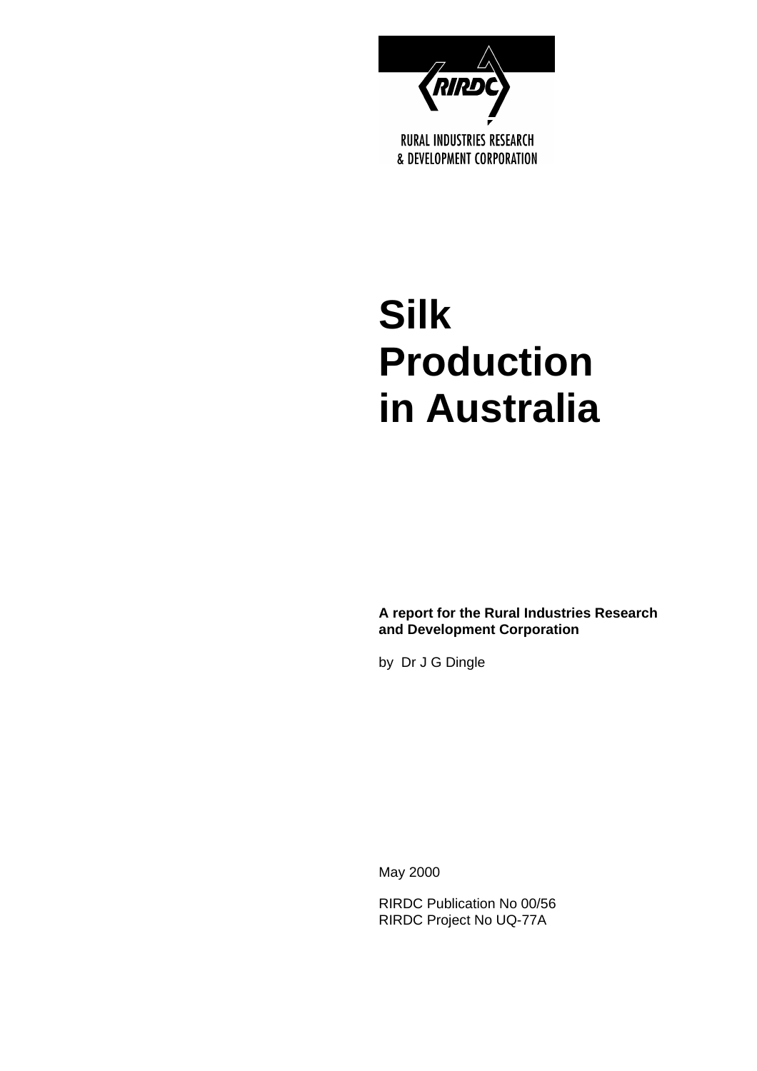RURAL INDUSTRIES RESEARCH & DEVELOPMENT CORPORATION

# Silk Production in Australia

**A report for the Rural Industries Research and Development Corporation**

by Dr J G Dingle

May 2000

RIRDC Publication No 00/56
RIRDC Project No UQ-77A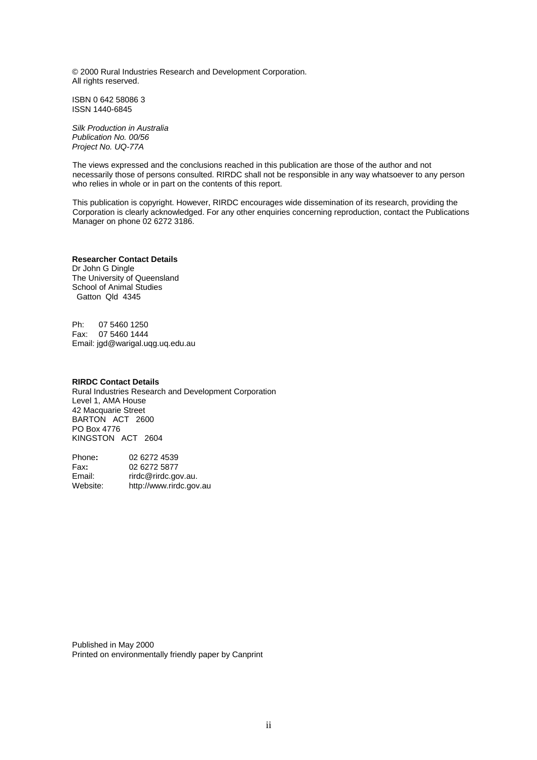© 2000 Rural Industries Research and Development Corporation.
All rights reserved.

ISBN 0 642 58086 3
ISSN 1440-6845

*Silk Production in Australia*
*Publication No. 00/56*
*Project No. UQ-77A*

The views expressed and the conclusions reached in this publication are those of the author and not necessarily those of persons consulted. RIRDC shall not be responsible in any way whatsoever to any person who relies in whole or in part on the contents of this report.

This publication is copyright. However, RIRDC encourages wide dissemination of its research, providing the Corporation is clearly acknowledged. For any other enquiries concerning reproduction, contact the Publications Manager on phone 02 6272 3186.

**Researcher Contact Details**
Dr John G Dingle
The University of Queensland
School of Animal Studies
Gatton Qld 4345

Ph: 07 5460 1250
Fax: 07 5460 1444
Email: jgd@warigal.uqg.uq.edu.au

**RIRDC Contact Details**
Rural Industries Research and Development Corporation
Level 1, AMA House
42 Macquarie Street
BARTON ACT 2600
PO Box 4776
KINGSTON ACT 2604

Phone: 02 6272 4539
Fax: 02 6272 5877
Email: rirdc@rirdc.gov.au.
Website: http://www.rirdc.gov.au

Published in May 2000
Printed on environmentally friendly paper by Canprint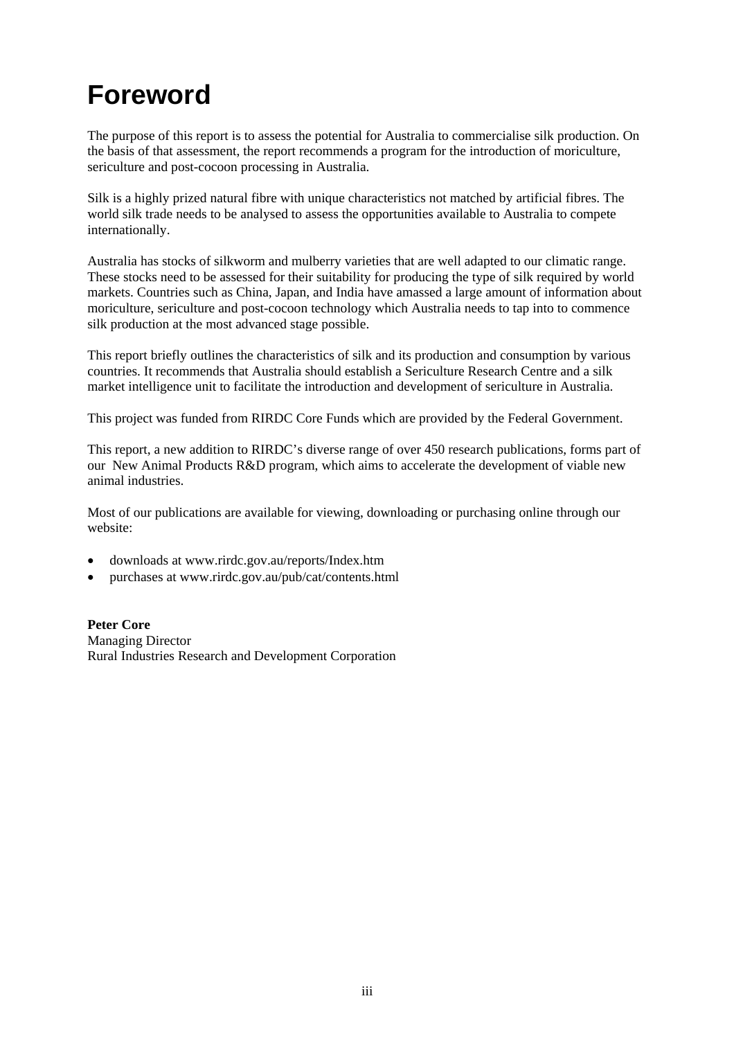# Foreword

The purpose of this report is to assess the potential for Australia to commercialise silk production. On the basis of that assessment, the report recommends a program for the introduction of moriculture, sericulture and post-cocoon processing in Australia.

Silk is a highly prized natural fibre with unique characteristics not matched by artificial fibres. The world silk trade needs to be analysed to assess the opportunities available to Australia to compete internationally.

Australia has stocks of silkworm and mulberry varieties that are well adapted to our climatic range. These stocks need to be assessed for their suitability for producing the type of silk required by world markets. Countries such as China, Japan, and India have amassed a large amount of information about moriculture, sericulture and post-cocoon technology which Australia needs to tap into to commence silk production at the most advanced stage possible.

This report briefly outlines the characteristics of silk and its production and consumption by various countries. It recommends that Australia should establish a Sericulture Research Centre and a silk market intelligence unit to facilitate the introduction and development of sericulture in Australia.

This project was funded from RIRDC Core Funds which are provided by the Federal Government.

This report, a new addition to RIRDC's diverse range of over 450 research publications, forms part of our New Animal Products R&D program, which aims to accelerate the development of viable new animal industries.

Most of our publications are available for viewing, downloading or purchasing online through our website:

- downloads at www.rirdc.gov.au/reports/Index.htm
- purchases at www.rirdc.gov.au/pub/cat/contents.html

**Peter Core**
Managing Director
Rural Industries Research and Development Corporation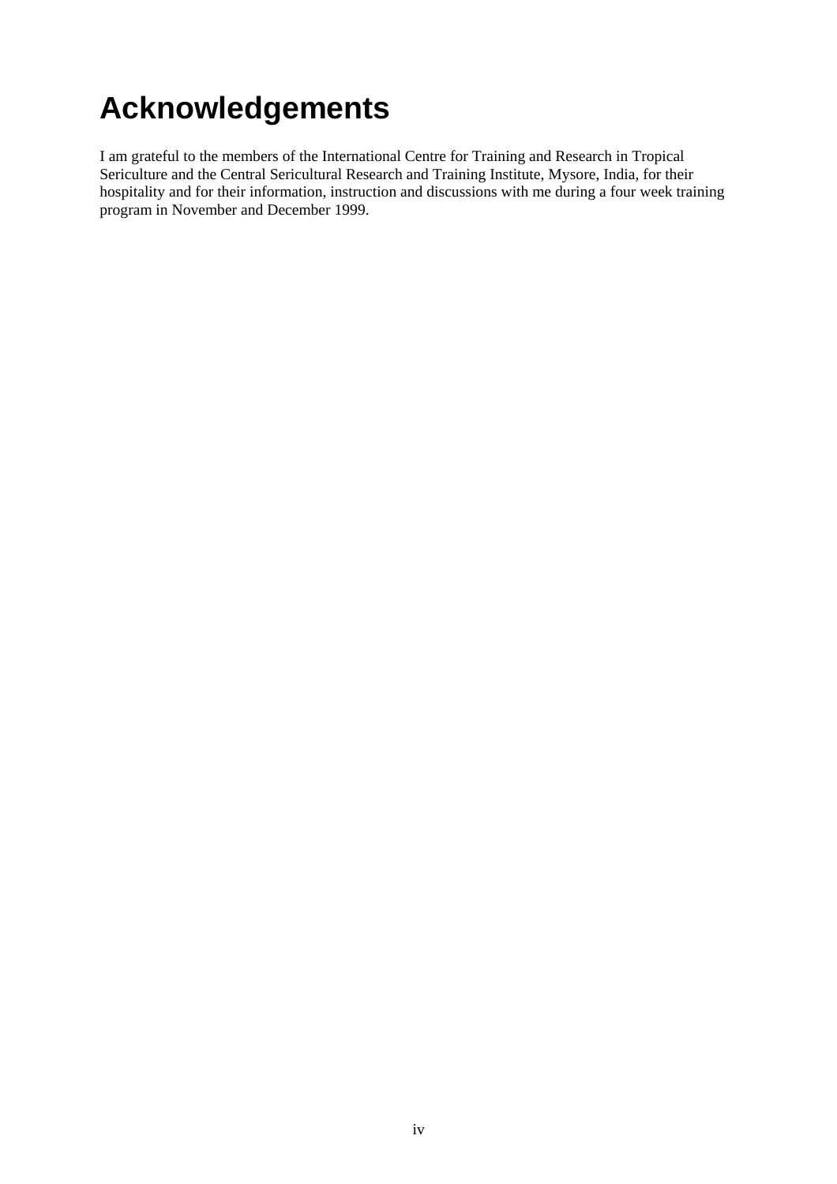# Acknowledgements

I am grateful to the members of the International Centre for Training and Research in Tropical Sericulture and the Central Sericultural Research and Training Institute, Mysore, India, for their hospitality and for their information, instruction and discussions with me during a four week training program in November and December 1999.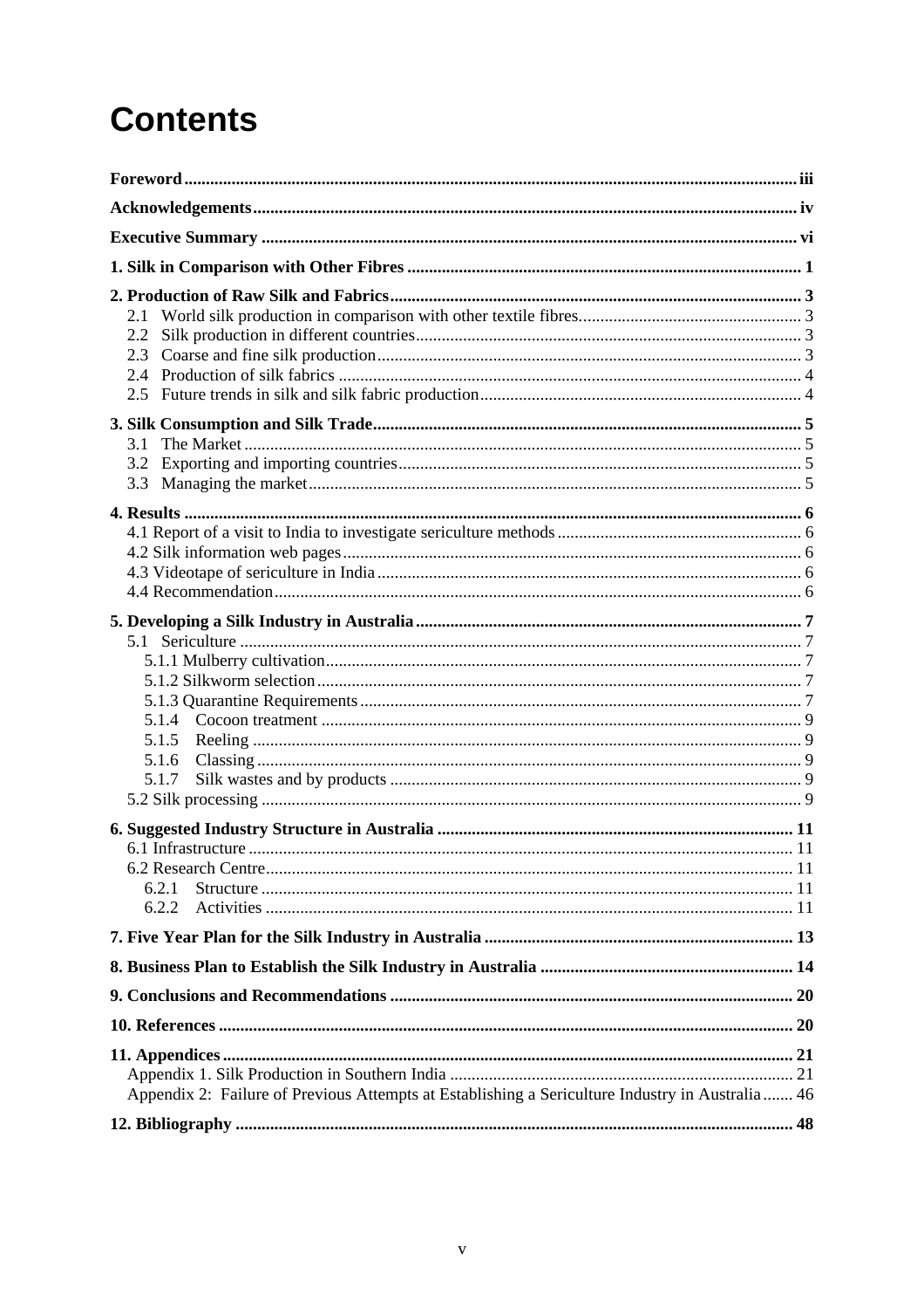# Contents

| | |
|---|---|
| **Foreword** | **iii** |
| **Acknowledgements** | **iv** |
| **Executive Summary** | **vi** |
| **1. Silk in Comparison with Other Fibres** | **1** |
| **2. Production of Raw Silk and Fabrics** | **3** |
| 2.1 World silk production in comparison with other textile fibres | 3 |
| 2.2 Silk production in different countries | 3 |
| 2.3 Coarse and fine silk production | 3 |
| 2.4 Production of silk fabrics | 4 |
| 2.5 Future trends in silk and silk fabric production | 4 |
| **3. Silk Consumption and Silk Trade** | **5** |
| 3.1 The Market | 5 |
| 3.2 Exporting and importing countries | 5 |
| 3.3 Managing the market | 5 |
| **4. Results** | **6** |
| 4.1 Report of a visit to India to investigate sericulture methods | 6 |
| 4.2 Silk information web pages | 6 |
| 4.3 Videotape of sericulture in India | 6 |
| 4.4 Recommendation | 6 |
| **5. Developing a Silk Industry in Australia** | **7** |
| 5.1 Sericulture | 7 |
| 5.1.1 Mulberry cultivation | 7 |
| 5.1.2 Silkworm selection | 7 |
| 5.1.3 Quarantine Requirements | 7 |
| 5.1.4 Cocoon treatment | 9 |
| 5.1.5 Reeling | 9 |
| 5.1.6 Classing | 9 |
| 5.1.7 Silk wastes and by products | 9 |
| 5.2 Silk processing | 9 |
| **6. Suggested Industry Structure in Australia** | **11** |
| 6.1 Infrastructure | 11 |
| 6.2 Research Centre | 11 |
| 6.2.1 Structure | 11 |
| 6.2.2 Activities | 11 |
| **7. Five Year Plan for the Silk Industry in Australia** | **13** |
| **8. Business Plan to Establish the Silk Industry in Australia** | **14** |
| **9. Conclusions and Recommendations** | **20** |
| **10. References** | **20** |
| **11. Appendices** | **21** |
| Appendix 1. Silk Production in Southern India | 21 |
| Appendix 2: Failure of Previous Attempts at Establishing a Sericulture Industry in Australia | 46 |
| **12. Bibliography** | **48** |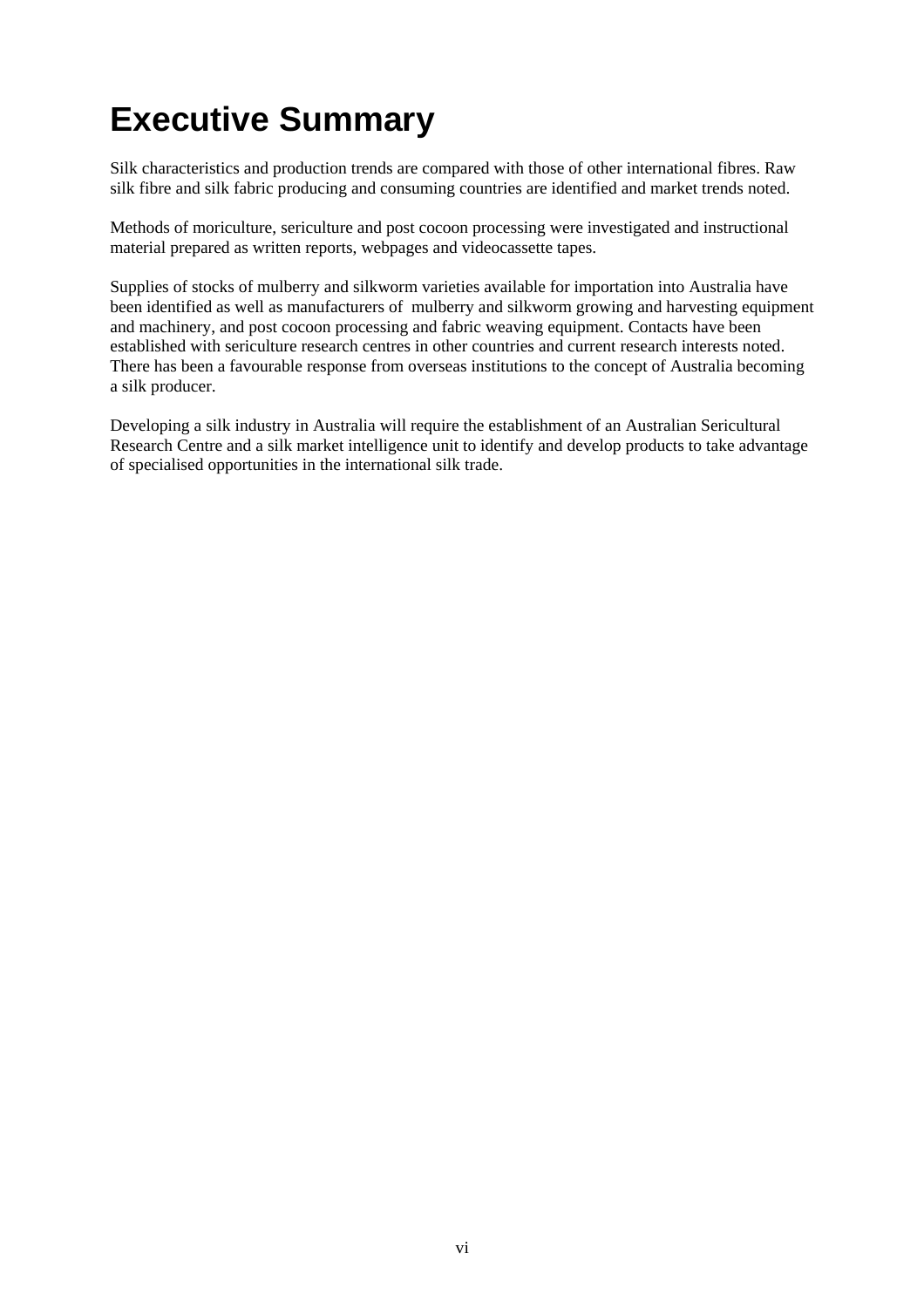# Executive Summary

Silk characteristics and production trends are compared with those of other international fibres. Raw silk fibre and silk fabric producing and consuming countries are identified and market trends noted.

Methods of moriculture, sericulture and post cocoon processing were investigated and instructional material prepared as written reports, webpages and videocassette tapes.

Supplies of stocks of mulberry and silkworm varieties available for importation into Australia have been identified as well as manufacturers of mulberry and silkworm growing and harvesting equipment and machinery, and post cocoon processing and fabric weaving equipment. Contacts have been established with sericulture research centres in other countries and current research interests noted. There has been a favourable response from overseas institutions to the concept of Australia becoming a silk producer.

Developing a silk industry in Australia will require the establishment of an Australian Sericultural Research Centre and a silk market intelligence unit to identify and develop products to take advantage of specialised opportunities in the international silk trade.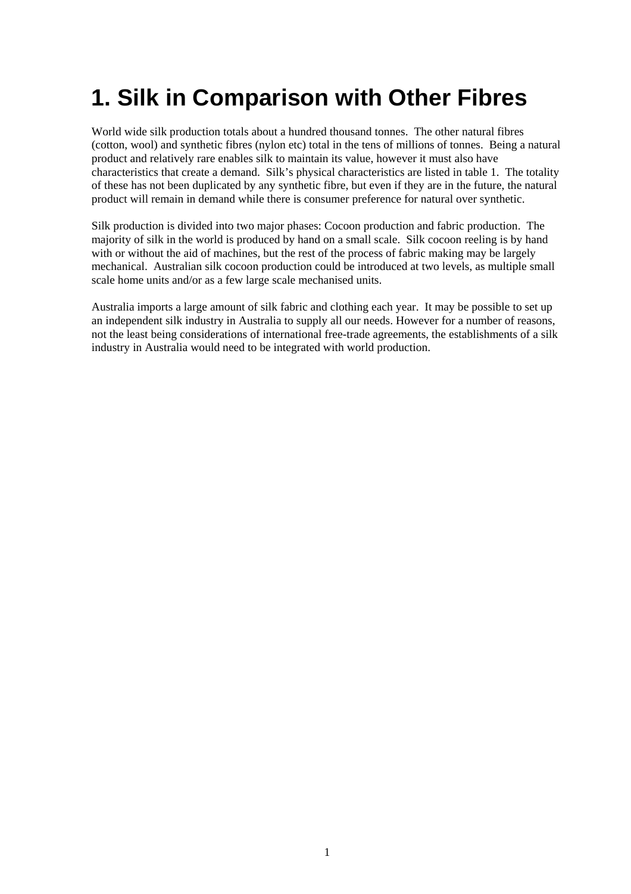# 1. Silk in Comparison with Other Fibres

World wide silk production totals about a hundred thousand tonnes. The other natural fibres (cotton, wool) and synthetic fibres (nylon etc) total in the tens of millions of tonnes. Being a natural product and relatively rare enables silk to maintain its value, however it must also have characteristics that create a demand. Silk's physical characteristics are listed in table 1. The totality of these has not been duplicated by any synthetic fibre, but even if they are in the future, the natural product will remain in demand while there is consumer preference for natural over synthetic.

Silk production is divided into two major phases: Cocoon production and fabric production. The majority of silk in the world is produced by hand on a small scale. Silk cocoon reeling is by hand with or without the aid of machines, but the rest of the process of fabric making may be largely mechanical. Australian silk cocoon production could be introduced at two levels, as multiple small scale home units and/or as a few large scale mechanised units.

Australia imports a large amount of silk fabric and clothing each year. It may be possible to set up an independent silk industry in Australia to supply all our needs. However for a number of reasons, not the least being considerations of international free-trade agreements, the establishments of a silk industry in Australia would need to be integrated with world production.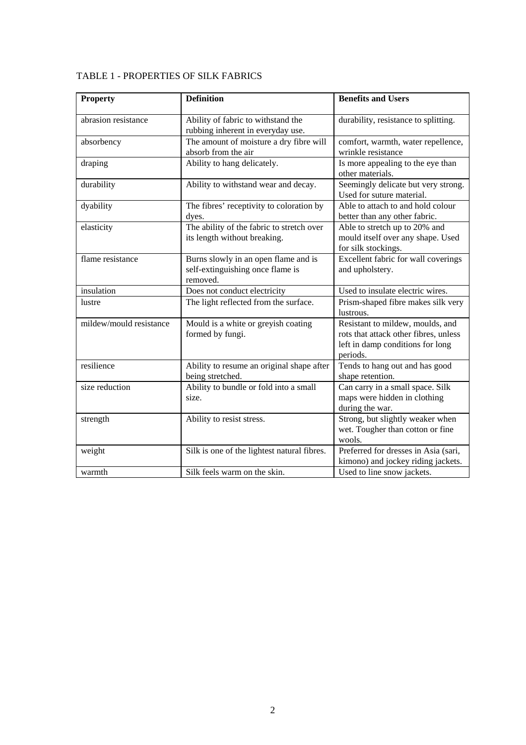TABLE 1 - PROPERTIES OF SILK FABRICS

| **Property** | **Definition** | **Benefits and Users** |
|---|---|---|
| abrasion resistance | Ability of fabric to withstand the rubbing inherent in everyday use. | durability, resistance to splitting. |
| absorbency | The amount of moisture a dry fibre will absorb from the air | comfort, warmth, water repellence, wrinkle resistance |
| draping | Ability to hang delicately. | Is more appealing to the eye than other materials. |
| durability | Ability to withstand wear and decay. | Seemingly delicate but very strong. Used for suture material. |
| dyability | The fibres' receptivity to coloration by dyes. | Able to attach to and hold colour better than any other fabric. |
| elasticity | The ability of the fabric to stretch over its length without breaking. | Able to stretch up to 20% and mould itself over any shape. Used for silk stockings. |
| flame resistance | Burns slowly in an open flame and is self-extinguishing once flame is removed. | Excellent fabric for wall coverings and upholstery. |
| insulation | Does not conduct electricity | Used to insulate electric wires. |
| lustre | The light reflected from the surface. | Prism-shaped fibre makes silk very lustrous. |
| mildew/mould resistance | Mould is a white or greyish coating formed by fungi. | Resistant to mildew, moulds, and rots that attack other fibres, unless left in damp conditions for long periods. |
| resilience | Ability to resume an original shape after being stretched. | Tends to hang out and has good shape retention. |
| size reduction | Ability to bundle or fold into a small size. | Can carry in a small space. Silk maps were hidden in clothing during the war. |
| strength | Ability to resist stress. | Strong, but slightly weaker when wet. Tougher than cotton or fine wools. |
| weight | Silk is one of the lightest natural fibres. | Preferred for dresses in Asia (sari, kimono) and jockey riding jackets. |
| warmth | Silk feels warm on the skin. | Used to line snow jackets. |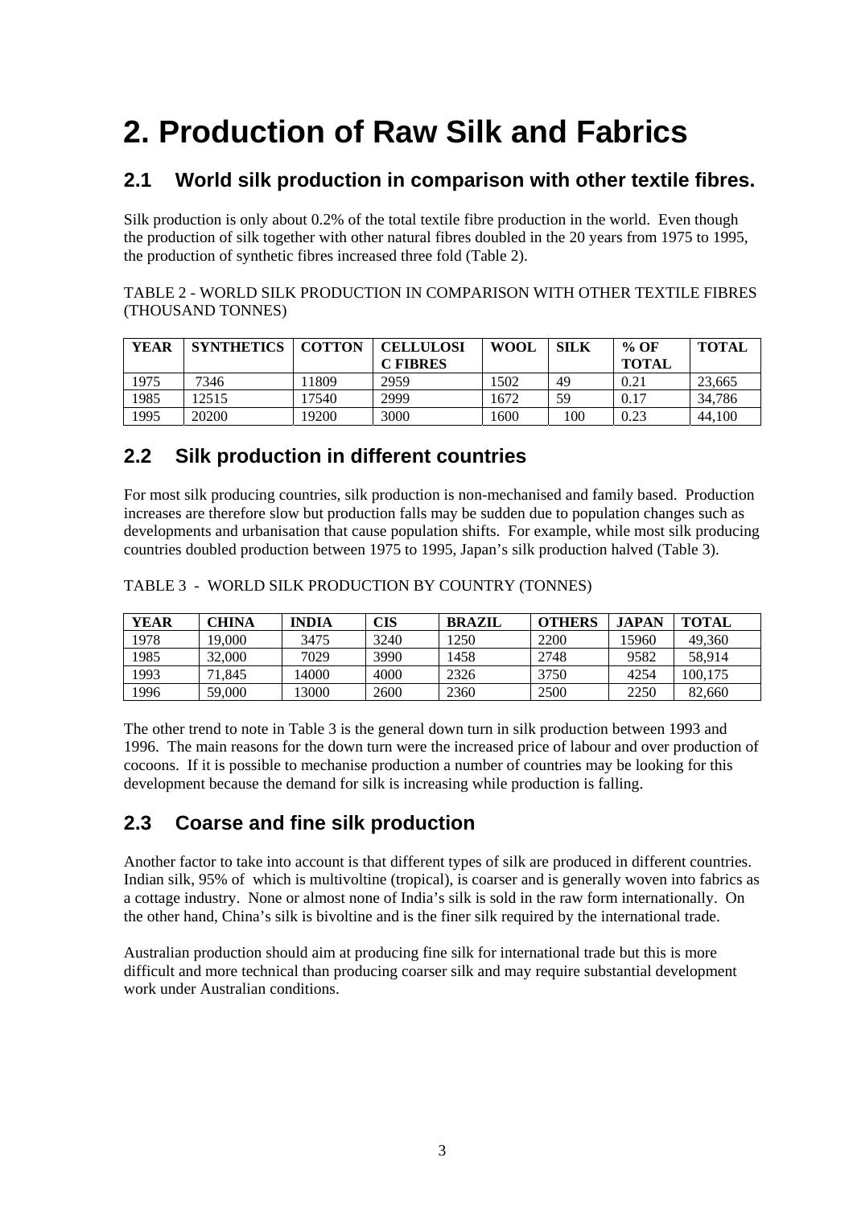# 2. Production of Raw Silk and Fabrics

## 2.1 World silk production in comparison with other textile fibres.

Silk production is only about 0.2% of the total textile fibre production in the world. Even though the production of silk together with other natural fibres doubled in the 20 years from 1975 to 1995, the production of synthetic fibres increased three fold (Table 2).

TABLE 2 - WORLD SILK PRODUCTION IN COMPARISON WITH OTHER TEXTILE FIBRES (THOUSAND TONNES)

| YEAR | SYNTHETICS | COTTON | CELLULOSIC FIBRES | WOOL | SILK | % OF TOTAL | TOTAL |
|---|---|---|---|---|---|---|---|
| 1975 | 7346 | 11809 | 2959 | 1502 | 49 | 0.21 | 23,665 |
| 1985 | 12515 | 17540 | 2999 | 1672 | 59 | 0.17 | 34,786 |
| 1995 | 20200 | 19200 | 3000 | 1600 | 100 | 0.23 | 44,100 |

## 2.2 Silk production in different countries

For most silk producing countries, silk production is non-mechanised and family based. Production increases are therefore slow but production falls may be sudden due to population changes such as developments and urbanisation that cause population shifts. For example, while most silk producing countries doubled production between 1975 to 1995, Japan's silk production halved (Table 3).

TABLE 3 - WORLD SILK PRODUCTION BY COUNTRY (TONNES)

| YEAR | CHINA | INDIA | CIS | BRAZIL | OTHERS | JAPAN | TOTAL |
|---|---|---|---|---|---|---|---|
| 1978 | 19,000 | 3475 | 3240 | 1250 | 2200 | 15960 | 49,360 |
| 1985 | 32,000 | 7029 | 3990 | 1458 | 2748 | 9582 | 58,914 |
| 1993 | 71,845 | 14000 | 4000 | 2326 | 3750 | 4254 | 100,175 |
| 1996 | 59,000 | 13000 | 2600 | 2360 | 2500 | 2250 | 82,660 |

The other trend to note in Table 3 is the general down turn in silk production between 1993 and 1996. The main reasons for the down turn were the increased price of labour and over production of cocoons. If it is possible to mechanise production a number of countries may be looking for this development because the demand for silk is increasing while production is falling.

## 2.3 Coarse and fine silk production

Another factor to take into account is that different types of silk are produced in different countries. Indian silk, 95% of which is multivoltine (tropical), is coarser and is generally woven into fabrics as a cottage industry. None or almost none of India's silk is sold in the raw form internationally. On the other hand, China's silk is bivoltine and is the finer silk required by the international trade.

Australian production should aim at producing fine silk for international trade but this is more difficult and more technical than producing coarser silk and may require substantial development work under Australian conditions.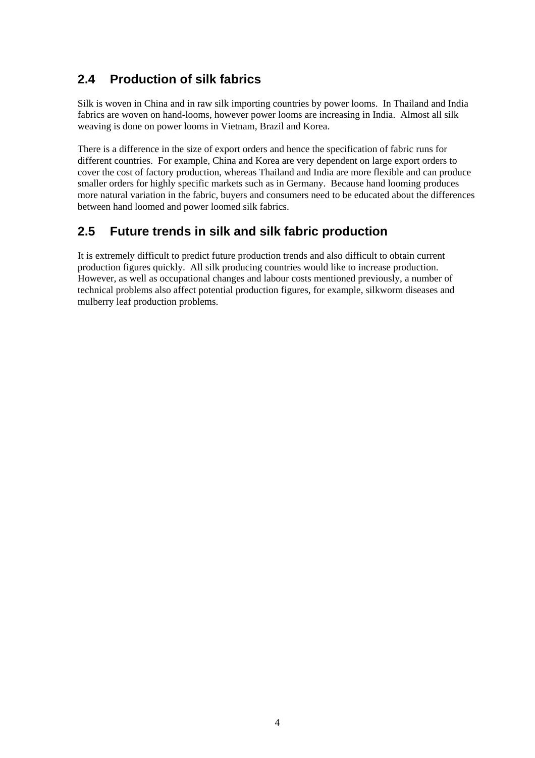## 2.4 Production of silk fabrics

Silk is woven in China and in raw silk importing countries by power looms. In Thailand and India fabrics are woven on hand-looms, however power looms are increasing in India. Almost all silk weaving is done on power looms in Vietnam, Brazil and Korea.

There is a difference in the size of export orders and hence the specification of fabric runs for different countries. For example, China and Korea are very dependent on large export orders to cover the cost of factory production, whereas Thailand and India are more flexible and can produce smaller orders for highly specific markets such as in Germany. Because hand looming produces more natural variation in the fabric, buyers and consumers need to be educated about the differences between hand loomed and power loomed silk fabrics.

## 2.5 Future trends in silk and silk fabric production

It is extremely difficult to predict future production trends and also difficult to obtain current production figures quickly. All silk producing countries would like to increase production. However, as well as occupational changes and labour costs mentioned previously, a number of technical problems also affect potential production figures, for example, silkworm diseases and mulberry leaf production problems.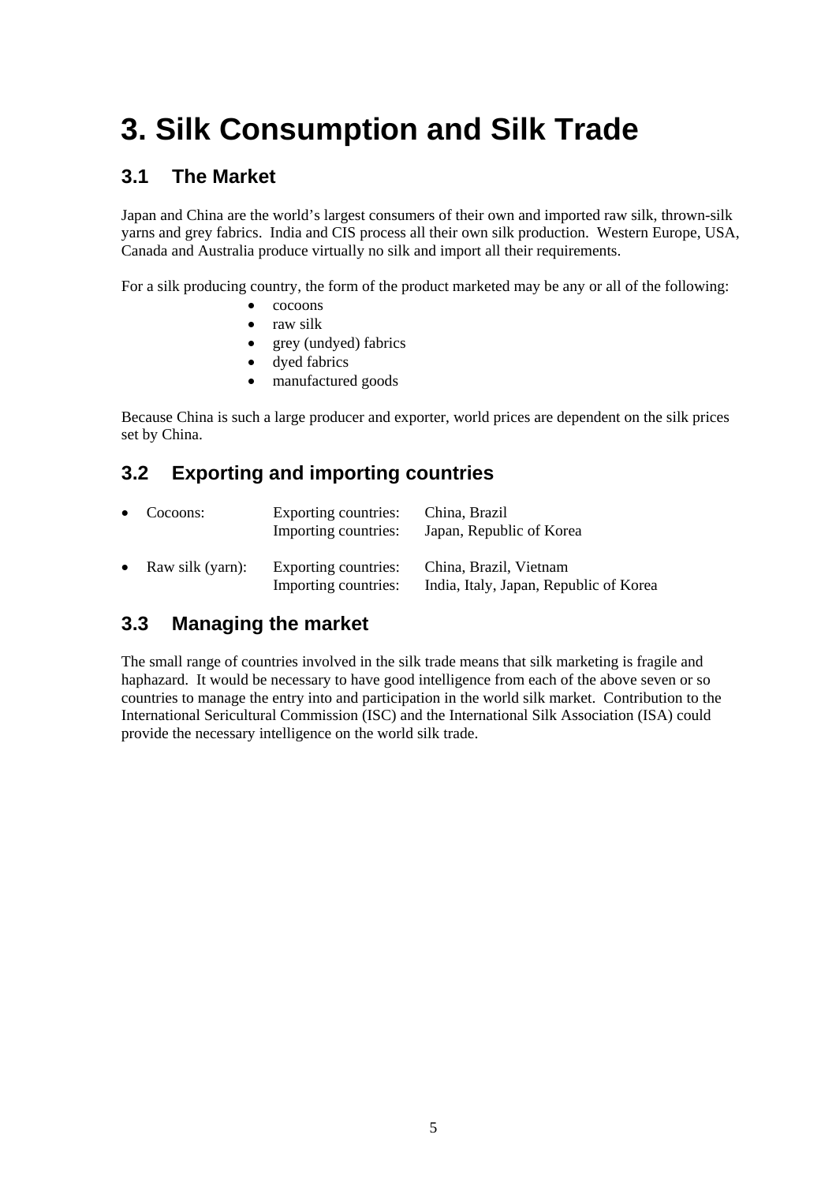# 3. Silk Consumption and Silk Trade

## 3.1 The Market

Japan and China are the world's largest consumers of their own and imported raw silk, thrown-silk yarns and grey fabrics. India and CIS process all their own silk production. Western Europe, USA, Canada and Australia produce virtually no silk and import all their requirements.

For a silk producing country, the form of the product marketed may be any or all of the following:

- cocoons
- raw silk
- grey (undyed) fabrics
- dyed fabrics
- manufactured goods

Because China is such a large producer and exporter, world prices are dependent on the silk prices set by China.

## 3.2 Exporting and importing countries

- Cocoons:
  - Exporting countries: China, Brazil
  - Importing countries: Japan, Republic of Korea
- Raw silk (yarn):
  - Exporting countries: China, Brazil, Vietnam
  - Importing countries: India, Italy, Japan, Republic of Korea

## 3.3 Managing the market

The small range of countries involved in the silk trade means that silk marketing is fragile and haphazard. It would be necessary to have good intelligence from each of the above seven or so countries to manage the entry into and participation in the world silk market. Contribution to the International Sericultural Commission (ISC) and the International Silk Association (ISA) could provide the necessary intelligence on the world silk trade.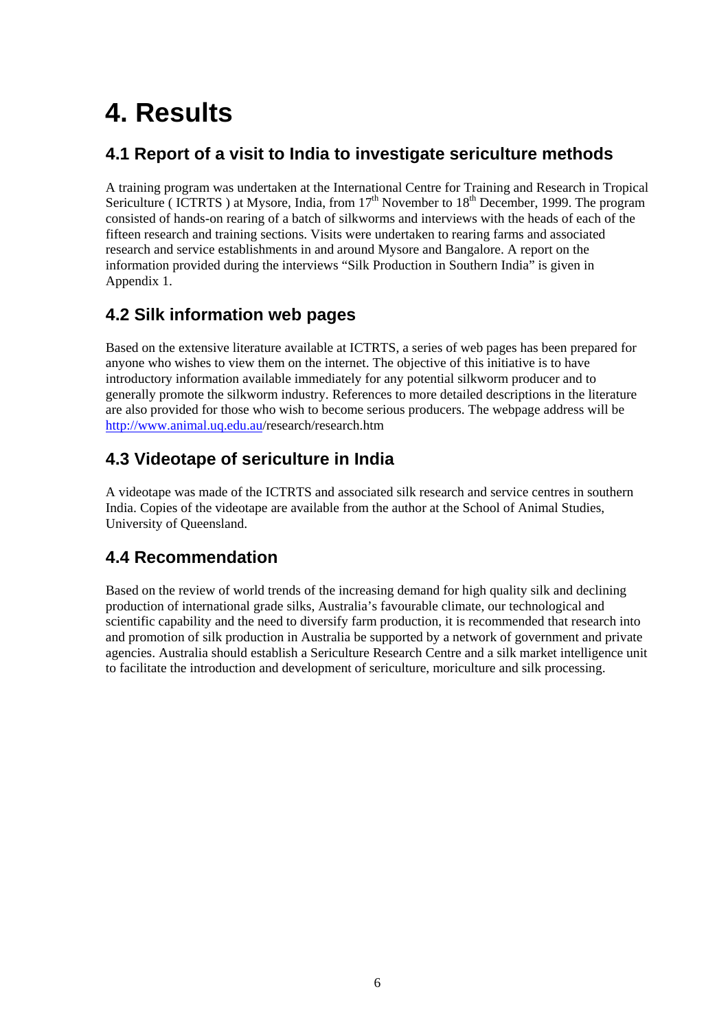# 4. Results

## 4.1 Report of a visit to India to investigate sericulture methods

A training program was undertaken at the International Centre for Training and Research in Tropical Sericulture ( ICTRTS ) at Mysore, India, from 17th November to 18th December, 1999. The program consisted of hands-on rearing of a batch of silkworms and interviews with the heads of each of the fifteen research and training sections. Visits were undertaken to rearing farms and associated research and service establishments in and around Mysore and Bangalore. A report on the information provided during the interviews "Silk Production in Southern India" is given in Appendix 1.

## 4.2 Silk information web pages

Based on the extensive literature available at ICTRTS, a series of web pages has been prepared for anyone who wishes to view them on the internet. The objective of this initiative is to have introductory information available immediately for any potential silkworm producer and to generally promote the silkworm industry. References to more detailed descriptions in the literature are also provided for those who wish to become serious producers. The webpage address will be http://www.animal.uq.edu.au/research/research.htm

## 4.3 Videotape of sericulture in India

A videotape was made of the ICTRTS and associated silk research and service centres in southern India. Copies of the videotape are available from the author at the School of Animal Studies, University of Queensland.

## 4.4 Recommendation

Based on the review of world trends of the increasing demand for high quality silk and declining production of international grade silks, Australia's favourable climate, our technological and scientific capability and the need to diversify farm production, it is recommended that research into and promotion of silk production in Australia be supported by a network of government and private agencies. Australia should establish a Sericulture Research Centre and a silk market intelligence unit to facilitate the introduction and development of sericulture, moriculture and silk processing.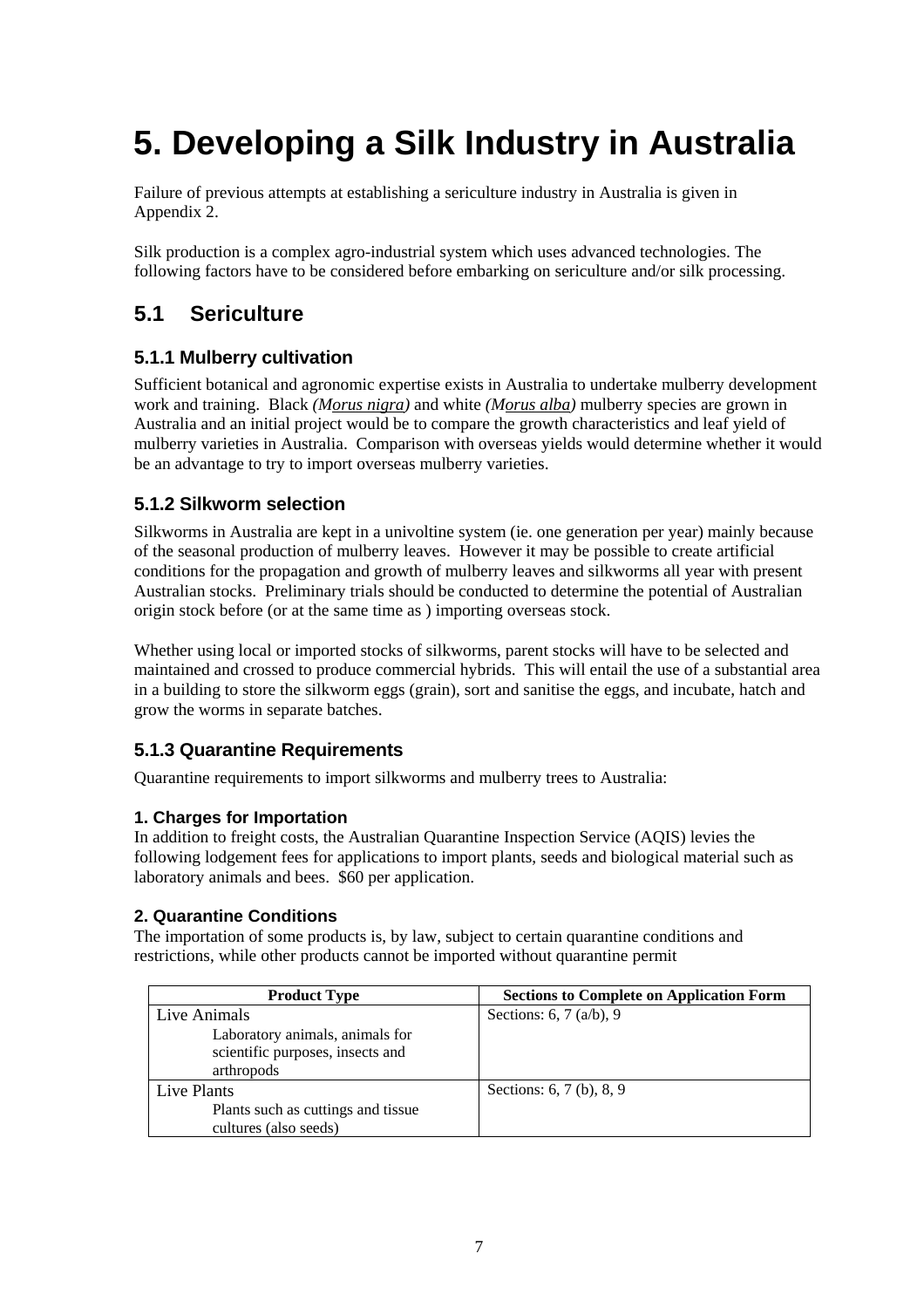# 5. Developing a Silk Industry in Australia

Failure of previous attempts at establishing a sericulture industry in Australia is given in Appendix 2.

Silk production is a complex agro-industrial system which uses advanced technologies. The following factors have to be considered before embarking on sericulture and/or silk processing.

## 5.1 Sericulture

### 5.1.1 Mulberry cultivation

Sufficient botanical and agronomic expertise exists in Australia to undertake mulberry development work and training. Black *(Morus nigra)* and white *(Morus alba)* mulberry species are grown in Australia and an initial project would be to compare the growth characteristics and leaf yield of mulberry varieties in Australia. Comparison with overseas yields would determine whether it would be an advantage to try to import overseas mulberry varieties.

### 5.1.2 Silkworm selection

Silkworms in Australia are kept in a univoltine system (ie. one generation per year) mainly because of the seasonal production of mulberry leaves. However it may be possible to create artificial conditions for the propagation and growth of mulberry leaves and silkworms all year with present Australian stocks. Preliminary trials should be conducted to determine the potential of Australian origin stock before (or at the same time as ) importing overseas stock.

Whether using local or imported stocks of silkworms, parent stocks will have to be selected and maintained and crossed to produce commercial hybrids. This will entail the use of a substantial area in a building to store the silkworm eggs (grain), sort and sanitise the eggs, and incubate, hatch and grow the worms in separate batches.

### 5.1.3 Quarantine Requirements

Quarantine requirements to import silkworms and mulberry trees to Australia:

#### 1. Charges for Importation

In addition to freight costs, the Australian Quarantine Inspection Service (AQIS) levies the following lodgement fees for applications to import plants, seeds and biological material such as laboratory animals and bees. $60 per application.

#### 2. Quarantine Conditions

The importation of some products is, by law, subject to certain quarantine conditions and restrictions, while other products cannot be imported without quarantine permit

| Product Type | Sections to Complete on Application Form |
|---|---|
| Live Animals<br>Laboratory animals, animals for scientific purposes, insects and arthropods | Sections: 6, 7 (a/b), 9 |
| Live Plants<br>Plants such as cuttings and tissue cultures (also seeds) | Sections: 6, 7 (b), 8, 9 |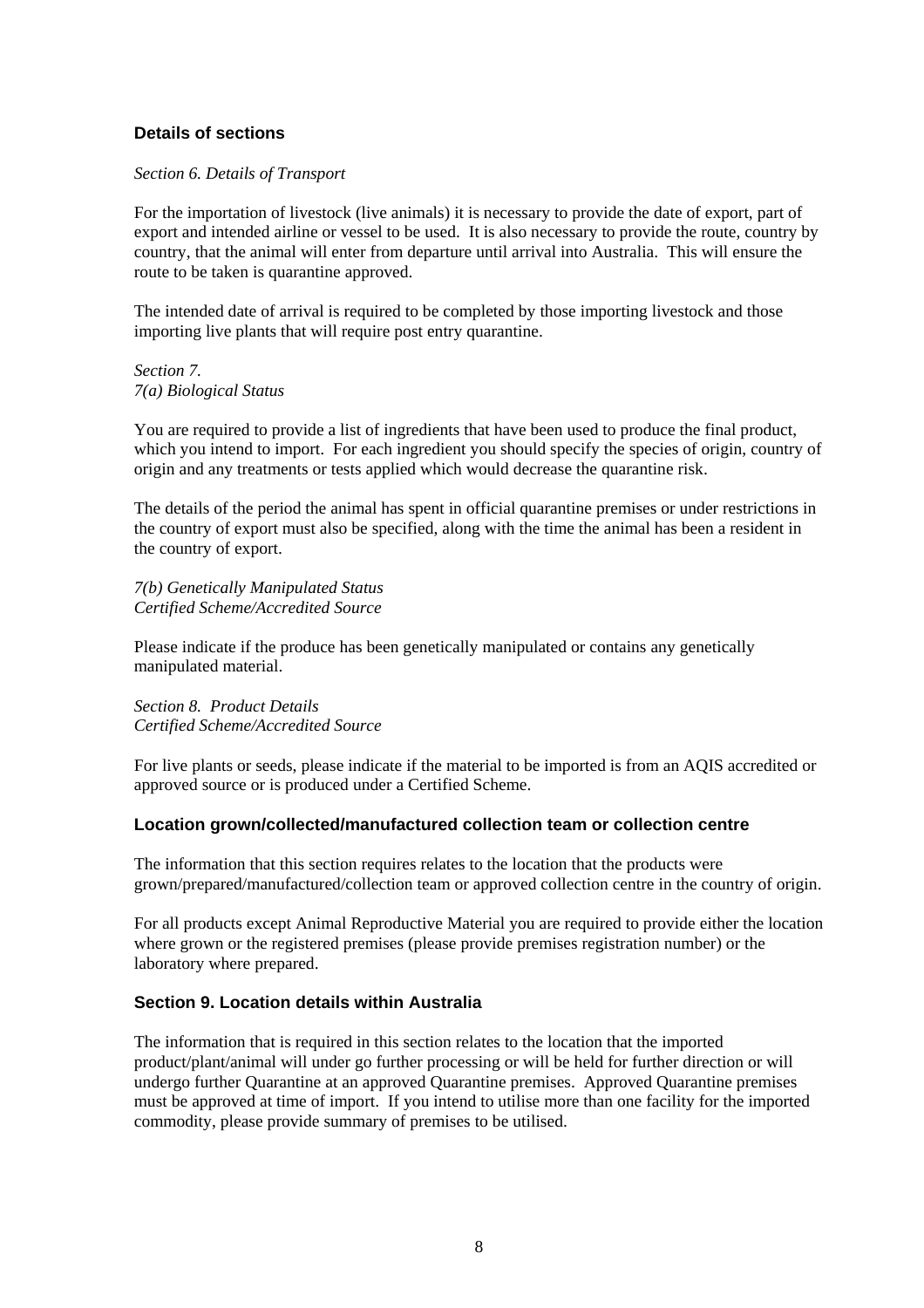### Details of sections

*Section 6. Details of Transport*

For the importation of livestock (live animals) it is necessary to provide the date of export, part of export and intended airline or vessel to be used. It is also necessary to provide the route, country by country, that the animal will enter from departure until arrival into Australia. This will ensure the route to be taken is quarantine approved.

The intended date of arrival is required to be completed by those importing livestock and those importing live plants that will require post entry quarantine.

*Section 7.*
*7(a) Biological Status*

You are required to provide a list of ingredients that have been used to produce the final product, which you intend to import. For each ingredient you should specify the species of origin, country of origin and any treatments or tests applied which would decrease the quarantine risk.

The details of the period the animal has spent in official quarantine premises or under restrictions in the country of export must also be specified, along with the time the animal has been a resident in the country of export.

*7(b) Genetically Manipulated Status*
*Certified Scheme/Accredited Source*

Please indicate if the produce has been genetically manipulated or contains any genetically manipulated material.

*Section 8. Product Details*
*Certified Scheme/Accredited Source*

For live plants or seeds, please indicate if the material to be imported is from an AQIS accredited or approved source or is produced under a Certified Scheme.

### Location grown/collected/manufactured collection team or collection centre

The information that this section requires relates to the location that the products were grown/prepared/manufactured/collection team or approved collection centre in the country of origin.

For all products except Animal Reproductive Material you are required to provide either the location where grown or the registered premises (please provide premises registration number) or the laboratory where prepared.

### Section 9. Location details within Australia

The information that is required in this section relates to the location that the imported product/plant/animal will under go further processing or will be held for further direction or will undergo further Quarantine at an approved Quarantine premises. Approved Quarantine premises must be approved at time of import. If you intend to utilise more than one facility for the imported commodity, please provide summary of premises to be utilised.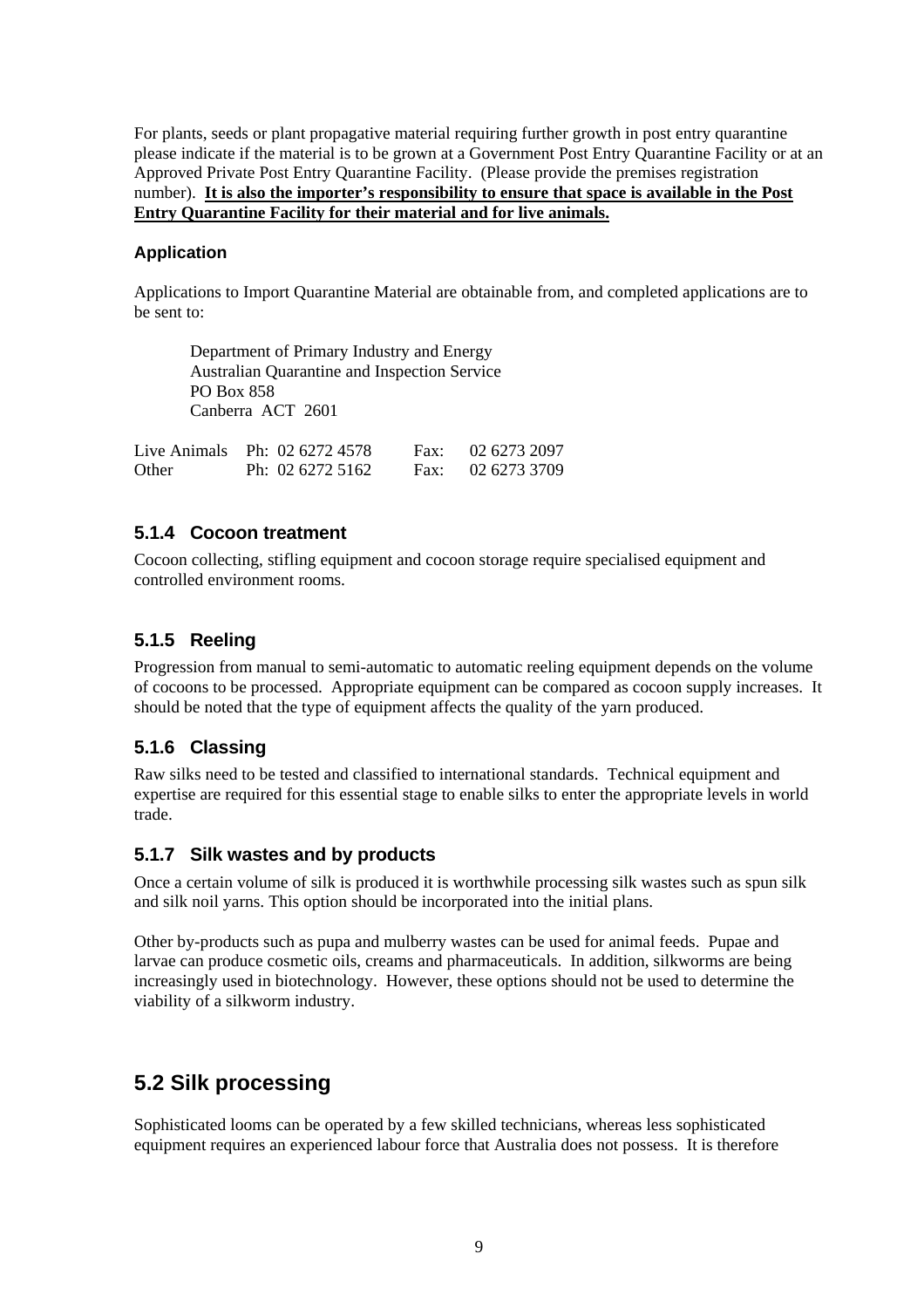For plants, seeds or plant propagative material requiring further growth in post entry quarantine please indicate if the material is to be grown at a Government Post Entry Quarantine Facility or at an Approved Private Post Entry Quarantine Facility. (Please provide the premises registration number). **It is also the importer's responsibility to ensure that space is available in the Post Entry Quarantine Facility for their material and for live animals.**

#### Application

Applications to Import Quarantine Material are obtainable from, and completed applications are to be sent to:

Department of Primary Industry and Energy
Australian Quarantine and Inspection Service
PO Box 858
Canberra ACT 2601

| | | | |
|---|---|---|---|
| Live Animals | Ph: 02 6272 4578 | Fax: | 02 6273 2097 |
| Other | Ph: 02 6272 5162 | Fax: | 02 6273 3709 |

### 5.1.4 Cocoon treatment

Cocoon collecting, stifling equipment and cocoon storage require specialised equipment and controlled environment rooms.

### 5.1.5 Reeling

Progression from manual to semi-automatic to automatic reeling equipment depends on the volume of cocoons to be processed. Appropriate equipment can be compared as cocoon supply increases. It should be noted that the type of equipment affects the quality of the yarn produced.

### 5.1.6 Classing

Raw silks need to be tested and classified to international standards. Technical equipment and expertise are required for this essential stage to enable silks to enter the appropriate levels in world trade.

### 5.1.7 Silk wastes and by products

Once a certain volume of silk is produced it is worthwhile processing silk wastes such as spun silk and silk noil yarns. This option should be incorporated into the initial plans.

Other by-products such as pupa and mulberry wastes can be used for animal feeds. Pupae and larvae can produce cosmetic oils, creams and pharmaceuticals. In addition, silkworms are being increasingly used in biotechnology. However, these options should not be used to determine the viability of a silkworm industry.

## 5.2 Silk processing

Sophisticated looms can be operated by a few skilled technicians, whereas less sophisticated equipment requires an experienced labour force that Australia does not possess. It is therefore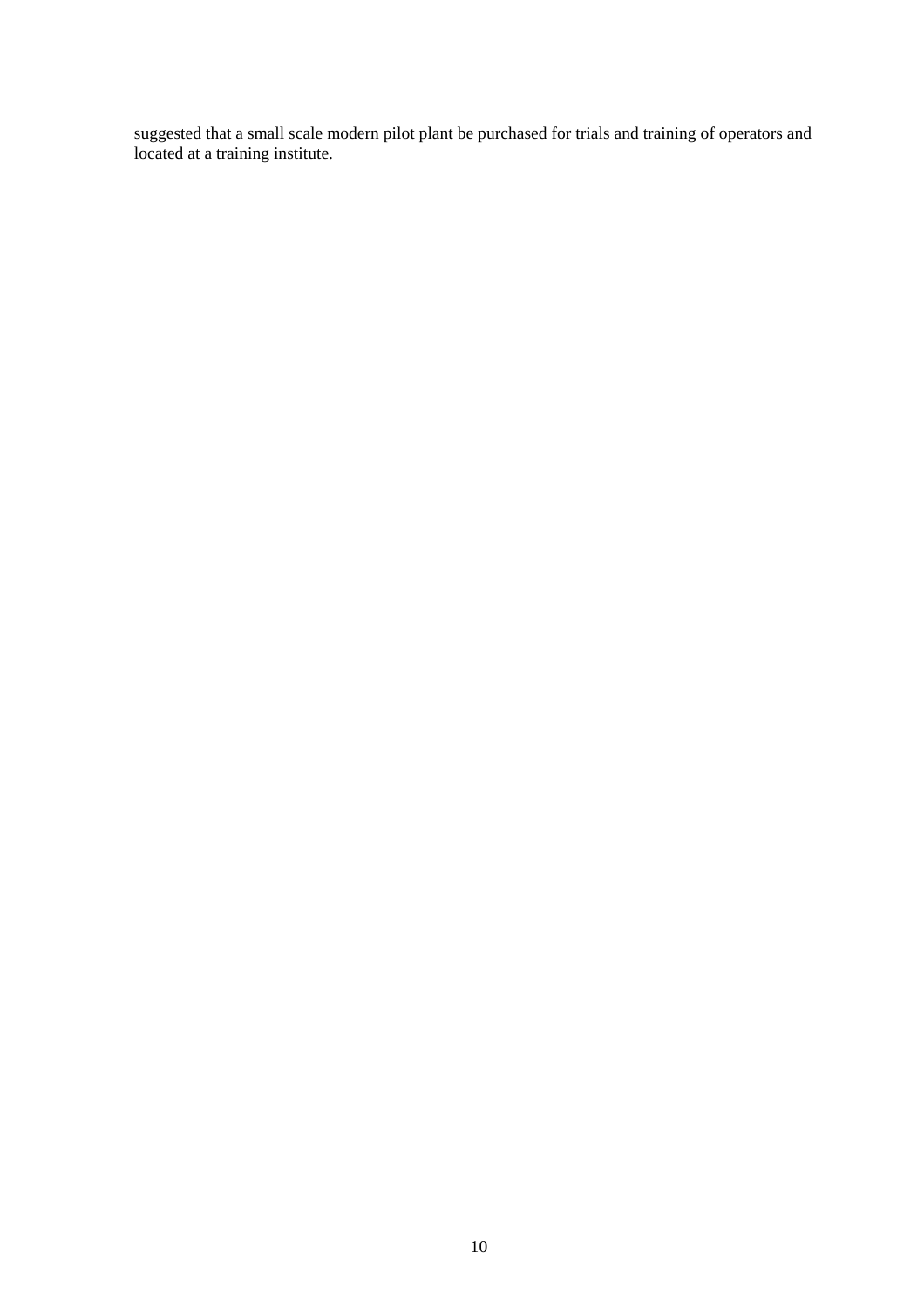suggested that a small scale modern pilot plant be purchased for trials and training of operators and located at a training institute.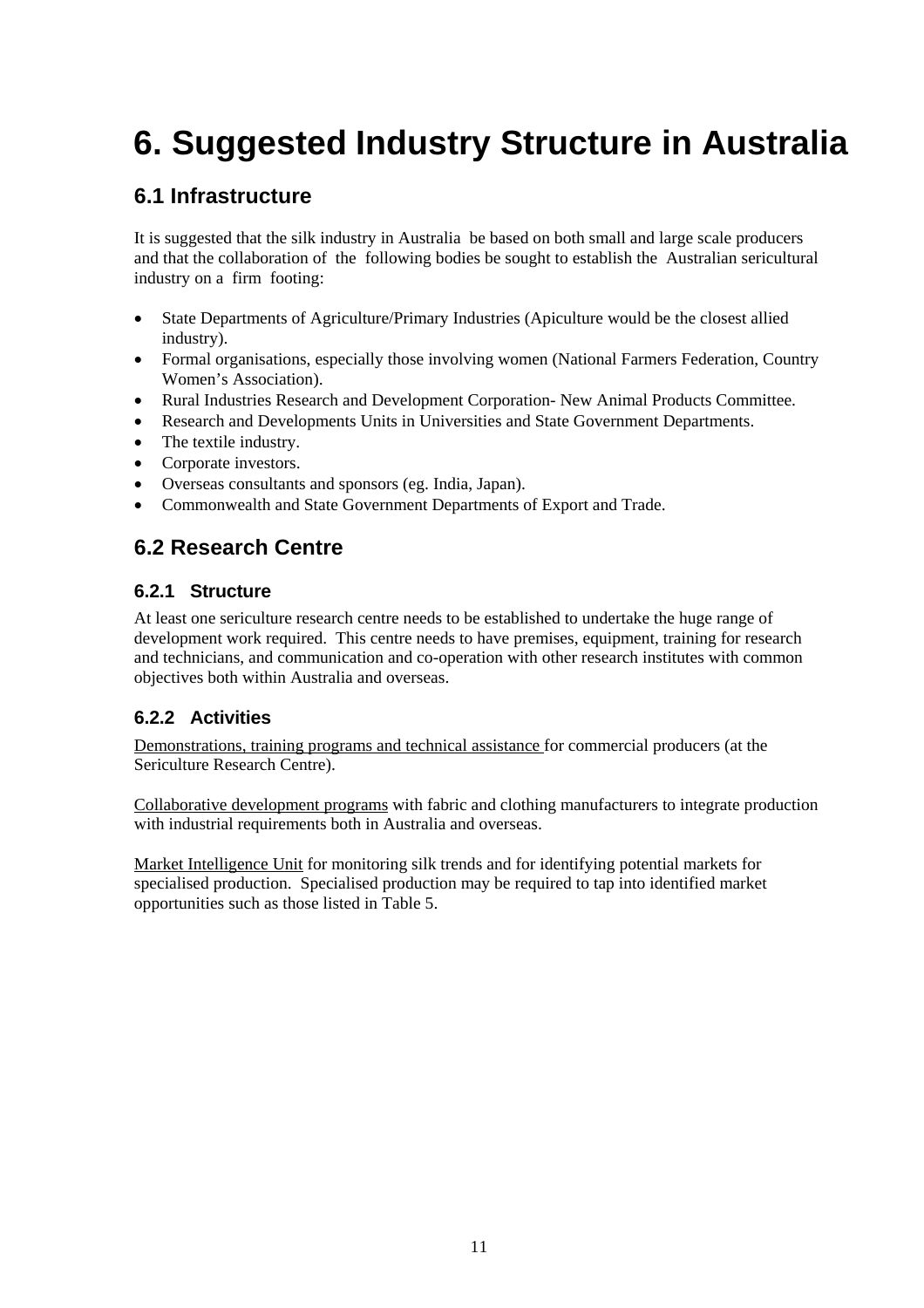# 6. Suggested Industry Structure in Australia

## 6.1 Infrastructure

It is suggested that the silk industry in Australia be based on both small and large scale producers and that the collaboration of the following bodies be sought to establish the Australian sericultural industry on a firm footing:

- State Departments of Agriculture/Primary Industries (Apiculture would be the closest allied industry).
- Formal organisations, especially those involving women (National Farmers Federation, Country Women's Association).
- Rural Industries Research and Development Corporation- New Animal Products Committee.
- Research and Developments Units in Universities and State Government Departments.
- The textile industry.
- Corporate investors.
- Overseas consultants and sponsors (eg. India, Japan).
- Commonwealth and State Government Departments of Export and Trade.

## 6.2 Research Centre

### 6.2.1 Structure

At least one sericulture research centre needs to be established to undertake the huge range of development work required. This centre needs to have premises, equipment, training for research and technicians, and communication and co-operation with other research institutes with common objectives both within Australia and overseas.

### 6.2.2 Activities

Demonstrations, training programs and technical assistance for commercial producers (at the Sericulture Research Centre).

Collaborative development programs with fabric and clothing manufacturers to integrate production with industrial requirements both in Australia and overseas.

Market Intelligence Unit for monitoring silk trends and for identifying potential markets for specialised production. Specialised production may be required to tap into identified market opportunities such as those listed in Table 5.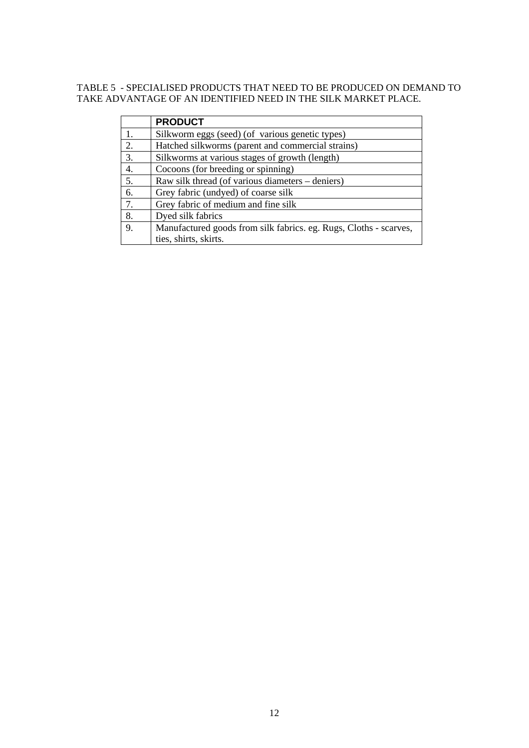TABLE 5 - SPECIALISED PRODUCTS THAT NEED TO BE PRODUCED ON DEMAND TO TAKE ADVANTAGE OF AN IDENTIFIED NEED IN THE SILK MARKET PLACE.

| | **PRODUCT** |
|---|---|
| 1. | Silkworm eggs (seed) (of various genetic types) |
| 2. | Hatched silkworms (parent and commercial strains) |
| 3. | Silkworms at various stages of growth (length) |
| 4. | Cocoons (for breeding or spinning) |
| 5. | Raw silk thread (of various diameters – deniers) |
| 6. | Grey fabric (undyed) of coarse silk |
| 7. | Grey fabric of medium and fine silk |
| 8. | Dyed silk fabrics |
| 9. | Manufactured goods from silk fabrics. eg. Rugs, Cloths - scarves, ties, shirts, skirts. |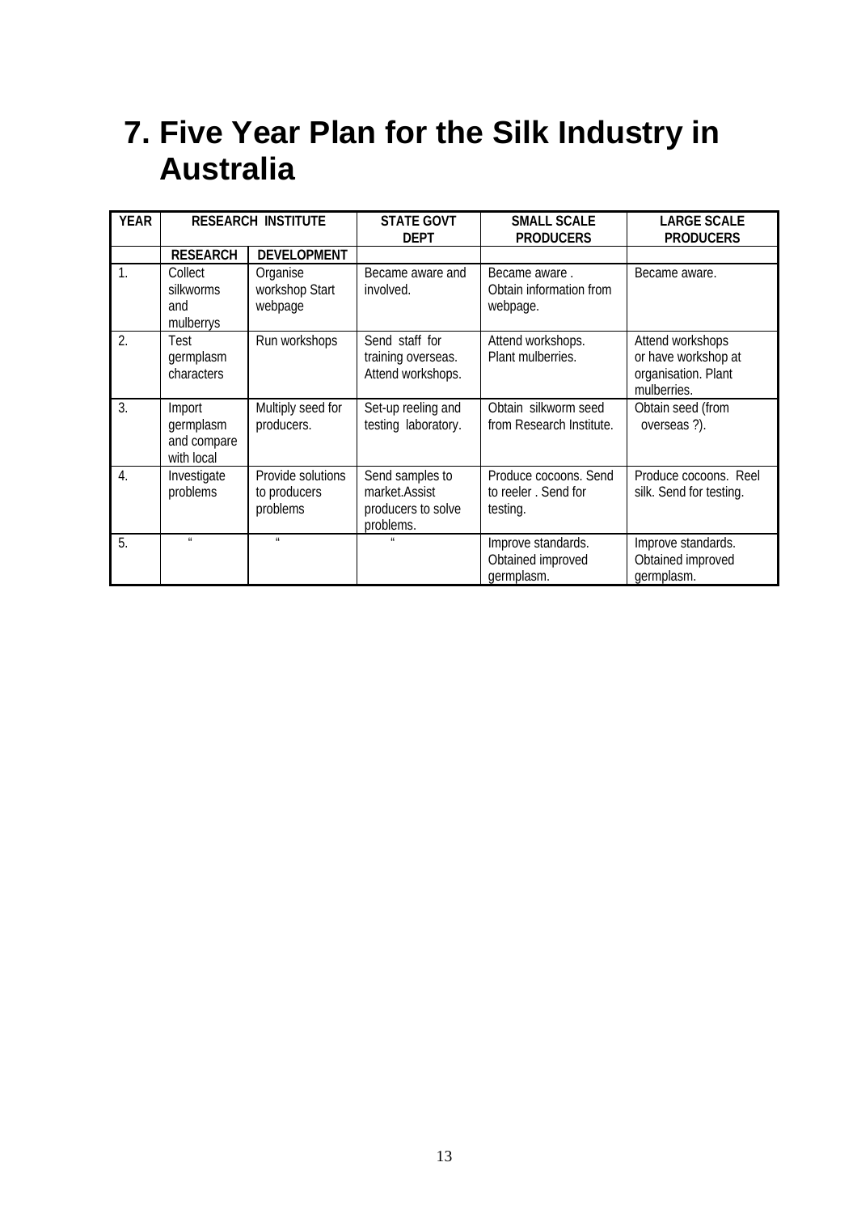# 7. Five Year Plan for the Silk Industry in Australia

| YEAR | RESEARCH INSTITUTE | | STATE GOVT DEPT | SMALL SCALE PRODUCERS | LARGE SCALE PRODUCERS |
|---|---|---|---|---|---|
| | RESEARCH | DEVELOPMENT | | | |
| 1. | Collect silkworms and mulberrys | Organise workshop Start webpage | Became aware and involved. | Became aware . Obtain information from webpage. | Became aware. |
| 2. | Test germplasm characters | Run workshops | Send staff for training overseas. Attend workshops. | Attend workshops. Plant mulberries. | Attend workshops or have workshop at organisation. Plant mulberries. |
| 3. | Import germplasm and compare with local | Multiply seed for producers. | Set-up reeling and testing laboratory. | Obtain silkworm seed from Research Institute. | Obtain seed (from overseas ?). |
| 4. | Investigate problems | Provide solutions to producers problems | Send samples to market.Assist producers to solve problems. | Produce cocoons. Send to reeler . Send for testing. | Produce cocoons. Reel silk. Send for testing. |
| 5. | " | " | " | Improve standards. Obtained improved germplasm. | Improve standards. Obtained improved germplasm. |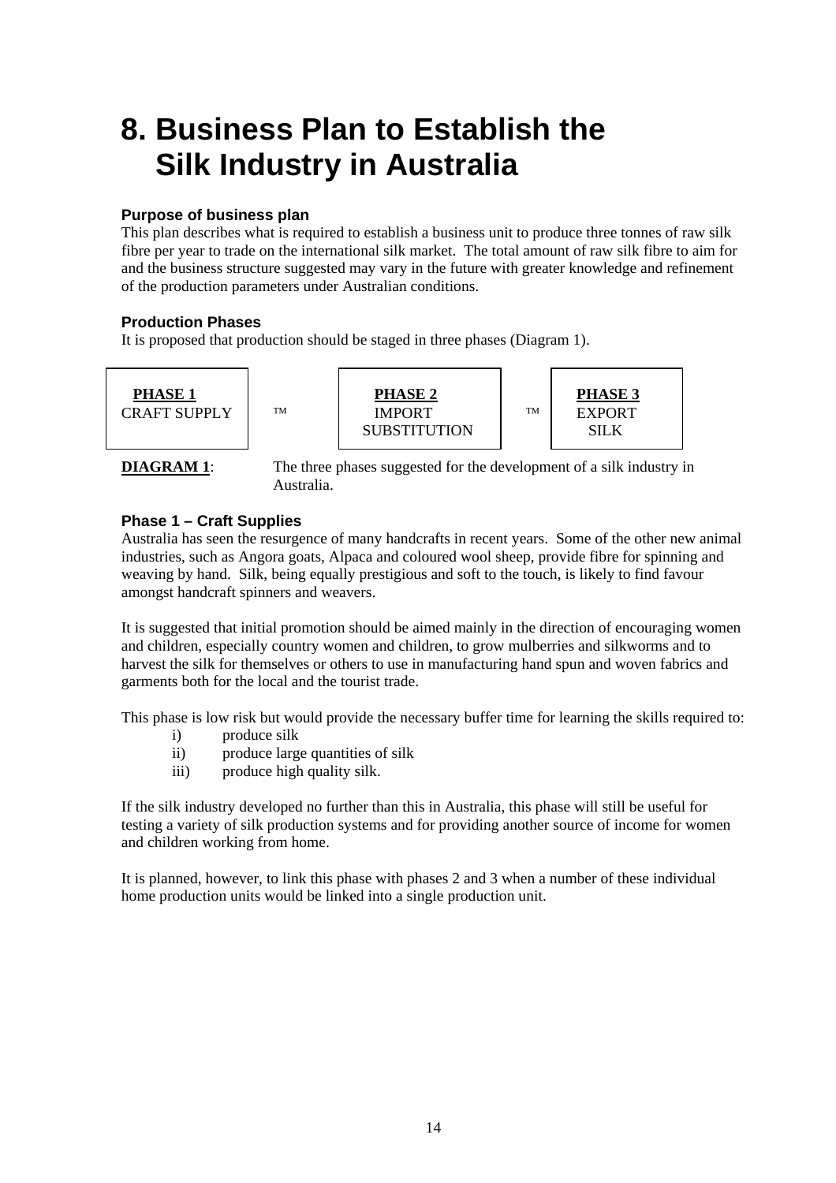# 8. Business Plan to Establish the Silk Industry in Australia

### Purpose of business plan

This plan describes what is required to establish a business unit to produce three tonnes of raw silk fibre per year to trade on the international silk market. The total amount of raw silk fibre to aim for and the business structure suggested may vary in the future with greater knowledge and refinement of the production parameters under Australian conditions.

### Production Phases

It is proposed that production should be staged in three phases (Diagram 1).

| **PHASE 1** CRAFT SUPPLY | ™ | **PHASE 2** IMPORT SUBSTITUTION | ™ | **PHASE 3** EXPORT SILK |
|---|---|---|---|---|

**DIAGRAM 1**: The three phases suggested for the development of a silk industry in Australia.

### Phase 1 – Craft Supplies

Australia has seen the resurgence of many handcrafts in recent years. Some of the other new animal industries, such as Angora goats, Alpaca and coloured wool sheep, provide fibre for spinning and weaving by hand. Silk, being equally prestigious and soft to the touch, is likely to find favour amongst handcraft spinners and weavers.

It is suggested that initial promotion should be aimed mainly in the direction of encouraging women and children, especially country women and children, to grow mulberries and silkworms and to harvest the silk for themselves or others to use in manufacturing hand spun and woven fabrics and garments both for the local and the tourist trade.

This phase is low risk but would provide the necessary buffer time for learning the skills required to:

- i) produce silk
- ii) produce large quantities of silk
- iii) produce high quality silk.

If the silk industry developed no further than this in Australia, this phase will still be useful for testing a variety of silk production systems and for providing another source of income for women and children working from home.

It is planned, however, to link this phase with phases 2 and 3 when a number of these individual home production units would be linked into a single production unit.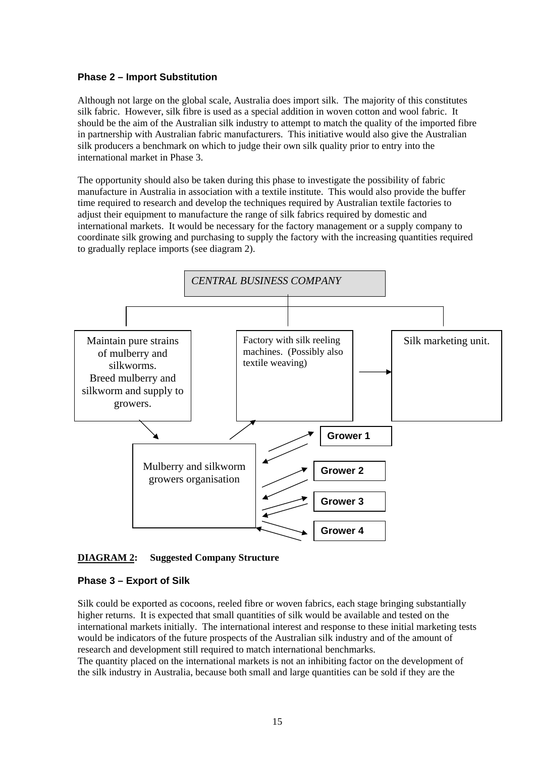**Phase 2 – Import Substitution**

Although not large on the global scale, Australia does import silk. The majority of this constitutes silk fabric. However, silk fibre is used as a special addition in woven cotton and wool fabric. It should be the aim of the Australian silk industry to attempt to match the quality of the imported fibre in partnership with Australian fabric manufacturers. This initiative would also give the Australian silk producers a benchmark on which to judge their own silk quality prior to entry into the international market in Phase 3.

The opportunity should also be taken during this phase to investigate the possibility of fabric manufacture in Australia in association with a textile institute. This would also provide the buffer time required to research and develop the techniques required by Australian textile factories to adjust their equipment to manufacture the range of silk fabrics required by domestic and international markets. It would be necessary for the factory management or a supply company to coordinate silk growing and purchasing to supply the factory with the increasing quantities required to gradually replace imports (see diagram 2).

*CENTRAL BUSINESS COMPANY*

Maintain pure strains of mulberry and silkworms. Breed mulberry and silkworm and supply to growers.

Factory with silk reeling machines. (Possibly also textile weaving)

Silk marketing unit.

Mulberry and silkworm growers organisation

**Grower 1**

**Grower 2**

**Grower 3**

**Grower 4**

**DIAGRAM 2: Suggested Company Structure**

**Phase 3 – Export of Silk**

Silk could be exported as cocoons, reeled fibre or woven fabrics, each stage bringing substantially higher returns. It is expected that small quantities of silk would be available and tested on the international markets initially. The international interest and response to these initial marketing tests would be indicators of the future prospects of the Australian silk industry and of the amount of research and development still required to match international benchmarks.
The quantity placed on the international markets is not an inhibiting factor on the development of the silk industry in Australia, because both small and large quantities can be sold if they are the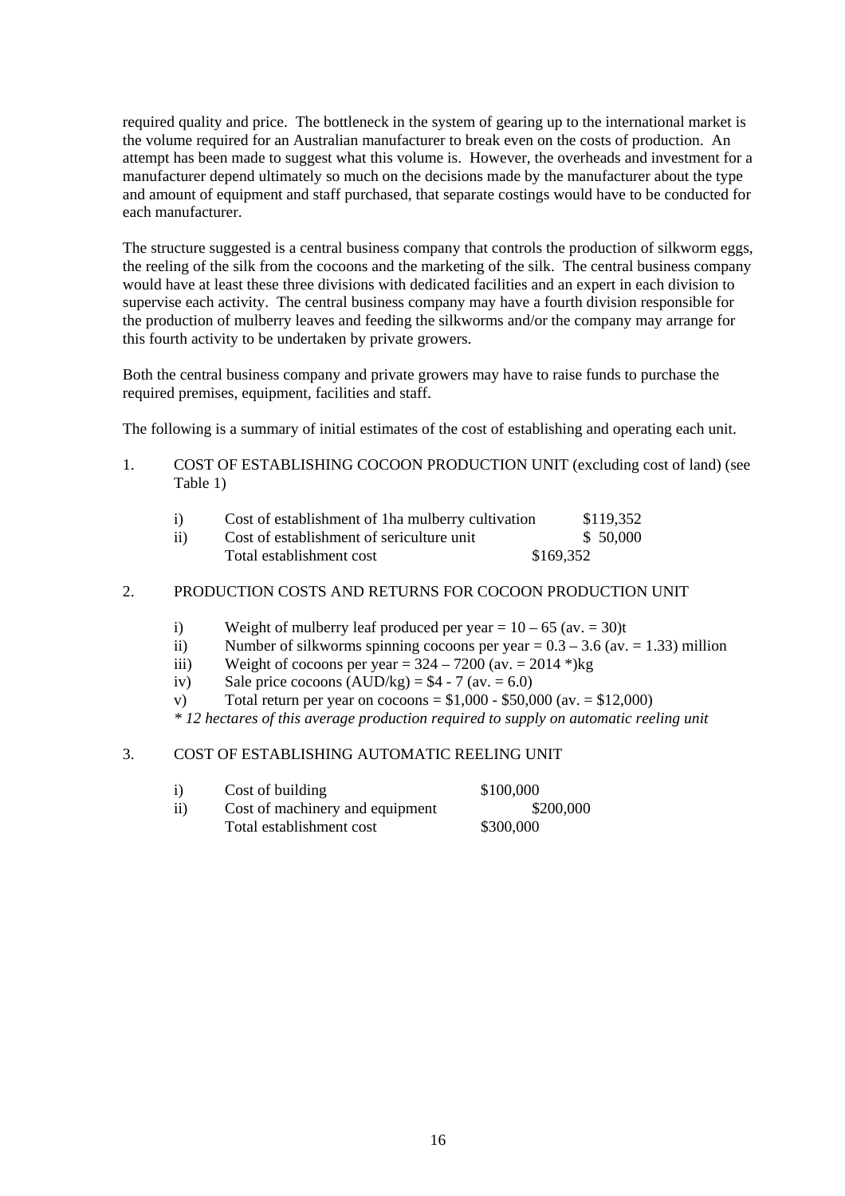required quality and price. The bottleneck in the system of gearing up to the international market is the volume required for an Australian manufacturer to break even on the costs of production. An attempt has been made to suggest what this volume is. However, the overheads and investment for a manufacturer depend ultimately so much on the decisions made by the manufacturer about the type and amount of equipment and staff purchased, that separate costings would have to be conducted for each manufacturer.

The structure suggested is a central business company that controls the production of silkworm eggs, the reeling of the silk from the cocoons and the marketing of the silk. The central business company would have at least these three divisions with dedicated facilities and an expert in each division to supervise each activity. The central business company may have a fourth division responsible for the production of mulberry leaves and feeding the silkworms and/or the company may arrange for this fourth activity to be undertaken by private growers.

Both the central business company and private growers may have to raise funds to purchase the required premises, equipment, facilities and staff.

The following is a summary of initial estimates of the cost of establishing and operating each unit.

1. COST OF ESTABLISHING COCOON PRODUCTION UNIT (excluding cost of land) (see Table 1)

   i) Cost of establishment of 1ha mulberry cultivation $119,352
   ii) Cost of establishment of sericulture unit $ 50,000
   Total establishment cost $169,352

2. PRODUCTION COSTS AND RETURNS FOR COCOON PRODUCTION UNIT

   i) Weight of mulberry leaf produced per year = 10 – 65 (av. = 30)t
   ii) Number of silkworms spinning cocoons per year = 0.3 – 3.6 (av. = 1.33) million
   iii) Weight of cocoons per year = 324 – 7200 (av. = 2014 *)kg
   iv) Sale price cocoons (AUD/kg) = $4 - 7 (av. = 6.0)
   v) Total return per year on cocoons = $1,000 - $50,000 (av. = $12,000)

   *\* 12 hectares of this average production required to supply on automatic reeling unit*

3. COST OF ESTABLISHING AUTOMATIC REELING UNIT

   i) Cost of building $100,000
   ii) Cost of machinery and equipment $200,000
   Total establishment cost $300,000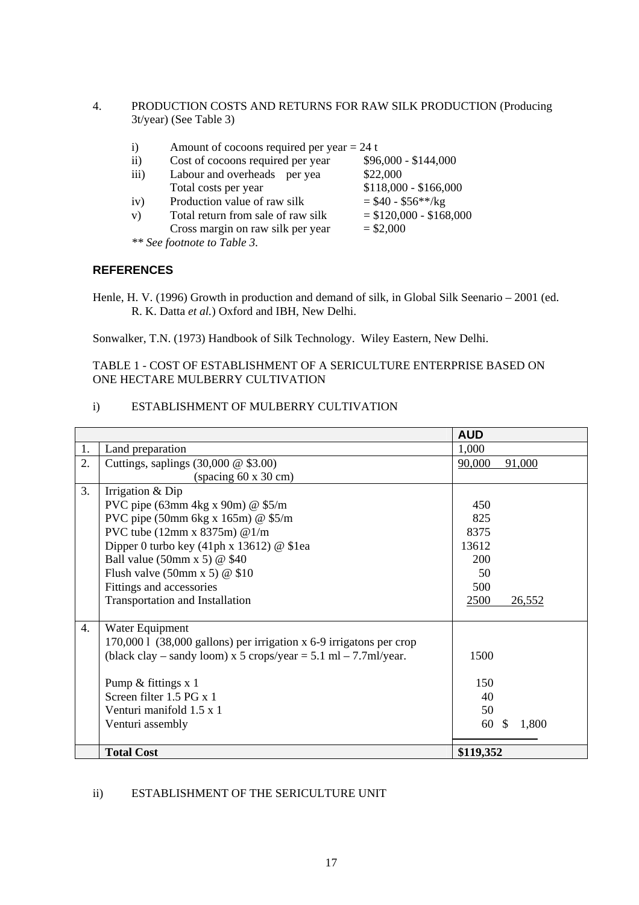4. PRODUCTION COSTS AND RETURNS FOR RAW SILK PRODUCTION (Producing 3t/year) (See Table 3)

i) Amount of cocoons required per year = 24 t
ii) Cost of cocoons required per year $96,000 - $144,000
iii) Labour and overheads per yea $22,000
Total costs per year $118,000 - $166,000
iv) Production value of raw silk = $40 - $56**/kg
v) Total return from sale of raw silk = $120,000 - $168,000
Cross margin on raw silk per year = $2,000

*** See footnote to Table 3.*

## REFERENCES

Henle, H. V. (1996) Growth in production and demand of silk, in Global Silk Seenario – 2001 (ed. R. K. Datta *et al.*) Oxford and IBH, New Delhi.

Sonwalker, T.N. (1973) Handbook of Silk Technology. Wiley Eastern, New Delhi.

TABLE 1 - COST OF ESTABLISHMENT OF A SERICULTURE ENTERPRISE BASED ON ONE HECTARE MULBERRY CULTIVATION

i) ESTABLISHMENT OF MULBERRY CULTIVATION

| | | **AUD** |
|---|---|---|
| 1. | Land preparation | 1,000 |
| 2. | Cuttings, saplings (30,000 @ $3.00)<br>(spacing 60 x 30 cm) | 90,000 91,000 |
| 3. | Irrigation & Dip<br>PVC pipe (63mm 4kg x 90m) @ $5/m<br>PVC pipe (50mm 6kg x 165m) @ $5/m<br>PVC tube (12mm x 8375m) @1/m<br>Dipper 0 turbo key (41ph x 13612) @ $1ea<br>Ball value (50mm x 5) @ $40<br>Flush valve (50mm x 5) @ $10<br>Fittings and accessories<br>Transportation and Installation | <br>450<br>825<br>8375<br>13612<br>200<br>50<br>500<br>2500 26,552 |
| 4. | Water Equipment<br>170,000 l (38,000 gallons) per irrigation x 6-9 irrigatons per crop (black clay – sandy loom) x 5 crops/year = 5.1 ml – 7.7ml/year.<br><br>Pump & fittings x 1<br>Screen filter 1.5 PG x 1<br>Venturi manifold 1.5 x 1<br>Venturi assembly | <br><br>1500<br><br>150<br>40<br>50<br>60 $ 1,800 |
| | **Total Cost** | **$119,352** |

ii) ESTABLISHMENT OF THE SERICULTURE UNIT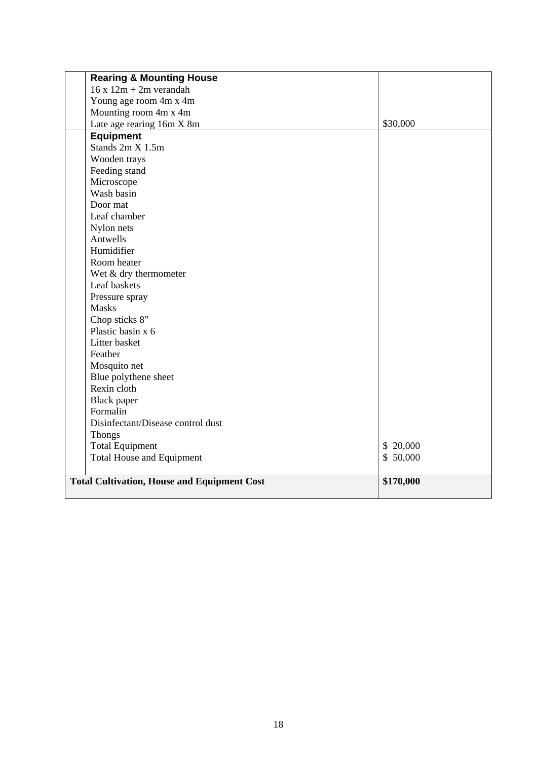| | | |
|---|---|---|
| | **Rearing & Mounting House**<br>16 x 12m + 2m verandah<br>Young age room 4m x 4m<br>Mounting room 4m x 4m<br>Late age rearing 16m X 8m | $30,000 |
| | **Equipment**<br>Stands 2m X 1.5m<br>Wooden trays<br>Feeding stand<br>Microscope<br>Wash basin<br>Door mat<br>Leaf chamber<br>Nylon nets<br>Antwells<br>Humidifier<br>Room heater<br>Wet & dry thermometer<br>Leaf baskets<br>Pressure spray<br>Masks<br>Chop sticks 8"<br>Plastic basin x 6<br>Litter basket<br>Feather<br>Mosquito net<br>Blue polythene sheet<br>Rexin cloth<br>Black paper<br>Formalin<br>Disinfectant/Disease control dust<br>Thongs<br>Total Equipment<br>Total House and Equipment | <br><br><br><br><br><br><br><br><br><br><br><br><br><br><br><br><br><br><br><br><br><br><br><br><br><br><br>$ 20,000<br>$ 50,000 |
| **Total Cultivation, House and Equipment Cost** | | **$170,000** |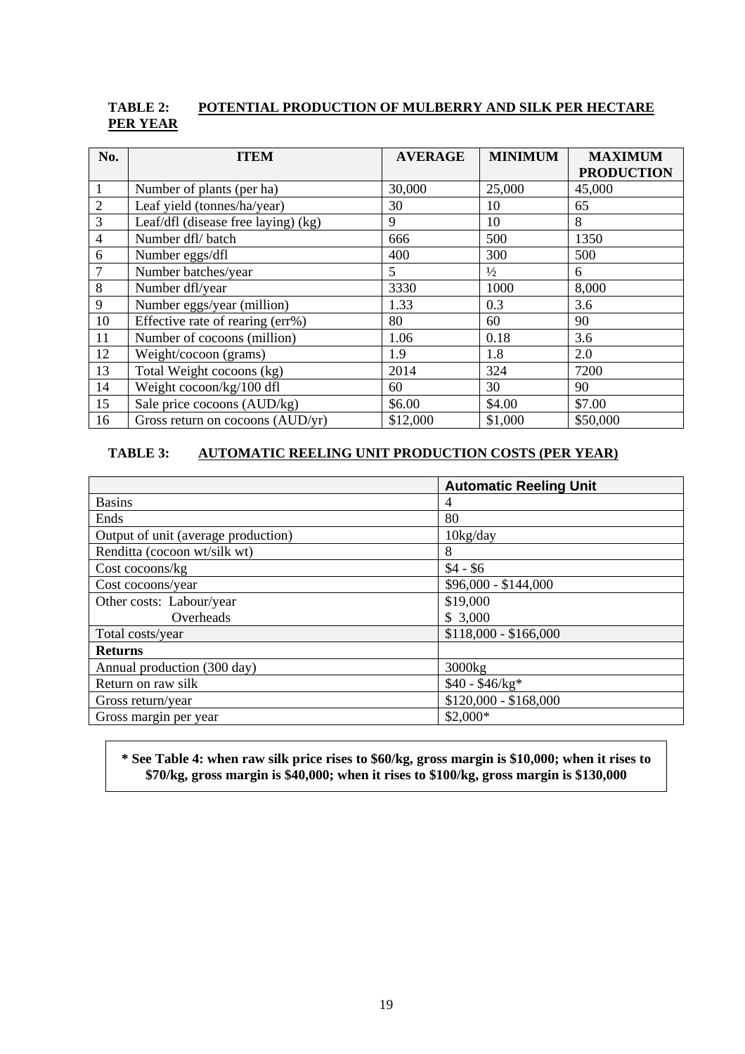**TABLE 2: POTENTIAL PRODUCTION OF MULBERRY AND SILK PER HECTARE PER YEAR**

| No. | ITEM | AVERAGE | MINIMUM | MAXIMUM PRODUCTION |
|---|---|---|---|---|
| 1 | Number of plants (per ha) | 30,000 | 25,000 | 45,000 |
| 2 | Leaf yield (tonnes/ha/year) | 30 | 10 | 65 |
| 3 | Leaf/dfl (disease free laying) (kg) | 9 | 10 | 8 |
| 4 | Number dfl/ batch | 666 | 500 | 1350 |
| 6 | Number eggs/dfl | 400 | 300 | 500 |
| 7 | Number batches/year | 5 | ½ | 6 |
| 8 | Number dfl/year | 3330 | 1000 | 8,000 |
| 9 | Number eggs/year (million) | 1.33 | 0.3 | 3.6 |
| 10 | Effective rate of rearing (err%) | 80 | 60 | 90 |
| 11 | Number of cocoons (million) | 1.06 | 0.18 | 3.6 |
| 12 | Weight/cocoon (grams) | 1.9 | 1.8 | 2.0 |
| 13 | Total Weight cocoons (kg) | 2014 | 324 | 7200 |
| 14 | Weight cocoon/kg/100 dfl | 60 | 30 | 90 |
| 15 | Sale price cocoons (AUD/kg) | $6.00 | $4.00 | $7.00 |
| 16 | Gross return on cocoons (AUD/yr) | $12,000 | $1,000 | $50,000 |

**TABLE 3: AUTOMATIC REELING UNIT PRODUCTION COSTS (PER YEAR)**

| | Automatic Reeling Unit |
|---|---|
| Basins | 4 |
| Ends | 80 |
| Output of unit (average production) | 10kg/day |
| Renditta (cocoon wt/silk wt) | 8 |
| Cost cocoons/kg | $4 - $6 |
| Cost cocoons/year | $96,000 - $144,000 |
| Other costs: Labour/year | $19,000 |
| Overheads | $ 3,000 |
| Total costs/year | $118,000 - $166,000 |
| **Returns** | |
| Annual production (300 day) | 3000kg |
| Return on raw silk | $40 - $46/kg* |
| Gross return/year | $120,000 - $168,000 |
| Gross margin per year | $2,000* |

**\* See Table 4: when raw silk price rises to $60/kg, gross margin is $10,000; when it rises to $70/kg, gross margin is $40,000; when it rises to $100/kg, gross margin is $130,000**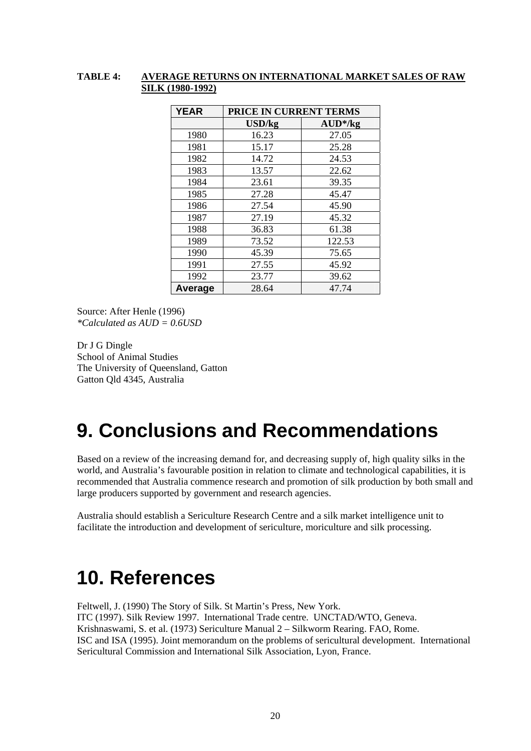**TABLE 4: AVERAGE RETURNS ON INTERNATIONAL MARKET SALES OF RAW SILK (1980-1992)**

| YEAR | PRICE IN CURRENT TERMS | |
|---|---|---|
| | USD/kg | AUD*/kg |
| 1980 | 16.23 | 27.05 |
| 1981 | 15.17 | 25.28 |
| 1982 | 14.72 | 24.53 |
| 1983 | 13.57 | 22.62 |
| 1984 | 23.61 | 39.35 |
| 1985 | 27.28 | 45.47 |
| 1986 | 27.54 | 45.90 |
| 1987 | 27.19 | 45.32 |
| 1988 | 36.83 | 61.38 |
| 1989 | 73.52 | 122.53 |
| 1990 | 45.39 | 75.65 |
| 1991 | 27.55 | 45.92 |
| 1992 | 23.77 | 39.62 |
| **Average** | 28.64 | 47.74 |

Source: After Henle (1996)
*\*Calculated as AUD = 0.6USD*

Dr J G Dingle
School of Animal Studies
The University of Queensland, Gatton
Gatton Qld 4345, Australia

# 9. Conclusions and Recommendations

Based on a review of the increasing demand for, and decreasing supply of, high quality silks in the world, and Australia's favourable position in relation to climate and technological capabilities, it is recommended that Australia commence research and promotion of silk production by both small and large producers supported by government and research agencies.

Australia should establish a Sericulture Research Centre and a silk market intelligence unit to facilitate the introduction and development of sericulture, moriculture and silk processing.

# 10. References

Feltwell, J. (1990) The Story of Silk. St Martin's Press, New York.
ITC (1997). Silk Review 1997. International Trade centre. UNCTAD/WTO, Geneva.
Krishnaswami, S. et al. (1973) Sericulture Manual 2 – Silkworm Rearing. FAO, Rome.
ISC and ISA (1995). Joint memorandum on the problems of sericultural development. International Sericultural Commission and International Silk Association, Lyon, France.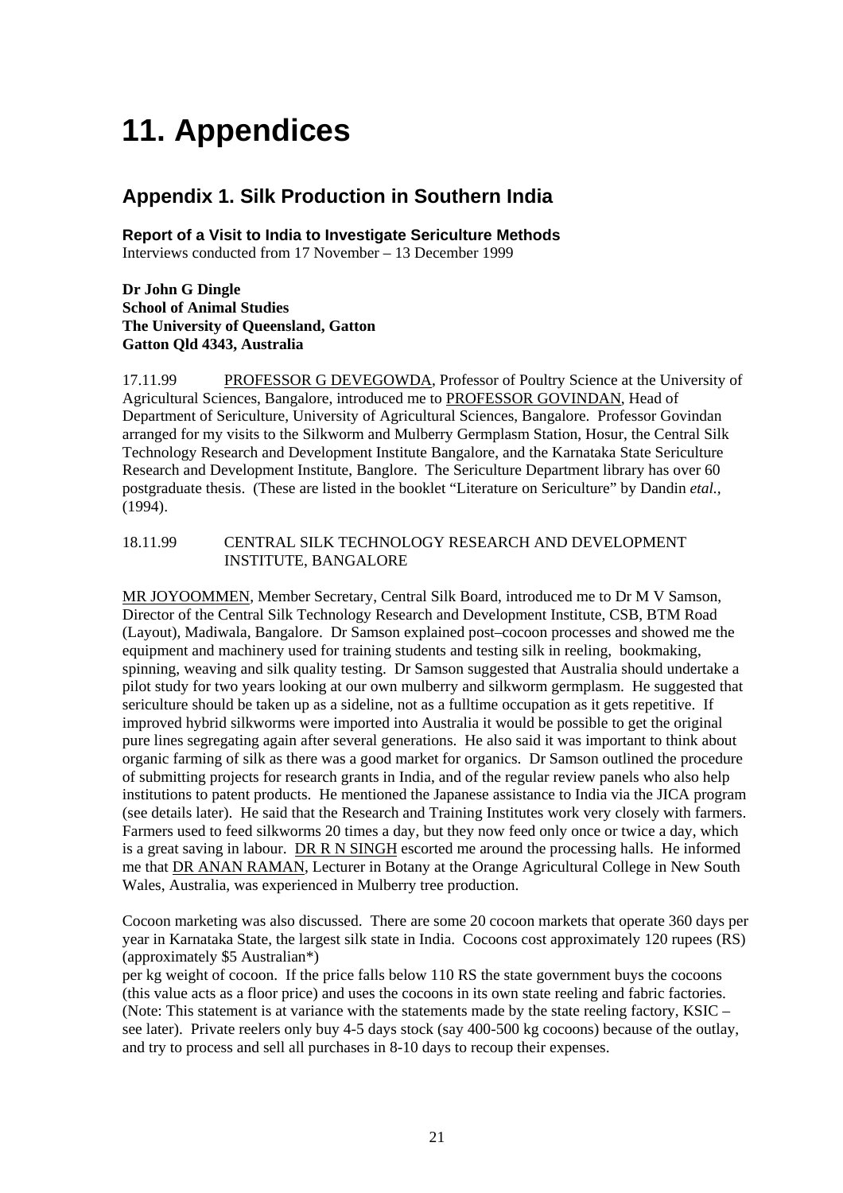# 11. Appendices

## Appendix 1. Silk Production in Southern India

**Report of a Visit to India to Investigate Sericulture Methods**
Interviews conducted from 17 November – 13 December 1999

**Dr John G Dingle**
**School of Animal Studies**
**The University of Queensland, Gatton**
**Gatton Qld 4343, Australia**

17.11.99 PROFESSOR G DEVEGOWDA, Professor of Poultry Science at the University of Agricultural Sciences, Bangalore, introduced me to PROFESSOR GOVINDAN, Head of Department of Sericulture, University of Agricultural Sciences, Bangalore. Professor Govindan arranged for my visits to the Silkworm and Mulberry Germplasm Station, Hosur, the Central Silk Technology Research and Development Institute Bangalore, and the Karnataka State Sericulture Research and Development Institute, Banglore. The Sericulture Department library has over 60 postgraduate thesis. (These are listed in the booklet "Literature on Sericulture" by Dandin *etal.*, (1994).

18.11.99 CENTRAL SILK TECHNOLOGY RESEARCH AND DEVELOPMENT INSTITUTE, BANGALORE

MR JOYOOMMEN, Member Secretary, Central Silk Board, introduced me to Dr M V Samson, Director of the Central Silk Technology Research and Development Institute, CSB, BTM Road (Layout), Madiwala, Bangalore. Dr Samson explained post–cocoon processes and showed me the equipment and machinery used for training students and testing silk in reeling, bookmaking, spinning, weaving and silk quality testing. Dr Samson suggested that Australia should undertake a pilot study for two years looking at our own mulberry and silkworm germplasm. He suggested that sericulture should be taken up as a sideline, not as a fulltime occupation as it gets repetitive. If improved hybrid silkworms were imported into Australia it would be possible to get the original pure lines segregating again after several generations. He also said it was important to think about organic farming of silk as there was a good market for organics. Dr Samson outlined the procedure of submitting projects for research grants in India, and of the regular review panels who also help institutions to patent products. He mentioned the Japanese assistance to India via the JICA program (see details later). He said that the Research and Training Institutes work very closely with farmers. Farmers used to feed silkworms 20 times a day, but they now feed only once or twice a day, which is a great saving in labour. DR R N SINGH escorted me around the processing halls. He informed me that DR ANAN RAMAN, Lecturer in Botany at the Orange Agricultural College in New South Wales, Australia, was experienced in Mulberry tree production.

Cocoon marketing was also discussed. There are some 20 cocoon markets that operate 360 days per year in Karnataka State, the largest silk state in India. Cocoons cost approximately 120 rupees (RS) (approximately $5 Australian*)
per kg weight of cocoon. If the price falls below 110 RS the state government buys the cocoons (this value acts as a floor price) and uses the cocoons in its own state reeling and fabric factories. (Note: This statement is at variance with the statements made by the state reeling factory, KSIC – see later). Private reelers only buy 4-5 days stock (say 400-500 kg cocoons) because of the outlay, and try to process and sell all purchases in 8-10 days to recoup their expenses.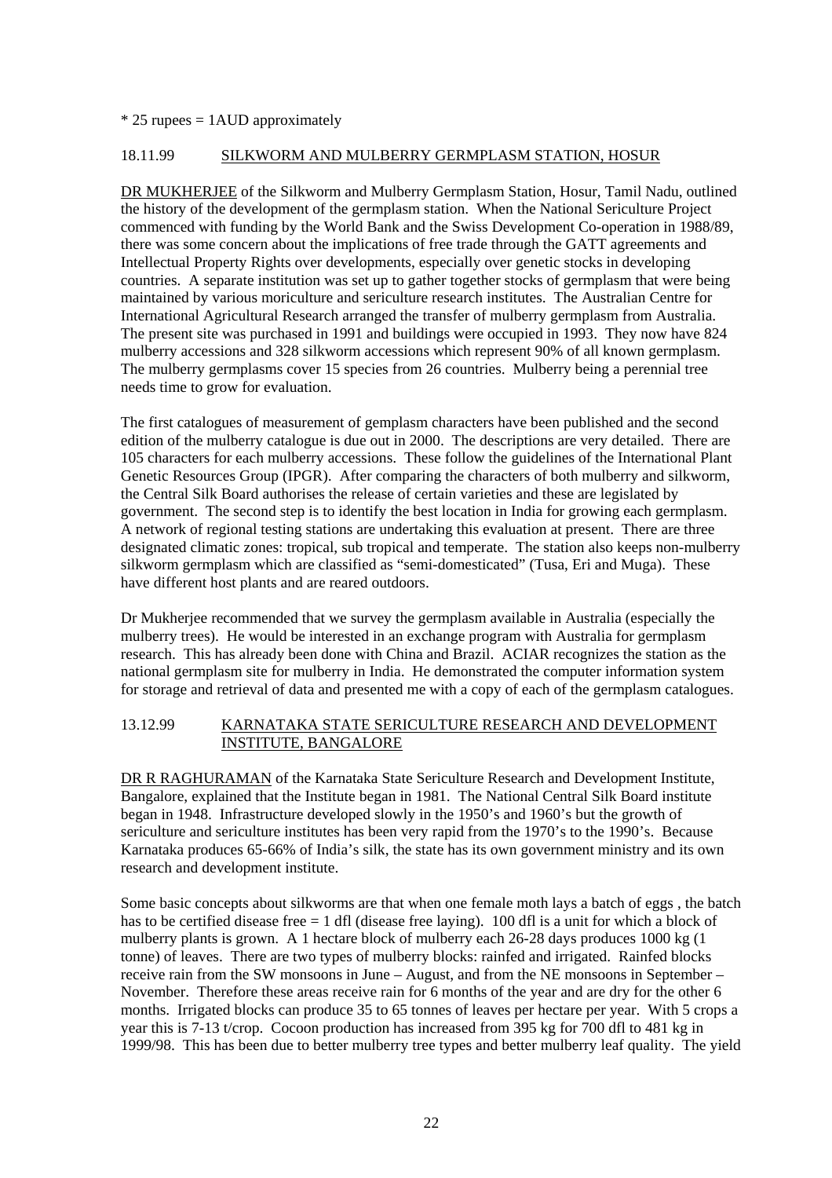* 25 rupees = 1AUD approximately

## 18.11.99 SILKWORM AND MULBERRY GERMPLASM STATION, HOSUR

DR MUKHERJEE of the Silkworm and Mulberry Germplasm Station, Hosur, Tamil Nadu, outlined the history of the development of the germplasm station. When the National Sericulture Project commenced with funding by the World Bank and the Swiss Development Co-operation in 1988/89, there was some concern about the implications of free trade through the GATT agreements and Intellectual Property Rights over developments, especially over genetic stocks in developing countries. A separate institution was set up to gather together stocks of germplasm that were being maintained by various moriculture and sericulture research institutes. The Australian Centre for International Agricultural Research arranged the transfer of mulberry germplasm from Australia. The present site was purchased in 1991 and buildings were occupied in 1993. They now have 824 mulberry accessions and 328 silkworm accessions which represent 90% of all known germplasm. The mulberry germplasms cover 15 species from 26 countries. Mulberry being a perennial tree needs time to grow for evaluation.

The first catalogues of measurement of gemplasm characters have been published and the second edition of the mulberry catalogue is due out in 2000. The descriptions are very detailed. There are 105 characters for each mulberry accessions. These follow the guidelines of the International Plant Genetic Resources Group (IPGR). After comparing the characters of both mulberry and silkworm, the Central Silk Board authorises the release of certain varieties and these are legislated by government. The second step is to identify the best location in India for growing each germplasm. A network of regional testing stations are undertaking this evaluation at present. There are three designated climatic zones: tropical, sub tropical and temperate. The station also keeps non-mulberry silkworm germplasm which are classified as "semi-domesticated" (Tusa, Eri and Muga). These have different host plants and are reared outdoors.

Dr Mukherjee recommended that we survey the germplasm available in Australia (especially the mulberry trees). He would be interested in an exchange program with Australia for germplasm research. This has already been done with China and Brazil. ACIAR recognizes the station as the national germplasm site for mulberry in India. He demonstrated the computer information system for storage and retrieval of data and presented me with a copy of each of the germplasm catalogues.

## 13.12.99 KARNATAKA STATE SERICULTURE RESEARCH AND DEVELOPMENT INSTITUTE, BANGALORE

DR R RAGHURAMAN of the Karnataka State Sericulture Research and Development Institute, Bangalore, explained that the Institute began in 1981. The National Central Silk Board institute began in 1948. Infrastructure developed slowly in the 1950's and 1960's but the growth of sericulture and sericulture institutes has been very rapid from the 1970's to the 1990's. Because Karnataka produces 65-66% of India's silk, the state has its own government ministry and its own research and development institute.

Some basic concepts about silkworms are that when one female moth lays a batch of eggs , the batch has to be certified disease free = 1 dfl (disease free laying). 100 dfl is a unit for which a block of mulberry plants is grown. A 1 hectare block of mulberry each 26-28 days produces 1000 kg (1 tonne) of leaves. There are two types of mulberry blocks: rainfed and irrigated. Rainfed blocks receive rain from the SW monsoons in June – August, and from the NE monsoons in September – November. Therefore these areas receive rain for 6 months of the year and are dry for the other 6 months. Irrigated blocks can produce 35 to 65 tonnes of leaves per hectare per year. With 5 crops a year this is 7-13 t/crop. Cocoon production has increased from 395 kg for 700 dfl to 481 kg in 1999/98. This has been due to better mulberry tree types and better mulberry leaf quality. The yield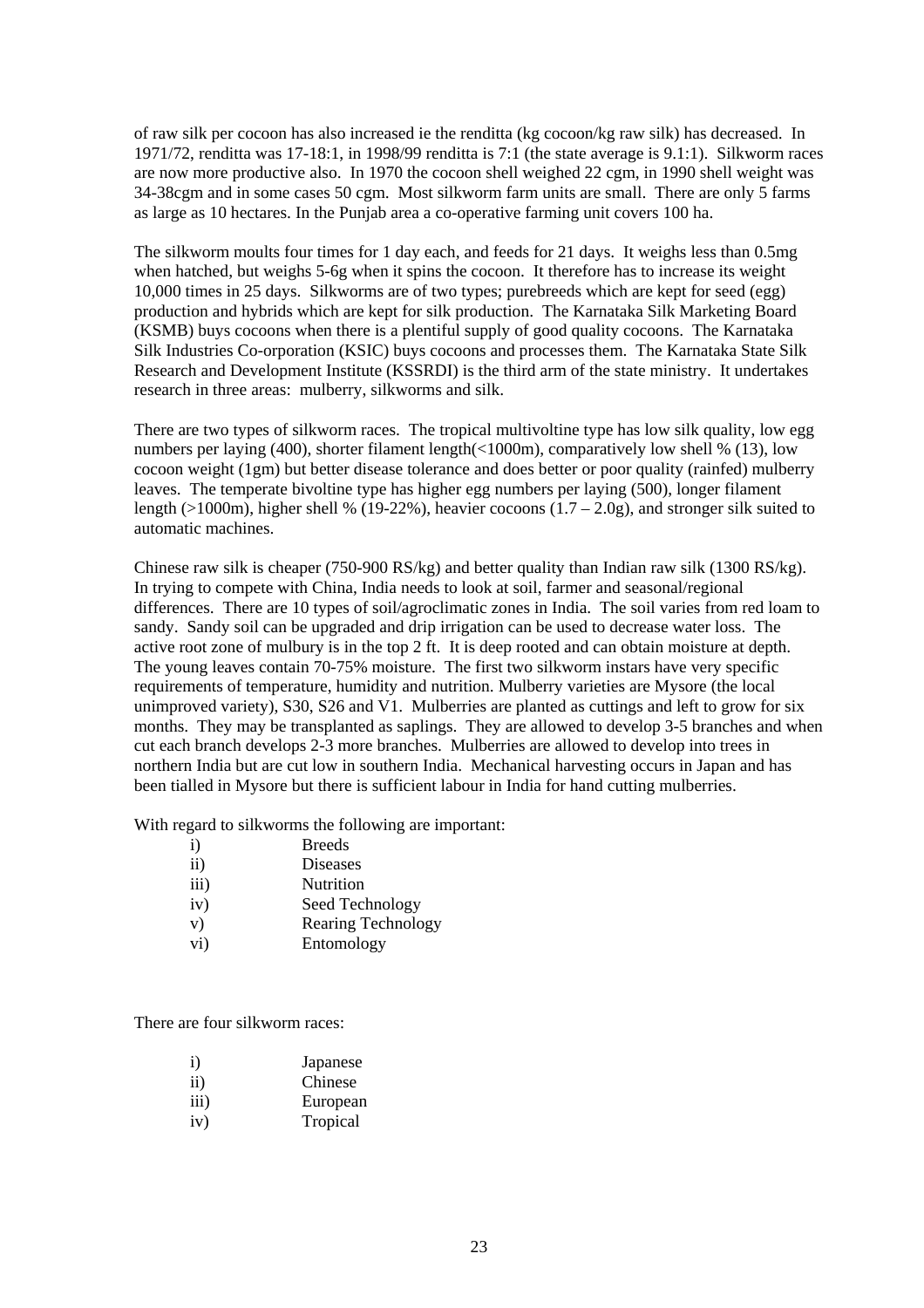of raw silk per cocoon has also increased ie the renditta (kg cocoon/kg raw silk) has decreased. In 1971/72, renditta was 17-18:1, in 1998/99 renditta is 7:1 (the state average is 9.1:1). Silkworm races are now more productive also. In 1970 the cocoon shell weighed 22 cgm, in 1990 shell weight was 34-38cgm and in some cases 50 cgm. Most silkworm farm units are small. There are only 5 farms as large as 10 hectares. In the Punjab area a co-operative farming unit covers 100 ha.

The silkworm moults four times for 1 day each, and feeds for 21 days. It weighs less than 0.5mg when hatched, but weighs 5-6g when it spins the cocoon. It therefore has to increase its weight 10,000 times in 25 days. Silkworms are of two types; purebreeds which are kept for seed (egg) production and hybrids which are kept for silk production. The Karnataka Silk Marketing Board (KSMB) buys cocoons when there is a plentiful supply of good quality cocoons. The Karnataka Silk Industries Co-orporation (KSIC) buys cocoons and processes them. The Karnataka State Silk Research and Development Institute (KSSRDI) is the third arm of the state ministry. It undertakes research in three areas: mulberry, silkworms and silk.

There are two types of silkworm races. The tropical multivoltine type has low silk quality, low egg numbers per laying (400), shorter filament length(<1000m), comparatively low shell % (13), low cocoon weight (1gm) but better disease tolerance and does better or poor quality (rainfed) mulberry leaves. The temperate bivoltine type has higher egg numbers per laying (500), longer filament length (>1000m), higher shell % (19-22%), heavier cocoons (1.7 – 2.0g), and stronger silk suited to automatic machines.

Chinese raw silk is cheaper (750-900 RS/kg) and better quality than Indian raw silk (1300 RS/kg). In trying to compete with China, India needs to look at soil, farmer and seasonal/regional differences. There are 10 types of soil/agroclimatic zones in India. The soil varies from red loam to sandy. Sandy soil can be upgraded and drip irrigation can be used to decrease water loss. The active root zone of mulbury is in the top 2 ft. It is deep rooted and can obtain moisture at depth. The young leaves contain 70-75% moisture. The first two silkworm instars have very specific requirements of temperature, humidity and nutrition. Mulberry varieties are Mysore (the local unimproved variety), S30, S26 and V1. Mulberries are planted as cuttings and left to grow for six months. They may be transplanted as saplings. They are allowed to develop 3-5 branches and when cut each branch develops 2-3 more branches. Mulberries are allowed to develop into trees in northern India but are cut low in southern India. Mechanical harvesting occurs in Japan and has been tialled in Mysore but there is sufficient labour in India for hand cutting mulberries.

With regard to silkworms the following are important:

i) Breeds
ii) Diseases
iii) Nutrition
iv) Seed Technology
v) Rearing Technology
vi) Entomology

There are four silkworm races:

i) Japanese
ii) Chinese
iii) European
iv) Tropical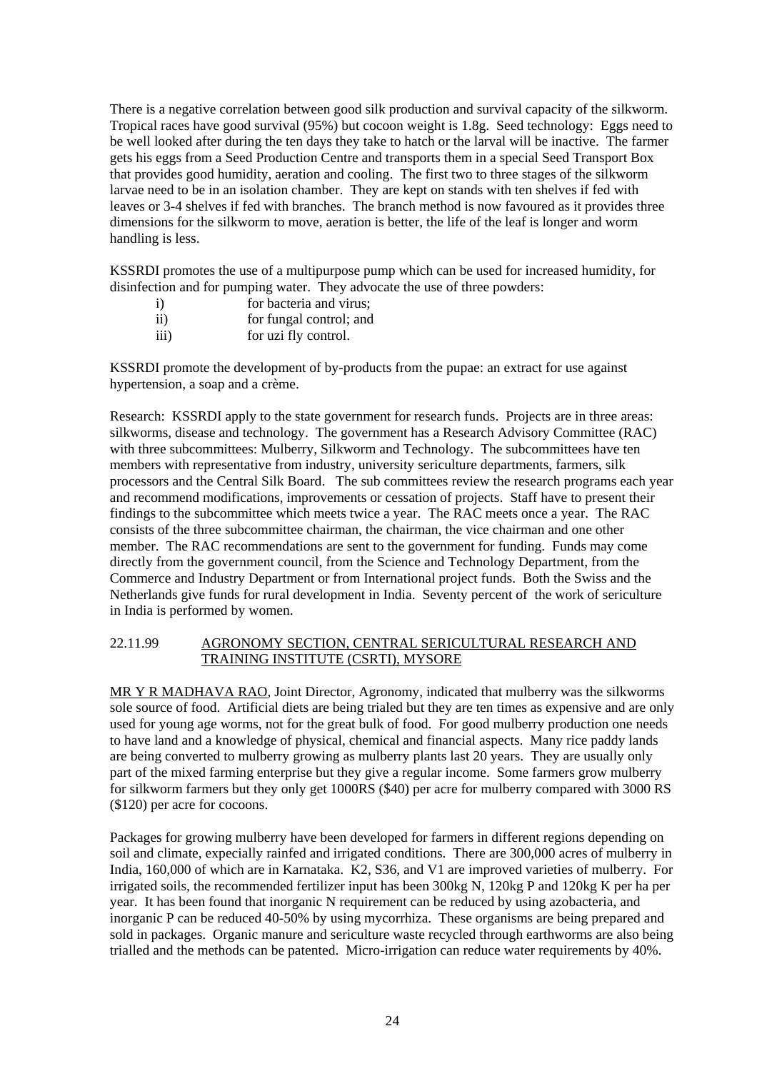There is a negative correlation between good silk production and survival capacity of the silkworm. Tropical races have good survival (95%) but cocoon weight is 1.8g. Seed technology: Eggs need to be well looked after during the ten days they take to hatch or the larval will be inactive. The farmer gets his eggs from a Seed Production Centre and transports them in a special Seed Transport Box that provides good humidity, aeration and cooling. The first two to three stages of the silkworm larvae need to be in an isolation chamber. They are kept on stands with ten shelves if fed with leaves or 3-4 shelves if fed with branches. The branch method is now favoured as it provides three dimensions for the silkworm to move, aeration is better, the life of the leaf is longer and worm handling is less.

KSSRDI promotes the use of a multipurpose pump which can be used for increased humidity, for disinfection and for pumping water. They advocate the use of three powders:

- i) for bacteria and virus;
- ii) for fungal control; and
- iii) for uzi fly control.

KSSRDI promote the development of by-products from the pupae: an extract for use against hypertension, a soap and a crème.

Research: KSSRDI apply to the state government for research funds. Projects are in three areas: silkworms, disease and technology. The government has a Research Advisory Committee (RAC) with three subcommittees: Mulberry, Silkworm and Technology. The subcommittees have ten members with representative from industry, university sericulture departments, farmers, silk processors and the Central Silk Board. The sub committees review the research programs each year and recommend modifications, improvements or cessation of projects. Staff have to present their findings to the subcommittee which meets twice a year. The RAC meets once a year. The RAC consists of the three subcommittee chairman, the chairman, the vice chairman and one other member. The RAC recommendations are sent to the government for funding. Funds may come directly from the government council, from the Science and Technology Department, from the Commerce and Industry Department or from International project funds. Both the Swiss and the Netherlands give funds for rural development in India. Seventy percent of the work of sericulture in India is performed by women.

## 22.11.99 AGRONOMY SECTION, CENTRAL SERICULTURAL RESEARCH AND TRAINING INSTITUTE (CSRTI), MYSORE

MR Y R MADHAVA RAO, Joint Director, Agronomy, indicated that mulberry was the silkworms sole source of food. Artificial diets are being trialed but they are ten times as expensive and are only used for young age worms, not for the great bulk of food. For good mulberry production one needs to have land and a knowledge of physical, chemical and financial aspects. Many rice paddy lands are being converted to mulberry growing as mulberry plants last 20 years. They are usually only part of the mixed farming enterprise but they give a regular income. Some farmers grow mulberry for silkworm farmers but they only get 1000RS ($40) per acre for mulberry compared with 3000 RS ($120) per acre for cocoons.

Packages for growing mulberry have been developed for farmers in different regions depending on soil and climate, expecially rainfed and irrigated conditions. There are 300,000 acres of mulberry in India, 160,000 of which are in Karnataka. K2, S36, and V1 are improved varieties of mulberry. For irrigated soils, the recommended fertilizer input has been 300kg N, 120kg P and 120kg K per ha per year. It has been found that inorganic N requirement can be reduced by using azobacteria, and inorganic P can be reduced 40-50% by using mycorrhiza. These organisms are being prepared and sold in packages. Organic manure and sericulture waste recycled through earthworms are also being trialled and the methods can be patented. Micro-irrigation can reduce water requirements by 40%.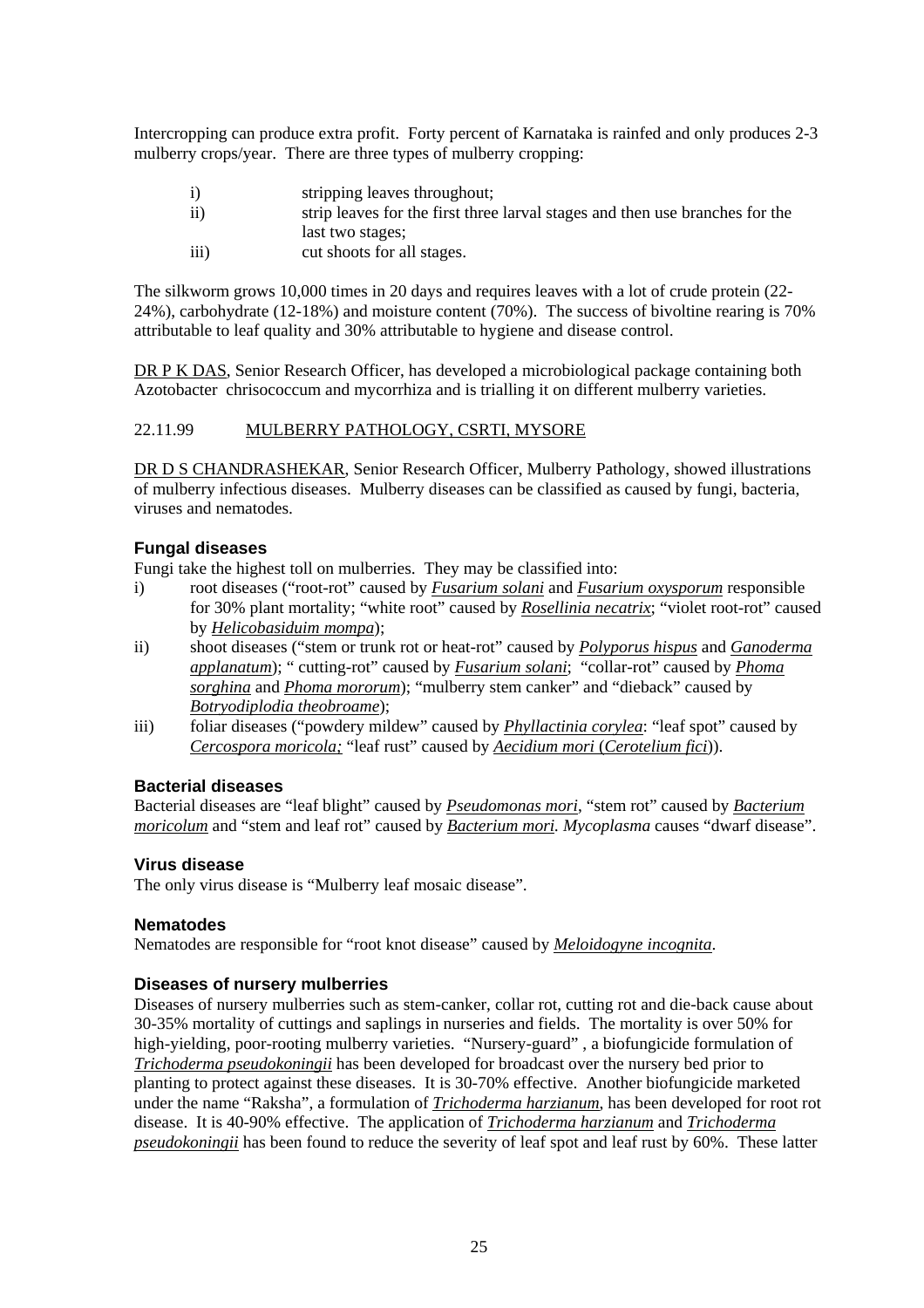Intercropping can produce extra profit. Forty percent of Karnataka is rainfed and only produces 2-3 mulberry crops/year. There are three types of mulberry cropping:

i) stripping leaves throughout;
ii) strip leaves for the first three larval stages and then use branches for the last two stages;
iii) cut shoots for all stages.

The silkworm grows 10,000 times in 20 days and requires leaves with a lot of crude protein (22-24%), carbohydrate (12-18%) and moisture content (70%). The success of bivoltine rearing is 70% attributable to leaf quality and 30% attributable to hygiene and disease control.

DR P K DAS, Senior Research Officer, has developed a microbiological package containing both Azotobacter chrisococcum and mycorrhiza and is trialling it on different mulberry varieties.

22.11.99 MULBERRY PATHOLOGY, CSRTI, MYSORE

DR D S CHANDRASHEKAR, Senior Research Officer, Mulberry Pathology, showed illustrations of mulberry infectious diseases. Mulberry diseases can be classified as caused by fungi, bacteria, viruses and nematodes.

### Fungal diseases

Fungi take the highest toll on mulberries. They may be classified into:

i) root diseases ("root-rot" caused by *Fusarium solani* and *Fusarium oxysporum* responsible for 30% plant mortality; "white root" caused by *Rosellinia necatrix*; "violet root-rot" caused by *Helicobasiduim mompa*);
ii) shoot diseases ("stem or trunk rot or heat-rot" caused by *Polyporus hispus* and *Ganoderma applanatum*); " cutting-rot" caused by *Fusarium solani*; "collar-rot" caused by *Phoma sorghina* and *Phoma mororum*); "mulberry stem canker" and "dieback" caused by *Botryodiplodia theobroame*);
iii) foliar diseases ("powdery mildew" caused by *Phyllactinia corylea*: "leaf spot" caused by *Cercospora moricola;* "leaf rust" caused by *Aecidium mori* (*Cerotelium fici*)).

### Bacterial diseases

Bacterial diseases are "leaf blight" caused by *Pseudomonas mori*, "stem rot" caused by *Bacterium moricolum* and "stem and leaf rot" caused by *Bacterium mori. Mycoplasma* causes "dwarf disease".

### Virus disease

The only virus disease is "Mulberry leaf mosaic disease".

### Nematodes

Nematodes are responsible for "root knot disease" caused by *Meloidogyne incognita*.

### Diseases of nursery mulberries

Diseases of nursery mulberries such as stem-canker, collar rot, cutting rot and die-back cause about 30-35% mortality of cuttings and saplings in nurseries and fields. The mortality is over 50% for high-yielding, poor-rooting mulberry varieties. "Nursery-guard" , a biofungicide formulation of *Trichoderma pseudokoningii* has been developed for broadcast over the nursery bed prior to planting to protect against these diseases. It is 30-70% effective. Another biofungicide marketed under the name "Raksha", a formulation of *Trichoderma harzianum*, has been developed for root rot disease. It is 40-90% effective. The application of *Trichoderma harzianum* and *Trichoderma pseudokoningii* has been found to reduce the severity of leaf spot and leaf rust by 60%. These latter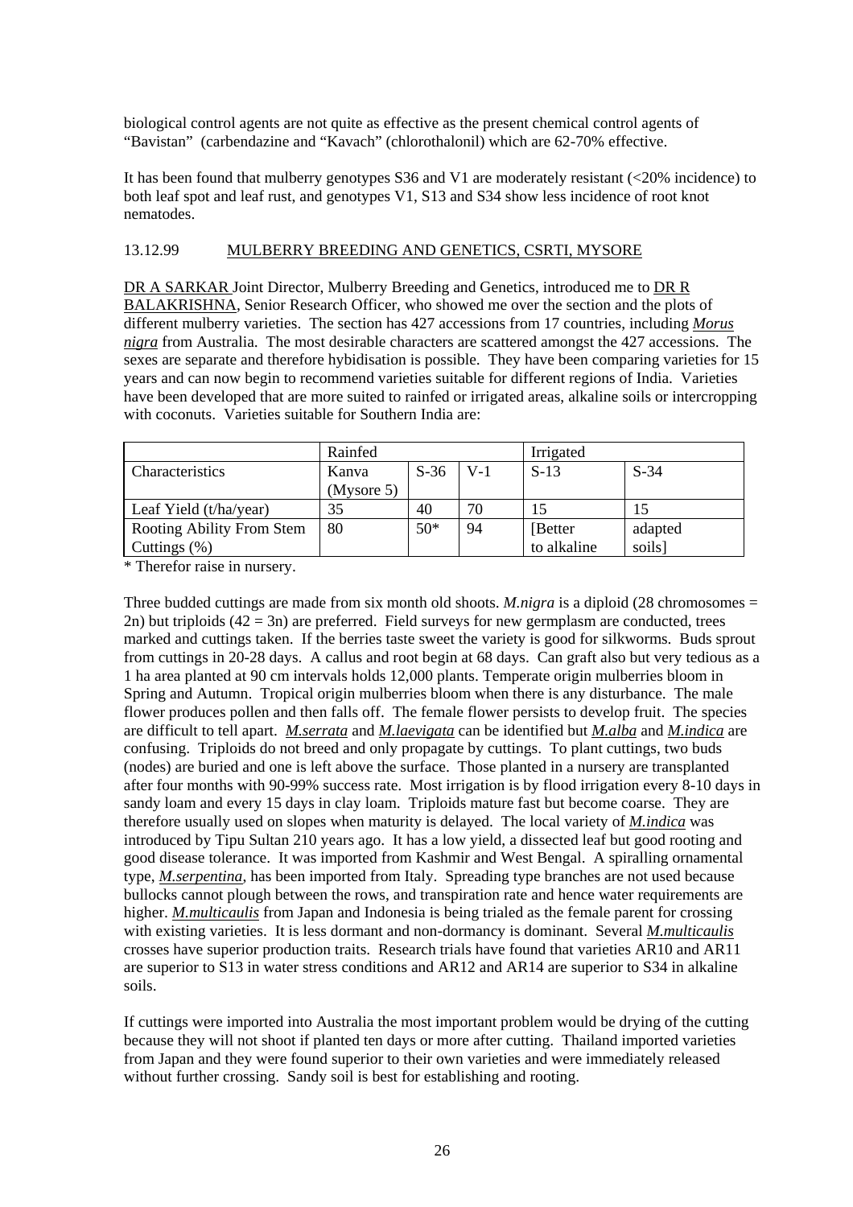biological control agents are not quite as effective as the present chemical control agents of "Bavistan" (carbendazine and "Kavach" (chlorothalonil) which are 62-70% effective.

It has been found that mulberry genotypes S36 and V1 are moderately resistant (<20% incidence) to both leaf spot and leaf rust, and genotypes V1, S13 and S34 show less incidence of root knot nematodes.

13.12.99 MULBERRY BREEDING AND GENETICS, CSRTI, MYSORE

DR A SARKAR Joint Director, Mulberry Breeding and Genetics, introduced me to DR R BALAKRISHNA, Senior Research Officer, who showed me over the section and the plots of different mulberry varieties. The section has 427 accessions from 17 countries, including ***Morus nigra*** from Australia. The most desirable characters are scattered amongst the 427 accessions. The sexes are separate and therefore hybidisation is possible. They have been comparing varieties for 15 years and can now begin to recommend varieties suitable for different regions of India. Varieties have been developed that are more suited to rainfed or irrigated areas, alkaline soils or intercropping with coconuts. Varieties suitable for Southern India are:

| | Rainfed | | | Irrigated | |
|---|---|---|---|---|---|
| Characteristics | Kanva (Mysore 5) | S-36 | V-1 | S-13 | S-34 |
| Leaf Yield (t/ha/year) | 35 | 40 | 70 | 15 | 15 |
| Rooting Ability From Stem Cuttings (%) | 80 | 50* | 94 | [Better to alkaline | adapted soils] |

\* Therefor raise in nursery.

Three budded cuttings are made from six month old shoots. *M.nigra* is a diploid (28 chromosomes = 2n) but triploids (42 = 3n) are preferred. Field surveys for new germplasm are conducted, trees marked and cuttings taken. If the berries taste sweet the variety is good for silkworms. Buds sprout from cuttings in 20-28 days. A callus and root begin at 68 days. Can graft also but very tedious as a 1 ha area planted at 90 cm intervals holds 12,000 plants. Temperate origin mulberries bloom in Spring and Autumn. Tropical origin mulberries bloom when there is any disturbance. The male flower produces pollen and then falls off. The female flower persists to develop fruit. The species are difficult to tell apart. ***M.serrata*** and ***M.laevigata*** can be identified but ***M.alba*** and ***M.indica*** are confusing. Triploids do not breed and only propagate by cuttings. To plant cuttings, two buds (nodes) are buried and one is left above the surface. Those planted in a nursery are transplanted after four months with 90-99% success rate. Most irrigation is by flood irrigation every 8-10 days in sandy loam and every 15 days in clay loam. Triploids mature fast but become coarse. They are therefore usually used on slopes when maturity is delayed. The local variety of ***M.indica*** was introduced by Tipu Sultan 210 years ago. It has a low yield, a dissected leaf but good rooting and good disease tolerance. It was imported from Kashmir and West Bengal. A spiralling ornamental type, ***M.serpentina***, has been imported from Italy. Spreading type branches are not used because bullocks cannot plough between the rows, and transpiration rate and hence water requirements are higher. ***M.multicaulis*** from Japan and Indonesia is being trialed as the female parent for crossing with existing varieties. It is less dormant and non-dormancy is dominant. Several ***M.multicaulis*** crosses have superior production traits. Research trials have found that varieties AR10 and AR11 are superior to S13 in water stress conditions and AR12 and AR14 are superior to S34 in alkaline soils.

If cuttings were imported into Australia the most important problem would be drying of the cutting because they will not shoot if planted ten days or more after cutting. Thailand imported varieties from Japan and they were found superior to their own varieties and were immediately released without further crossing. Sandy soil is best for establishing and rooting.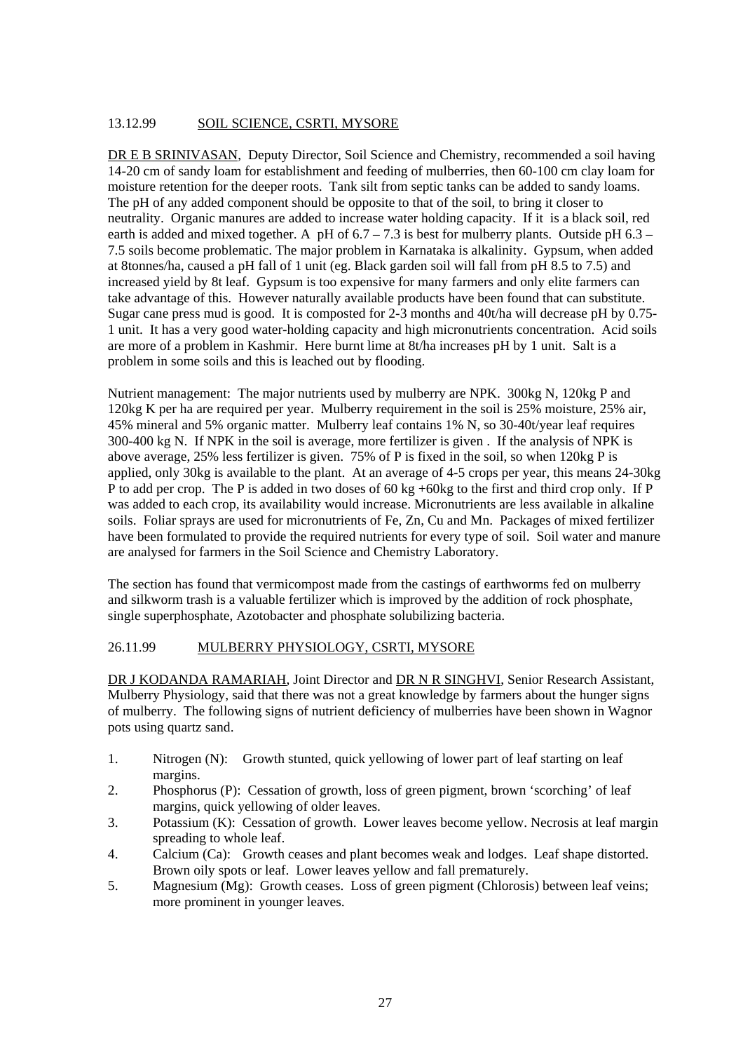13.12.99 SOIL SCIENCE, CSRTI, MYSORE

DR E B SRINIVASAN, Deputy Director, Soil Science and Chemistry, recommended a soil having 14-20 cm of sandy loam for establishment and feeding of mulberries, then 60-100 cm clay loam for moisture retention for the deeper roots. Tank silt from septic tanks can be added to sandy loams. The pH of any added component should be opposite to that of the soil, to bring it closer to neutrality. Organic manures are added to increase water holding capacity. If it is a black soil, red earth is added and mixed together. A pH of 6.7 – 7.3 is best for mulberry plants. Outside pH 6.3 – 7.5 soils become problematic. The major problem in Karnataka is alkalinity. Gypsum, when added at 8tonnes/ha, caused a pH fall of 1 unit (eg. Black garden soil will fall from pH 8.5 to 7.5) and increased yield by 8t leaf. Gypsum is too expensive for many farmers and only elite farmers can take advantage of this. However naturally available products have been found that can substitute. Sugar cane press mud is good. It is composted for 2-3 months and 40t/ha will decrease pH by 0.75-1 unit. It has a very good water-holding capacity and high micronutrients concentration. Acid soils are more of a problem in Kashmir. Here burnt lime at 8t/ha increases pH by 1 unit. Salt is a problem in some soils and this is leached out by flooding.

Nutrient management: The major nutrients used by mulberry are NPK. 300kg N, 120kg P and 120kg K per ha are required per year. Mulberry requirement in the soil is 25% moisture, 25% air, 45% mineral and 5% organic matter. Mulberry leaf contains 1% N, so 30-40t/year leaf requires 300-400 kg N. If NPK in the soil is average, more fertilizer is given . If the analysis of NPK is above average, 25% less fertilizer is given. 75% of P is fixed in the soil, so when 120kg P is applied, only 30kg is available to the plant. At an average of 4-5 crops per year, this means 24-30kg P to add per crop. The P is added in two doses of 60 kg +60kg to the first and third crop only. If P was added to each crop, its availability would increase. Micronutrients are less available in alkaline soils. Foliar sprays are used for micronutrients of Fe, Zn, Cu and Mn. Packages of mixed fertilizer have been formulated to provide the required nutrients for every type of soil. Soil water and manure are analysed for farmers in the Soil Science and Chemistry Laboratory.

The section has found that vermicompost made from the castings of earthworms fed on mulberry and silkworm trash is a valuable fertilizer which is improved by the addition of rock phosphate, single superphosphate, Azotobacter and phosphate solubilizing bacteria.

26.11.99 MULBERRY PHYSIOLOGY, CSRTI, MYSORE

DR J KODANDA RAMARIAH, Joint Director and DR N R SINGHVI, Senior Research Assistant, Mulberry Physiology, said that there was not a great knowledge by farmers about the hunger signs of mulberry. The following signs of nutrient deficiency of mulberries have been shown in Wagnor pots using quartz sand.

1. Nitrogen (N): Growth stunted, quick yellowing of lower part of leaf starting on leaf margins.
2. Phosphorus (P): Cessation of growth, loss of green pigment, brown 'scorching' of leaf margins, quick yellowing of older leaves.
3. Potassium (K): Cessation of growth. Lower leaves become yellow. Necrosis at leaf margin spreading to whole leaf.
4. Calcium (Ca): Growth ceases and plant becomes weak and lodges. Leaf shape distorted. Brown oily spots or leaf. Lower leaves yellow and fall prematurely.
5. Magnesium (Mg): Growth ceases. Loss of green pigment (Chlorosis) between leaf veins; more prominent in younger leaves.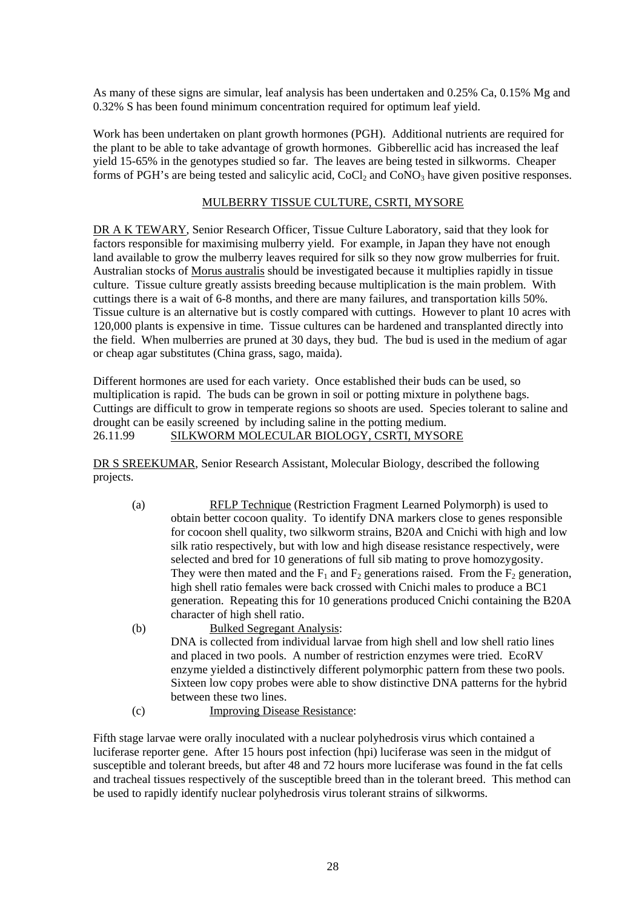As many of these signs are simular, leaf analysis has been undertaken and 0.25% Ca, 0.15% Mg and 0.32% S has been found minimum concentration required for optimum leaf yield.

Work has been undertaken on plant growth hormones (PGH). Additional nutrients are required for the plant to be able to take advantage of growth hormones. Gibberellic acid has increased the leaf yield 15-65% in the genotypes studied so far. The leaves are being tested in silkworms. Cheaper forms of PGH's are being tested and salicylic acid, $CoCl_2$ and $CoNO_3$ have given positive responses.

## MULBERRY TISSUE CULTURE, CSRTI, MYSORE

DR A K TEWARY, Senior Research Officer, Tissue Culture Laboratory, said that they look for factors responsible for maximising mulberry yield. For example, in Japan they have not enough land available to grow the mulberry leaves required for silk so they now grow mulberries for fruit. Australian stocks of *Morus australis* should be investigated because it multiplies rapidly in tissue culture. Tissue culture greatly assists breeding because multiplication is the main problem. With cuttings there is a wait of 6-8 months, and there are many failures, and transportation kills 50%. Tissue culture is an alternative but is costly compared with cuttings. However to plant 10 acres with 120,000 plants is expensive in time. Tissue cultures can be hardened and transplanted directly into the field. When mulberries are pruned at 30 days, they bud. The bud is used in the medium of agar or cheap agar substitutes (China grass, sago, maida).

Different hormones are used for each variety. Once established their buds can be used, so multiplication is rapid. The buds can be grown in soil or potting mixture in polythene bags. Cuttings are difficult to grow in temperate regions so shoots are used. Species tolerant to saline and drought can be easily screened by including saline in the potting medium.

26.11.99 SILKWORM MOLECULAR BIOLOGY, CSRTI, MYSORE

DR S SREEKUMAR, Senior Research Assistant, Molecular Biology, described the following projects.

(a) RFLP Technique (Restriction Fragment Learned Polymorph) is used to obtain better cocoon quality. To identify DNA markers close to genes responsible for cocoon shell quality, two silkworm strains, B20A and Cnichi with high and low silk ratio respectively, but with low and high disease resistance respectively, were selected and bred for 10 generations of full sib mating to prove homozygosity. They were then mated and the $F_1$ and $F_2$ generations raised. From the $F_2$ generation, high shell ratio females were back crossed with Cnichi males to produce a BC1 generation. Repeating this for 10 generations produced Cnichi containing the B20A character of high shell ratio.

(b) Bulked Segregant Analysis:
DNA is collected from individual larvae from high shell and low shell ratio lines and placed in two pools. A number of restriction enzymes were tried. EcoRV enzyme yielded a distinctively different polymorphic pattern from these two pools. Sixteen low copy probes were able to show distinctive DNA patterns for the hybrid between these two lines.

(c) Improving Disease Resistance:

Fifth stage larvae were orally inoculated with a nuclear polyhedrosis virus which contained a luciferase reporter gene. After 15 hours post infection (hpi) luciferase was seen in the midgut of susceptible and tolerant breeds, but after 48 and 72 hours more luciferase was found in the fat cells and tracheal tissues respectively of the susceptible breed than in the tolerant breed. This method can be used to rapidly identify nuclear polyhedrosis virus tolerant strains of silkworms.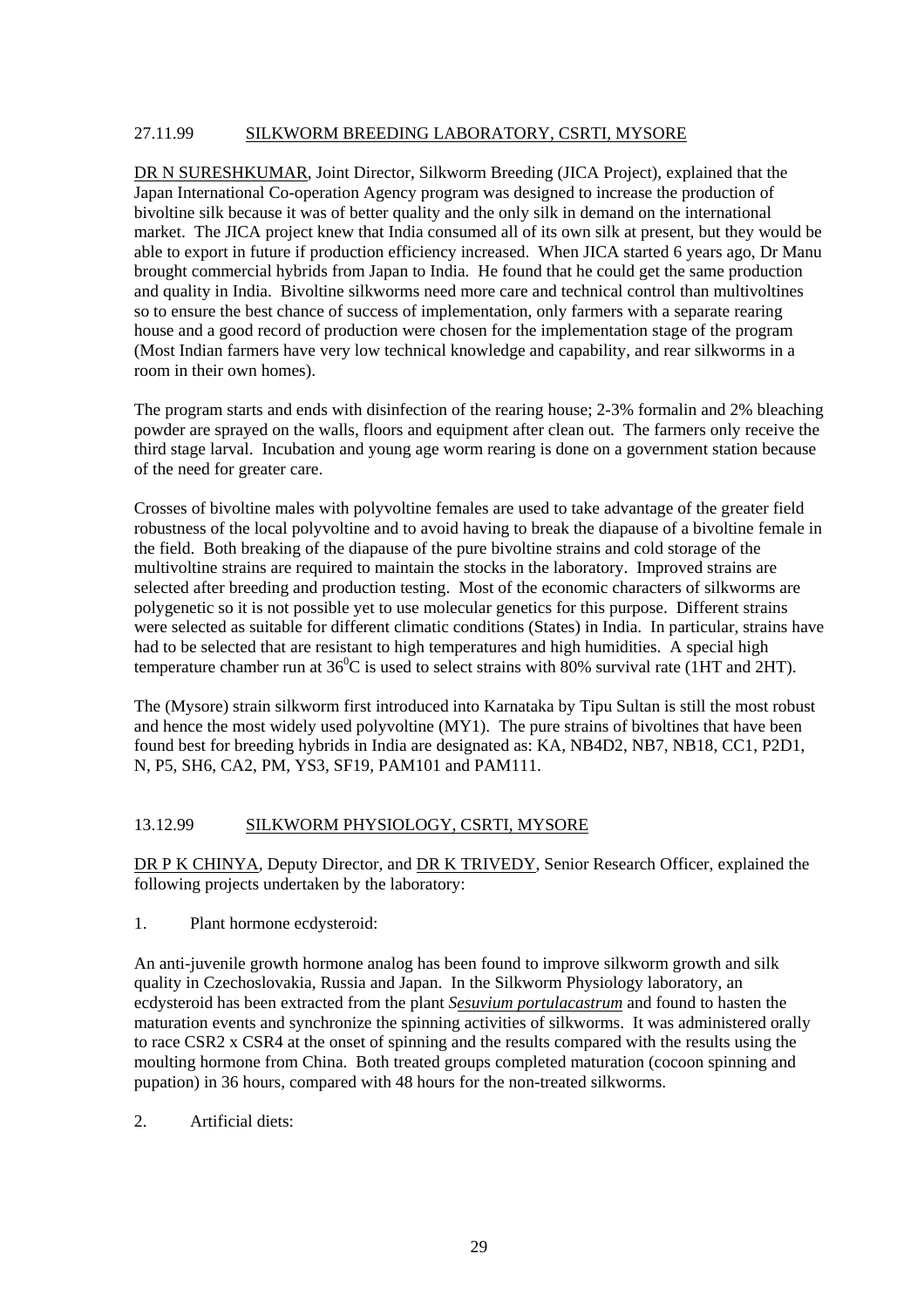27.11.99 <u>SILKWORM BREEDING LABORATORY, CSRTI, MYSORE</u>

<u>DR N SURESHKUMAR</u>, Joint Director, Silkworm Breeding (JICA Project), explained that the Japan International Co-operation Agency program was designed to increase the production of bivoltine silk because it was of better quality and the only silk in demand on the international market. The JICA project knew that India consumed all of its own silk at present, but they would be able to export in future if production efficiency increased. When JICA started 6 years ago, Dr Manu brought commercial hybrids from Japan to India. He found that he could get the same production and quality in India. Bivoltine silkworms need more care and technical control than multivoltines so to ensure the best chance of success of implementation, only farmers with a separate rearing house and a good record of production were chosen for the implementation stage of the program (Most Indian farmers have very low technical knowledge and capability, and rear silkworms in a room in their own homes).

The program starts and ends with disinfection of the rearing house; 2-3% formalin and 2% bleaching powder are sprayed on the walls, floors and equipment after clean out. The farmers only receive the third stage larval. Incubation and young age worm rearing is done on a government station because of the need for greater care.

Crosses of bivoltine males with polyvoltine females are used to take advantage of the greater field robustness of the local polyvoltine and to avoid having to break the diapause of a bivoltine female in the field. Both breaking of the diapause of the pure bivoltine strains and cold storage of the multivoltine strains are required to maintain the stocks in the laboratory. Improved strains are selected after breeding and production testing. Most of the economic characters of silkworms are polygenetic so it is not possible yet to use molecular genetics for this purpose. Different strains were selected as suitable for different climatic conditions (States) in India. In particular, strains have had to be selected that are resistant to high temperatures and high humidities. A special high temperature chamber run at $36^0$C is used to select strains with 80% survival rate (1HT and 2HT).

The (Mysore) strain silkworm first introduced into Karnataka by Tipu Sultan is still the most robust and hence the most widely used polyvoltine (MY1). The pure strains of bivoltines that have been found best for breeding hybrids in India are designated as: KA, NB4D2, NB7, NB18, CC1, P2D1, N, P5, SH6, CA2, PM, YS3, SF19, PAM101 and PAM111.

13.12.99 <u>SILKWORM PHYSIOLOGY, CSRTI, MYSORE</u>

<u>DR P K CHINYA</u>, Deputy Director, and <u>DR K TRIVEDY</u>, Senior Research Officer, explained the following projects undertaken by the laboratory:

1. Plant hormone ecdysteroid:

An anti-juvenile growth hormone analog has been found to improve silkworm growth and silk quality in Czechoslovakia, Russia and Japan. In the Silkworm Physiology laboratory, an ecdysteroid has been extracted from the plant <u>*Sesuvium portulacastrum*</u> and found to hasten the maturation events and synchronize the spinning activities of silkworms. It was administered orally to race CSR2 x CSR4 at the onset of spinning and the results compared with the results using the moulting hormone from China. Both treated groups completed maturation (cocoon spinning and pupation) in 36 hours, compared with 48 hours for the non-treated silkworms.

2. Artificial diets: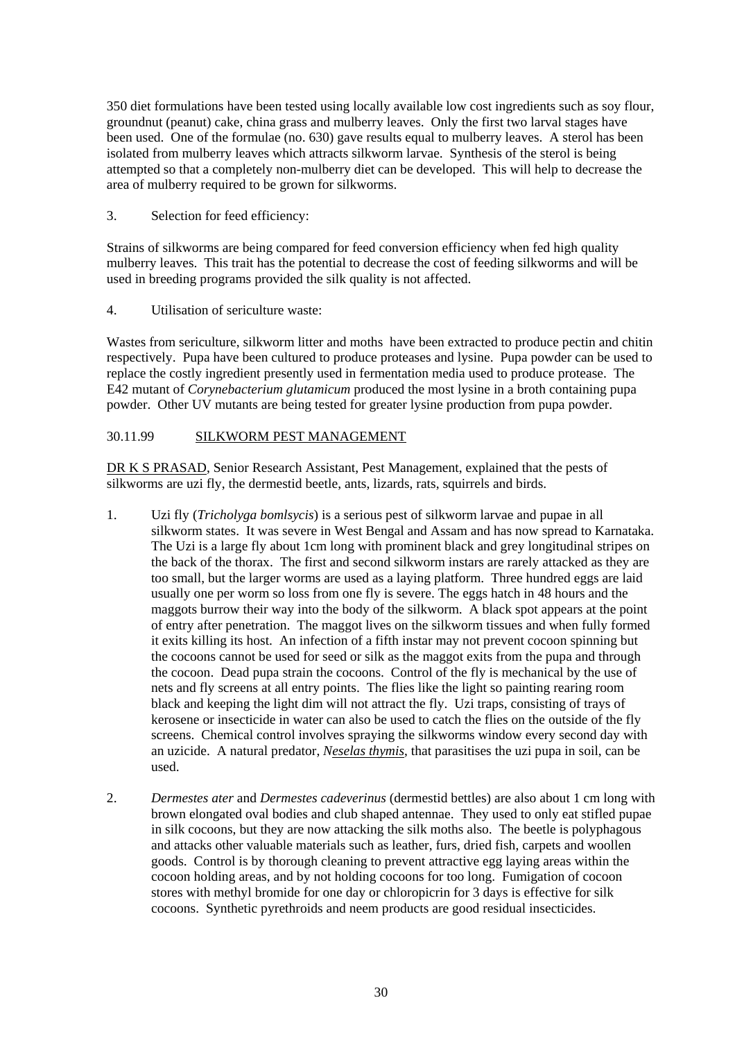350 diet formulations have been tested using locally available low cost ingredients such as soy flour, groundnut (peanut) cake, china grass and mulberry leaves. Only the first two larval stages have been used. One of the formulae (no. 630) gave results equal to mulberry leaves. A sterol has been isolated from mulberry leaves which attracts silkworm larvae. Synthesis of the sterol is being attempted so that a completely non-mulberry diet can be developed. This will help to decrease the area of mulberry required to be grown for silkworms.

3. Selection for feed efficiency:

Strains of silkworms are being compared for feed conversion efficiency when fed high quality mulberry leaves. This trait has the potential to decrease the cost of feeding silkworms and will be used in breeding programs provided the silk quality is not affected.

4. Utilisation of sericulture waste:

Wastes from sericulture, silkworm litter and moths have been extracted to produce pectin and chitin respectively. Pupa have been cultured to produce proteases and lysine. Pupa powder can be used to replace the costly ingredient presently used in fermentation media used to produce protease. The E42 mutant of *Corynebacterium glutamicum* produced the most lysine in a broth containing pupa powder. Other UV mutants are being tested for greater lysine production from pupa powder.

30.11.99 SILKWORM PEST MANAGEMENT

DR K S PRASAD, Senior Research Assistant, Pest Management, explained that the pests of silkworms are uzi fly, the dermestid beetle, ants, lizards, rats, squirrels and birds.

1. Uzi fly (*Tricholyga bomlsycis*) is a serious pest of silkworm larvae and pupae in all silkworm states. It was severe in West Bengal and Assam and has now spread to Karnataka. The Uzi is a large fly about 1cm long with prominent black and grey longitudinal stripes on the back of the thorax. The first and second silkworm instars are rarely attacked as they are too small, but the larger worms are used as a laying platform. Three hundred eggs are laid usually one per worm so loss from one fly is severe. The eggs hatch in 48 hours and the maggots burrow their way into the body of the silkworm. A black spot appears at the point of entry after penetration. The maggot lives on the silkworm tissues and when fully formed it exits killing its host. An infection of a fifth instar may not prevent cocoon spinning but the cocoons cannot be used for seed or silk as the maggot exits from the pupa and through the cocoon. Dead pupa strain the cocoons. Control of the fly is mechanical by the use of nets and fly screens at all entry points. The flies like the light so painting rearing room black and keeping the light dim will not attract the fly. Uzi traps, consisting of trays of kerosene or insecticide in water can also be used to catch the flies on the outside of the fly screens. Chemical control involves spraying the silkworms window every second day with an uzicide. A natural predator, *Neselas thymis*, that parasitises the uzi pupa in soil, can be used.

2. *Dermestes ater* and *Dermestes cadeverinus* (dermestid bettles) are also about 1 cm long with brown elongated oval bodies and club shaped antennae. They used to only eat stifled pupae in silk cocoons, but they are now attacking the silk moths also. The beetle is polyphagous and attacks other valuable materials such as leather, furs, dried fish, carpets and woollen goods. Control is by thorough cleaning to prevent attractive egg laying areas within the cocoon holding areas, and by not holding cocoons for too long. Fumigation of cocoon stores with methyl bromide for one day or chloropicrin for 3 days is effective for silk cocoons. Synthetic pyrethroids and neem products are good residual insecticides.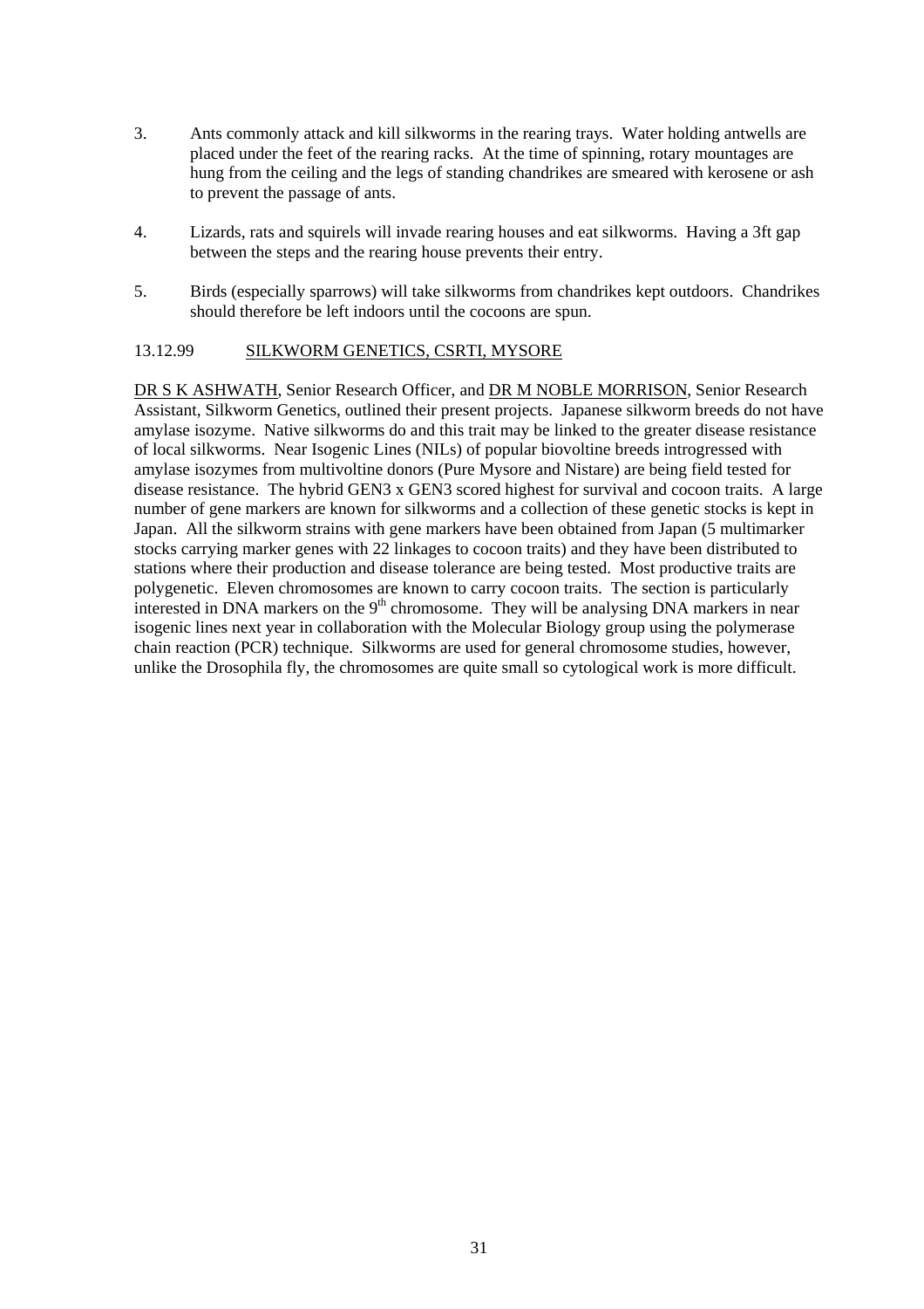3. Ants commonly attack and kill silkworms in the rearing trays. Water holding antwells are placed under the feet of the rearing racks. At the time of spinning, rotary mountages are hung from the ceiling and the legs of standing chandrikes are smeared with kerosene or ash to prevent the passage of ants.

4. Lizards, rats and squirels will invade rearing houses and eat silkworms. Having a 3ft gap between the steps and the rearing house prevents their entry.

5. Birds (especially sparrows) will take silkworms from chandrikes kept outdoors. Chandrikes should therefore be left indoors until the cocoons are spun.

13.12.99 SILKWORM GENETICS, CSRTI, MYSORE

DR S K ASHWATH, Senior Research Officer, and DR M NOBLE MORRISON, Senior Research Assistant, Silkworm Genetics, outlined their present projects. Japanese silkworm breeds do not have amylase isozyme. Native silkworms do and this trait may be linked to the greater disease resistance of local silkworms. Near Isogenic Lines (NILs) of popular biovoltine breeds introgressed with amylase isozymes from multivoltine donors (Pure Mysore and Nistare) are being field tested for disease resistance. The hybrid GEN3 x GEN3 scored highest for survival and cocoon traits. A large number of gene markers are known for silkworms and a collection of these genetic stocks is kept in Japan. All the silkworm strains with gene markers have been obtained from Japan (5 multimarker stocks carrying marker genes with 22 linkages to cocoon traits) and they have been distributed to stations where their production and disease tolerance are being tested. Most productive traits are polygenetic. Eleven chromosomes are known to carry cocoon traits. The section is particularly interested in DNA markers on the 9th chromosome. They will be analysing DNA markers in near isogenic lines next year in collaboration with the Molecular Biology group using the polymerase chain reaction (PCR) technique. Silkworms are used for general chromosome studies, however, unlike the Drosophila fly, the chromosomes are quite small so cytological work is more difficult.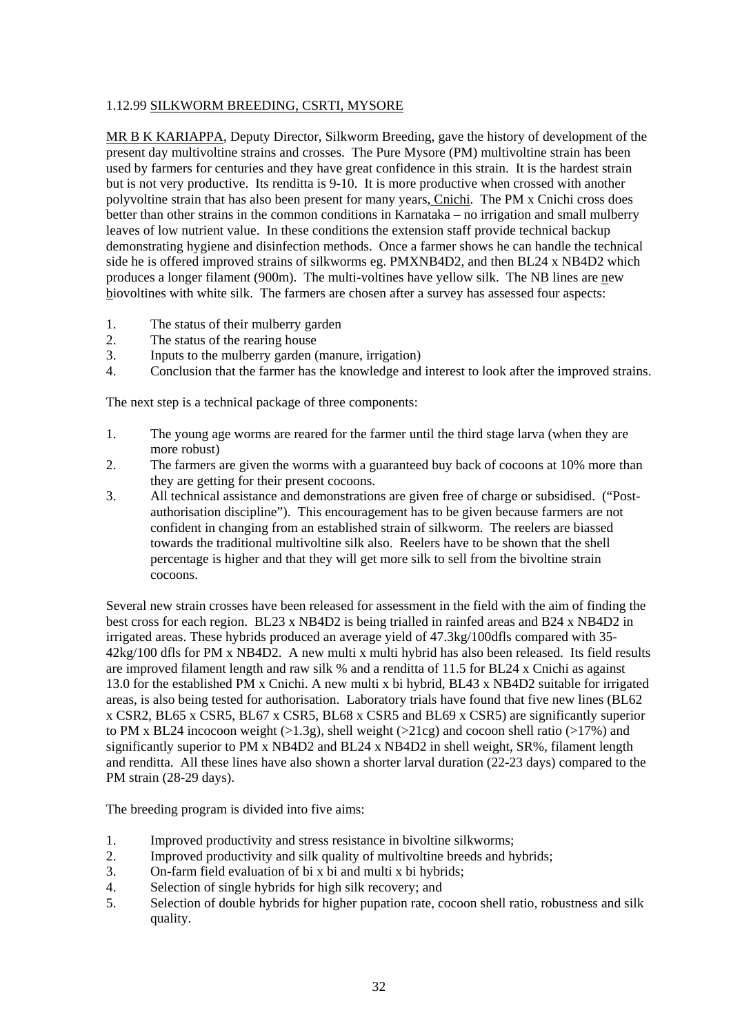1.12.99 <u>SILKWORM BREEDING, CSRTI, MYSORE</u>

<u>MR B K KARIAPPA</u>, Deputy Director, Silkworm Breeding, gave the history of development of the present day multivoltine strains and crosses. The Pure Mysore (PM) multivoltine strain has been used by farmers for centuries and they have great confidence in this strain. It is the hardest strain but is not very productive. Its renditta is 9-10. It is more productive when crossed with another polyvoltine strain that has also been present for many years, <u>Cnichi</u>. The PM x Cnichi cross does better than other strains in the common conditions in Karnataka – no irrigation and small mulberry leaves of low nutrient value. In these conditions the extension staff provide technical backup demonstrating hygiene and disinfection methods. Once a farmer shows he can handle the technical side he is offered improved strains of silkworms eg. PMXNB4D2, and then BL24 x NB4D2 which produces a longer filament (900m). The multi-voltines have yellow silk. The NB lines are <u>n</u>ew <u>b</u>iovoltines with white silk. The farmers are chosen after a survey has assessed four aspects:

1. The status of their mulberry garden
2. The status of the rearing house
3. Inputs to the mulberry garden (manure, irrigation)
4. Conclusion that the farmer has the knowledge and interest to look after the improved strains.

The next step is a technical package of three components:

1. The young age worms are reared for the farmer until the third stage larva (when they are more robust)
2. The farmers are given the worms with a guaranteed buy back of cocoons at 10% more than they are getting for their present cocoons.
3. All technical assistance and demonstrations are given free of charge or subsidised. ("Post-authorisation discipline"). This encouragement has to be given because farmers are not confident in changing from an established strain of silkworm. The reelers are biassed towards the traditional multivoltine silk also. Reelers have to be shown that the shell percentage is higher and that they will get more silk to sell from the bivoltine strain cocoons.

Several new strain crosses have been released for assessment in the field with the aim of finding the best cross for each region. BL23 x NB4D2 is being trialled in rainfed areas and B24 x NB4D2 in irrigated areas. These hybrids produced an average yield of 47.3kg/100dfls compared with 35-42kg/100 dfls for PM x NB4D2. A new multi x multi hybrid has also been released. Its field results are improved filament length and raw silk % and a renditta of 11.5 for BL24 x Cnichi as against 13.0 for the established PM x Cnichi. A new multi x bi hybrid, BL43 x NB4D2 suitable for irrigated areas, is also being tested for authorisation. Laboratory trials have found that five new lines (BL62 x CSR2, BL65 x CSR5, BL67 x CSR5, BL68 x CSR5 and BL69 x CSR5) are significantly superior to PM x BL24 incocoon weight (>1.3g), shell weight (>21cg) and cocoon shell ratio (>17%) and significantly superior to PM x NB4D2 and BL24 x NB4D2 in shell weight, SR%, filament length and renditta. All these lines have also shown a shorter larval duration (22-23 days) compared to the PM strain (28-29 days).

The breeding program is divided into five aims:

1. Improved productivity and stress resistance in bivoltine silkworms;
2. Improved productivity and silk quality of multivoltine breeds and hybrids;
3. On-farm field evaluation of bi x bi and multi x bi hybrids;
4. Selection of single hybrids for high silk recovery; and
5. Selection of double hybrids for higher pupation rate, cocoon shell ratio, robustness and silk quality.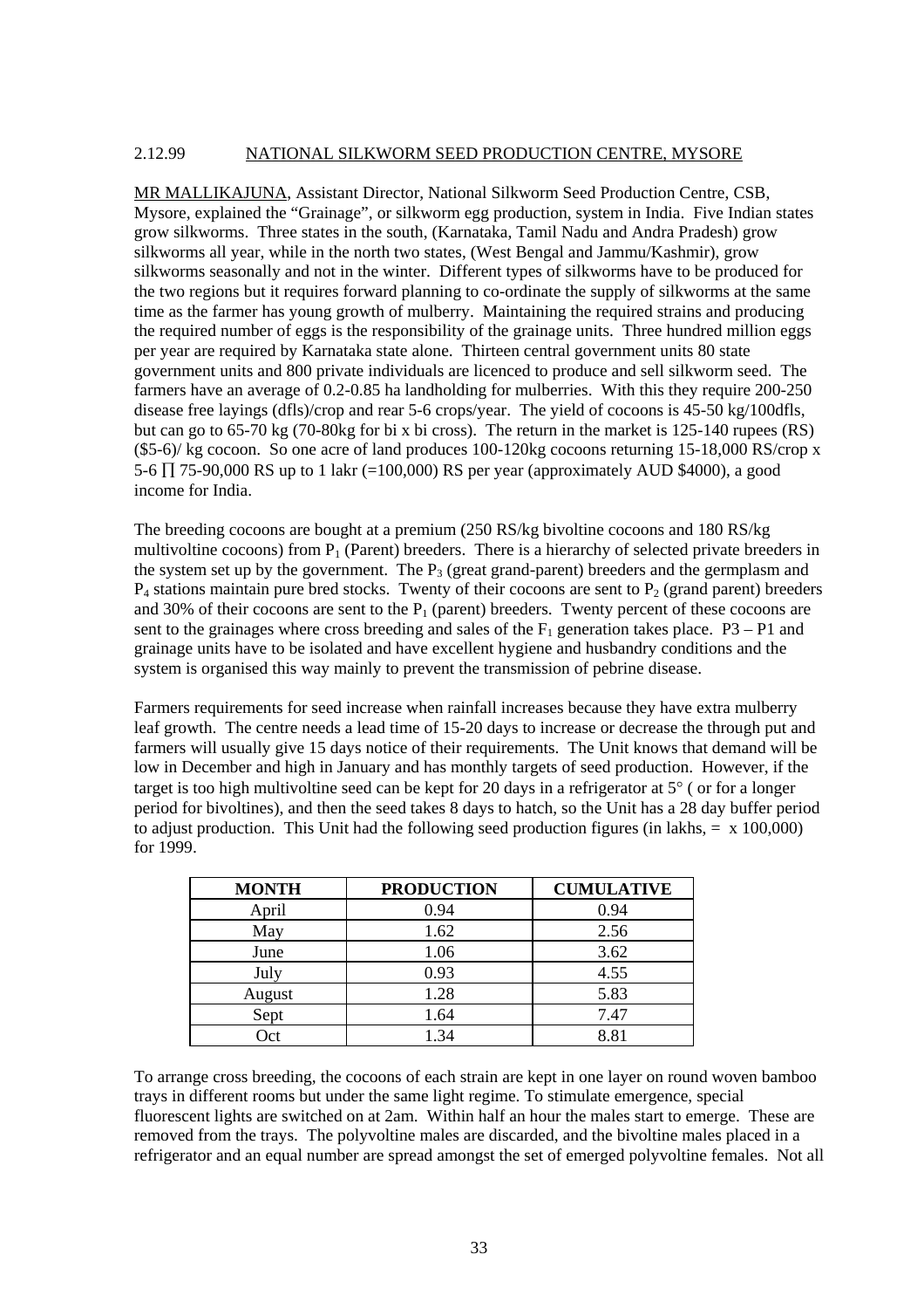2.12.99 NATIONAL SILKWORM SEED PRODUCTION CENTRE, MYSORE

MR MALLIKAJUNA, Assistant Director, National Silkworm Seed Production Centre, CSB, Mysore, explained the "Grainage", or silkworm egg production, system in India. Five Indian states grow silkworms. Three states in the south, (Karnataka, Tamil Nadu and Andra Pradesh) grow silkworms all year, while in the north two states, (West Bengal and Jammu/Kashmir), grow silkworms seasonally and not in the winter. Different types of silkworms have to be produced for the two regions but it requires forward planning to co-ordinate the supply of silkworms at the same time as the farmer has young growth of mulberry. Maintaining the required strains and producing the required number of eggs is the responsibility of the grainage units. Three hundred million eggs per year are required by Karnataka state alone. Thirteen central government units 80 state government units and 800 private individuals are licenced to produce and sell silkworm seed. The farmers have an average of 0.2-0.85 ha landholding for mulberries. With this they require 200-250 disease free layings (dfls)/crop and rear 5-6 crops/year. The yield of cocoons is 45-50 kg/100dfls, but can go to 65-70 kg (70-80kg for bi x bi cross). The return in the market is 125-140 rupees (RS) ($5-6)/ kg cocoon. So one acre of land produces 100-120kg cocoons returning 15-18,000 RS/crop x 5-6 ∏ 75-90,000 RS up to 1 lakr (=100,000) RS per year (approximately AUD $4000), a good income for India.

The breeding cocoons are bought at a premium (250 RS/kg bivoltine cocoons and 180 RS/kg multivoltine cocoons) from $P_1$ (Parent) breeders. There is a hierarchy of selected private breeders in the system set up by the government. The $P_3$ (great grand-parent) breeders and the germplasm and $P_4$ stations maintain pure bred stocks. Twenty of their cocoons are sent to $P_2$ (grand parent) breeders and 30% of their cocoons are sent to the $P_1$ (parent) breeders. Twenty percent of these cocoons are sent to the grainages where cross breeding and sales of the $F_1$ generation takes place. P3 – P1 and grainage units have to be isolated and have excellent hygiene and husbandry conditions and the system is organised this way mainly to prevent the transmission of pebrine disease.

Farmers requirements for seed increase when rainfall increases because they have extra mulberry leaf growth. The centre needs a lead time of 15-20 days to increase or decrease the through put and farmers will usually give 15 days notice of their requirements. The Unit knows that demand will be low in December and high in January and has monthly targets of seed production. However, if the target is too high multivoltine seed can be kept for 20 days in a refrigerator at 5° ( or for a longer period for bivoltines), and then the seed takes 8 days to hatch, so the Unit has a 28 day buffer period to adjust production. This Unit had the following seed production figures (in lakhs, = x 100,000) for 1999.

| MONTH | PRODUCTION | CUMULATIVE |
|---|---|---|
| April | 0.94 | 0.94 |
| May | 1.62 | 2.56 |
| June | 1.06 | 3.62 |
| July | 0.93 | 4.55 |
| August | 1.28 | 5.83 |
| Sept | 1.64 | 7.47 |
| Oct | 1.34 | 8.81 |

To arrange cross breeding, the cocoons of each strain are kept in one layer on round woven bamboo trays in different rooms but under the same light regime. To stimulate emergence, special fluorescent lights are switched on at 2am. Within half an hour the males start to emerge. These are removed from the trays. The polyvoltine males are discarded, and the bivoltine males placed in a refrigerator and an equal number are spread amongst the set of emerged polyvoltine females. Not all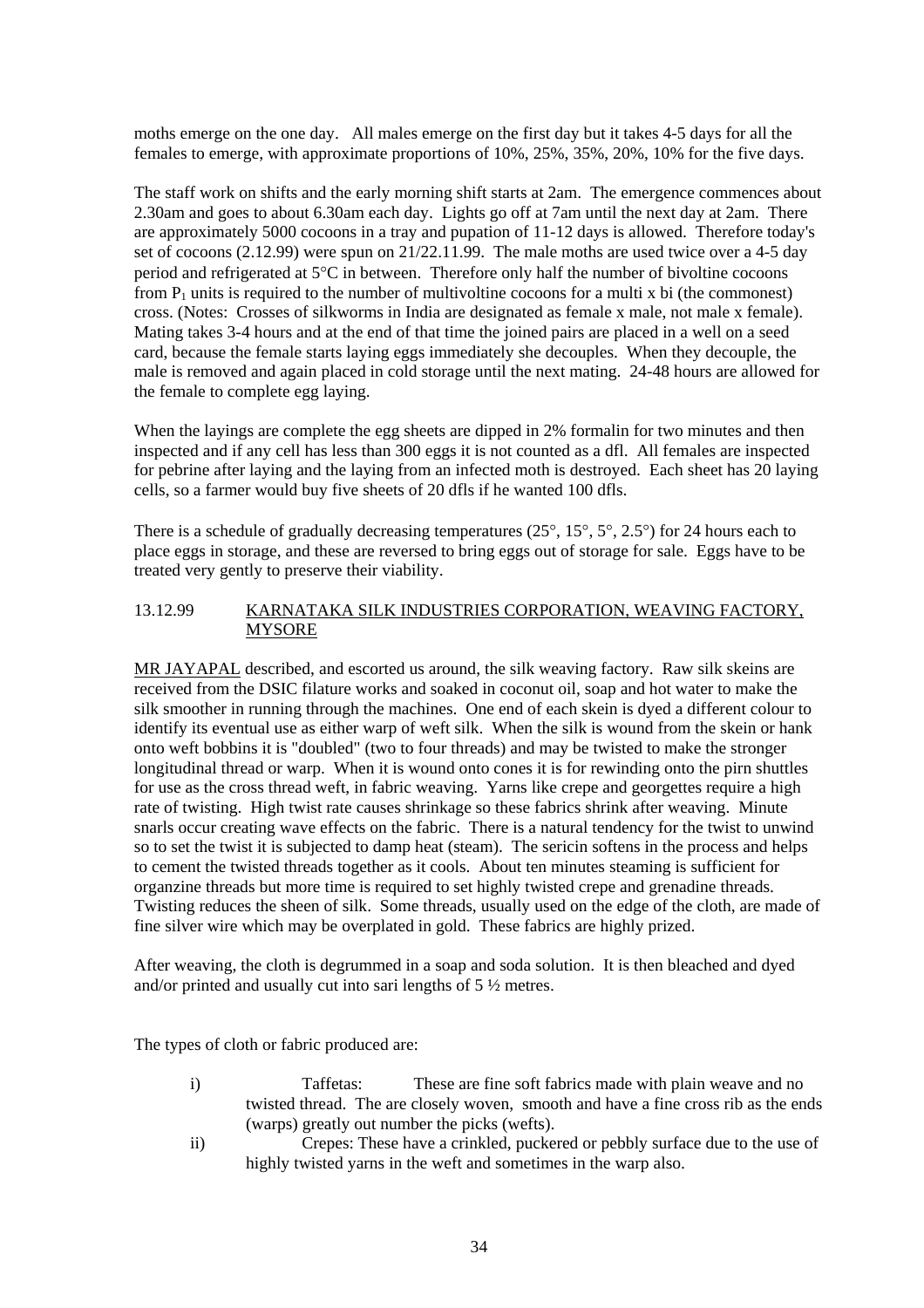moths emerge on the one day. All males emerge on the first day but it takes 4-5 days for all the females to emerge, with approximate proportions of 10%, 25%, 35%, 20%, 10% for the five days.

The staff work on shifts and the early morning shift starts at 2am. The emergence commences about 2.30am and goes to about 6.30am each day. Lights go off at 7am until the next day at 2am. There are approximately 5000 cocoons in a tray and pupation of 11-12 days is allowed. Therefore today's set of cocoons (2.12.99) were spun on 21/22.11.99. The male moths are used twice over a 4-5 day period and refrigerated at 5°C in between. Therefore only half the number of bivoltine cocoons from $P_1$ units is required to the number of multivoltine cocoons for a multi x bi (the commonest) cross. (Notes: Crosses of silkworms in India are designated as female x male, not male x female). Mating takes 3-4 hours and at the end of that time the joined pairs are placed in a well on a seed card, because the female starts laying eggs immediately she decouples. When they decouple, the male is removed and again placed in cold storage until the next mating. 24-48 hours are allowed for the female to complete egg laying.

When the layings are complete the egg sheets are dipped in 2% formalin for two minutes and then inspected and if any cell has less than 300 eggs it is not counted as a dfl. All females are inspected for pebrine after laying and the laying from an infected moth is destroyed. Each sheet has 20 laying cells, so a farmer would buy five sheets of 20 dfls if he wanted 100 dfls.

There is a schedule of gradually decreasing temperatures (25°, 15°, 5°, 2.5°) for 24 hours each to place eggs in storage, and these are reversed to bring eggs out of storage for sale. Eggs have to be treated very gently to preserve their viability.

## 13.12.99 KARNATAKA SILK INDUSTRIES CORPORATION, WEAVING FACTORY, MYSORE

MR JAYAPAL described, and escorted us around, the silk weaving factory. Raw silk skeins are received from the DSIC filature works and soaked in coconut oil, soap and hot water to make the silk smoother in running through the machines. One end of each skein is dyed a different colour to identify its eventual use as either warp of weft silk. When the silk is wound from the skein or hank onto weft bobbins it is "doubled" (two to four threads) and may be twisted to make the stronger longitudinal thread or warp. When it is wound onto cones it is for rewinding onto the pirn shuttles for use as the cross thread weft, in fabric weaving. Yarns like crepe and georgettes require a high rate of twisting. High twist rate causes shrinkage so these fabrics shrink after weaving. Minute snarls occur creating wave effects on the fabric. There is a natural tendency for the twist to unwind so to set the twist it is subjected to damp heat (steam). The sericin softens in the process and helps to cement the twisted threads together as it cools. About ten minutes steaming is sufficient for organzine threads but more time is required to set highly twisted crepe and grenadine threads. Twisting reduces the sheen of silk. Some threads, usually used on the edge of the cloth, are made of fine silver wire which may be overplated in gold. These fabrics are highly prized.

After weaving, the cloth is degrummed in a soap and soda solution. It is then bleached and dyed and/or printed and usually cut into sari lengths of 5 ½ metres.

The types of cloth or fabric produced are:

i) Taffetas: These are fine soft fabrics made with plain weave and no twisted thread. The are closely woven, smooth and have a fine cross rib as the ends (warps) greatly out number the picks (wefts).

ii) Crepes: These have a crinkled, puckered or pebbly surface due to the use of highly twisted yarns in the weft and sometimes in the warp also.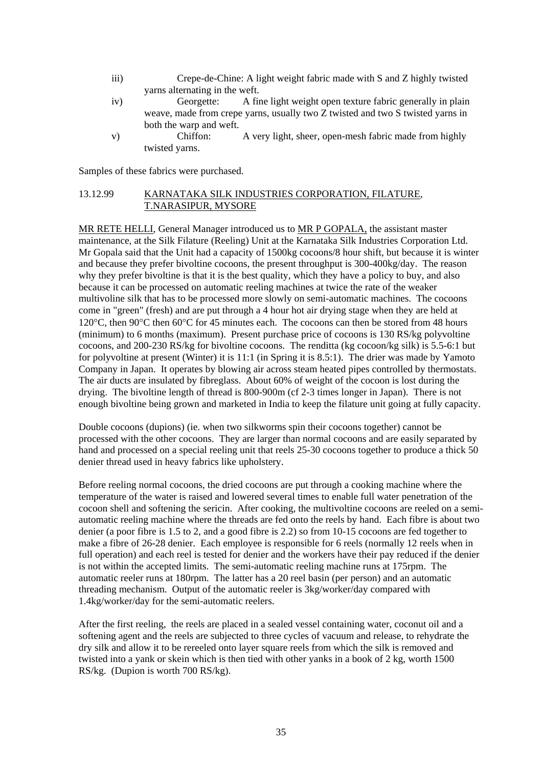iii) Crepe-de-Chine: A light weight fabric made with S and Z highly twisted yarns alternating in the weft.

iv) Georgette: A fine light weight open texture fabric generally in plain weave, made from crepe yarns, usually two Z twisted and two S twisted yarns in both the warp and weft.

v) Chiffon: A very light, sheer, open-mesh fabric made from highly twisted yarns.

Samples of these fabrics were purchased.

13.12.99 KARNATAKA SILK INDUSTRIES CORPORATION, FILATURE, T.NARASIPUR, MYSORE

MR RETE HELLI, General Manager introduced us to MR P GOPALA, the assistant master maintenance, at the Silk Filature (Reeling) Unit at the Karnataka Silk Industries Corporation Ltd. Mr Gopala said that the Unit had a capacity of 1500kg cocoons/8 hour shift, but because it is winter and because they prefer bivoltine cocoons, the present throughput is 300-400kg/day. The reason why they prefer bivoltine is that it is the best quality, which they have a policy to buy, and also because it can be processed on automatic reeling machines at twice the rate of the weaker multivoline silk that has to be processed more slowly on semi-automatic machines. The cocoons come in "green" (fresh) and are put through a 4 hour hot air drying stage when they are held at 120°C, then 90°C then 60°C for 45 minutes each. The cocoons can then be stored from 48 hours (minimum) to 6 months (maximum). Present purchase price of cocoons is 130 RS/kg polyvoltine cocoons, and 200-230 RS/kg for bivoltine cocoons. The renditta (kg cocoon/kg silk) is 5.5-6:1 but for polyvoltine at present (Winter) it is 11:1 (in Spring it is 8.5:1). The drier was made by Yamoto Company in Japan. It operates by blowing air across steam heated pipes controlled by thermostats. The air ducts are insulated by fibreglass. About 60% of weight of the cocoon is lost during the drying. The bivoltine length of thread is 800-900m (cf 2-3 times longer in Japan). There is not enough bivoltine being grown and marketed in India to keep the filature unit going at fully capacity.

Double cocoons (dupions) (ie. when two silkworms spin their cocoons together) cannot be processed with the other cocoons. They are larger than normal cocoons and are easily separated by hand and processed on a special reeling unit that reels 25-30 cocoons together to produce a thick 50 denier thread used in heavy fabrics like upholstery.

Before reeling normal cocoons, the dried cocoons are put through a cooking machine where the temperature of the water is raised and lowered several times to enable full water penetration of the cocoon shell and softening the sericin. After cooking, the multivoltine cocoons are reeled on a semi-automatic reeling machine where the threads are fed onto the reels by hand. Each fibre is about two denier (a poor fibre is 1.5 to 2, and a good fibre is 2.2) so from 10-15 cocoons are fed together to make a fibre of 26-28 denier. Each employee is responsible for 6 reels (normally 12 reels when in full operation) and each reel is tested for denier and the workers have their pay reduced if the denier is not within the accepted limits. The semi-automatic reeling machine runs at 175rpm. The automatic reeler runs at 180rpm. The latter has a 20 reel basin (per person) and an automatic threading mechanism. Output of the automatic reeler is 3kg/worker/day compared with 1.4kg/worker/day for the semi-automatic reelers.

After the first reeling, the reels are placed in a sealed vessel containing water, coconut oil and a softening agent and the reels are subjected to three cycles of vacuum and release, to rehydrate the dry silk and allow it to be rereeled onto layer square reels from which the silk is removed and twisted into a yank or skein which is then tied with other yanks in a book of 2 kg, worth 1500 RS/kg. (Dupion is worth 700 RS/kg).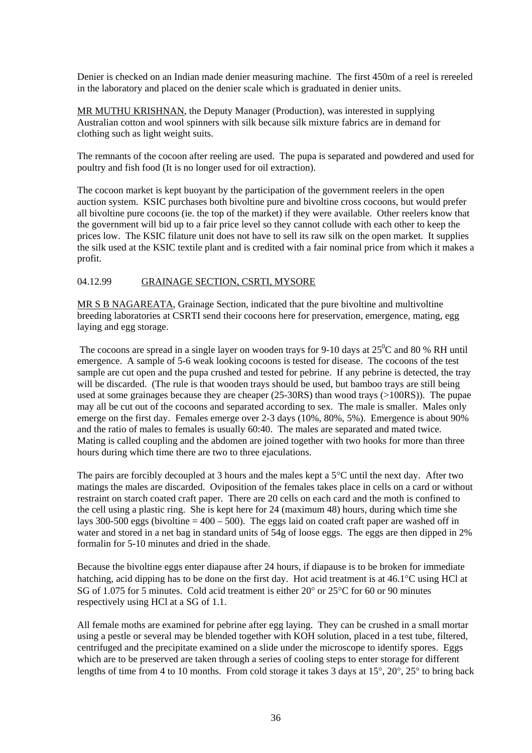Denier is checked on an Indian made denier measuring machine. The first 450m of a reel is rereeled in the laboratory and placed on the denier scale which is graduated in denier units.

MR MUTHU KRISHNAN, the Deputy Manager (Production), was interested in supplying Australian cotton and wool spinners with silk because silk mixture fabrics are in demand for clothing such as light weight suits.

The remnants of the cocoon after reeling are used. The pupa is separated and powdered and used for poultry and fish food (It is no longer used for oil extraction).

The cocoon market is kept buoyant by the participation of the government reelers in the open auction system. KSIC purchases both bivoltine pure and bivoltine cross cocoons, but would prefer all bivoltine pure cocoons (ie. the top of the market) if they were available. Other reelers know that the government will bid up to a fair price level so they cannot collude with each other to keep the prices low. The KSIC filature unit does not have to sell its raw silk on the open market. It supplies the silk used at the KSIC textile plant and is credited with a fair nominal price from which it makes a profit.

04.12.99 GRAINAGE SECTION, CSRTI, MYSORE

MR S B NAGAREATA, Grainage Section, indicated that the pure bivoltine and multivoltine breeding laboratories at CSRTI send their cocoons here for preservation, emergence, mating, egg laying and egg storage.

The cocoons are spread in a single layer on wooden trays for 9-10 days at 25$^0$C and 80 % RH until emergence. A sample of 5-6 weak looking cocoons is tested for disease. The cocoons of the test sample are cut open and the pupa crushed and tested for pebrine. If any pebrine is detected, the tray will be discarded. (The rule is that wooden trays should be used, but bamboo trays are still being used at some grainages because they are cheaper (25-30RS) than wood trays (>100RS)). The pupae may all be cut out of the cocoons and separated according to sex. The male is smaller. Males only emerge on the first day. Females emerge over 2-3 days (10%, 80%, 5%). Emergence is about 90% and the ratio of males to females is usually 60:40. The males are separated and mated twice. Mating is called coupling and the abdomen are joined together with two hooks for more than three hours during which time there are two to three ejaculations.

The pairs are forcibly decoupled at 3 hours and the males kept a 5°C until the next day. After two matings the males are discarded. Oviposition of the females takes place in cells on a card or without restraint on starch coated craft paper. There are 20 cells on each card and the moth is confined to the cell using a plastic ring. She is kept here for 24 (maximum 48) hours, during which time she lays 300-500 eggs (bivoltine = 400 – 500). The eggs laid on coated craft paper are washed off in water and stored in a net bag in standard units of 54g of loose eggs. The eggs are then dipped in 2% formalin for 5-10 minutes and dried in the shade.

Because the bivoltine eggs enter diapause after 24 hours, if diapause is to be broken for immediate hatching, acid dipping has to be done on the first day. Hot acid treatment is at 46.1°C using HCl at SG of 1.075 for 5 minutes. Cold acid treatment is either 20° or 25°C for 60 or 90 minutes respectively using HCl at a SG of 1.1.

All female moths are examined for pebrine after egg laying. They can be crushed in a small mortar using a pestle or several may be blended together with KOH solution, placed in a test tube, filtered, centrifuged and the precipitate examined on a slide under the microscope to identify spores. Eggs which are to be preserved are taken through a series of cooling steps to enter storage for different lengths of time from 4 to 10 months. From cold storage it takes 3 days at 15°, 20°, 25° to bring back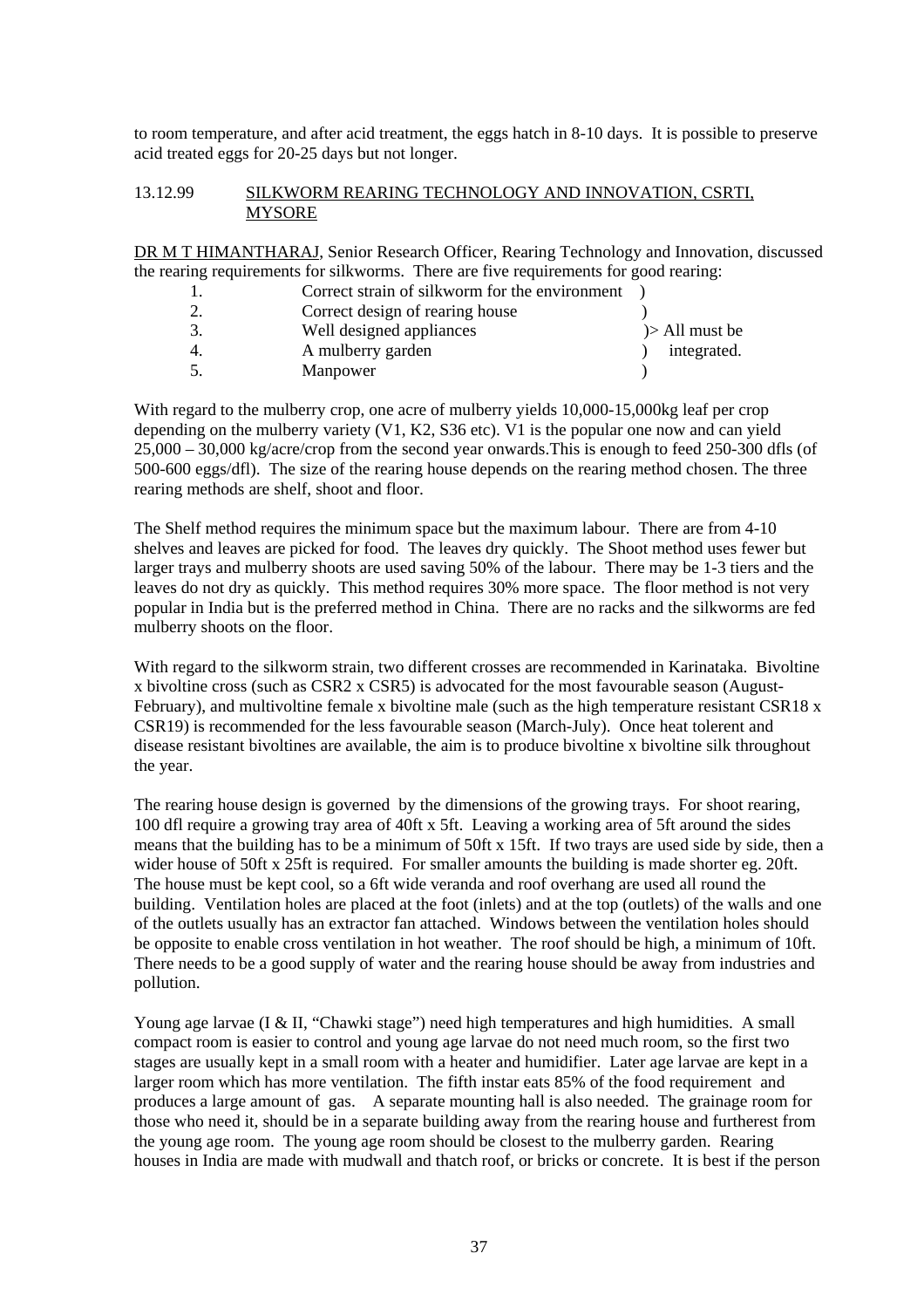to room temperature, and after acid treatment, the eggs hatch in 8-10 days. It is possible to preserve acid treated eggs for 20-25 days but not longer.

13.12.99 SILKWORM REARING TECHNOLOGY AND INNOVATION, CSRTI, MYSORE

DR M T HIMANTHARAJ, Senior Research Officer, Rearing Technology and Innovation, discussed the rearing requirements for silkworms. There are five requirements for good rearing:

1. Correct strain of silkworm for the environment )
2. Correct design of rearing house )
3. Well designed appliances )> All must be
4. A mulberry garden ) integrated.
5. Manpower )

With regard to the mulberry crop, one acre of mulberry yields 10,000-15,000kg leaf per crop depending on the mulberry variety (V1, K2, S36 etc). V1 is the popular one now and can yield 25,000 – 30,000 kg/acre/crop from the second year onwards.This is enough to feed 250-300 dfls (of 500-600 eggs/dfl). The size of the rearing house depends on the rearing method chosen. The three rearing methods are shelf, shoot and floor.

The Shelf method requires the minimum space but the maximum labour. There are from 4-10 shelves and leaves are picked for food. The leaves dry quickly. The Shoot method uses fewer but larger trays and mulberry shoots are used saving 50% of the labour. There may be 1-3 tiers and the leaves do not dry as quickly. This method requires 30% more space. The floor method is not very popular in India but is the preferred method in China. There are no racks and the silkworms are fed mulberry shoots on the floor.

With regard to the silkworm strain, two different crosses are recommended in Karinataka. Bivoltine x bivoltine cross (such as CSR2 x CSR5) is advocated for the most favourable season (August-February), and multivoltine female x bivoltine male (such as the high temperature resistant CSR18 x CSR19) is recommended for the less favourable season (March-July). Once heat tolerent and disease resistant bivoltines are available, the aim is to produce bivoltine x bivoltine silk throughout the year.

The rearing house design is governed by the dimensions of the growing trays. For shoot rearing, 100 dfl require a growing tray area of 40ft x 5ft. Leaving a working area of 5ft around the sides means that the building has to be a minimum of 50ft x 15ft. If two trays are used side by side, then a wider house of 50ft x 25ft is required. For smaller amounts the building is made shorter eg. 20ft. The house must be kept cool, so a 6ft wide veranda and roof overhang are used all round the building. Ventilation holes are placed at the foot (inlets) and at the top (outlets) of the walls and one of the outlets usually has an extractor fan attached. Windows between the ventilation holes should be opposite to enable cross ventilation in hot weather. The roof should be high, a minimum of 10ft. There needs to be a good supply of water and the rearing house should be away from industries and pollution.

Young age larvae (I & II, "Chawki stage") need high temperatures and high humidities. A small compact room is easier to control and young age larvae do not need much room, so the first two stages are usually kept in a small room with a heater and humidifier. Later age larvae are kept in a larger room which has more ventilation. The fifth instar eats 85% of the food requirement and produces a large amount of gas. A separate mounting hall is also needed. The grainage room for those who need it, should be in a separate building away from the rearing house and furtherest from the young age room. The young age room should be closest to the mulberry garden. Rearing houses in India are made with mudwall and thatch roof, or bricks or concrete. It is best if the person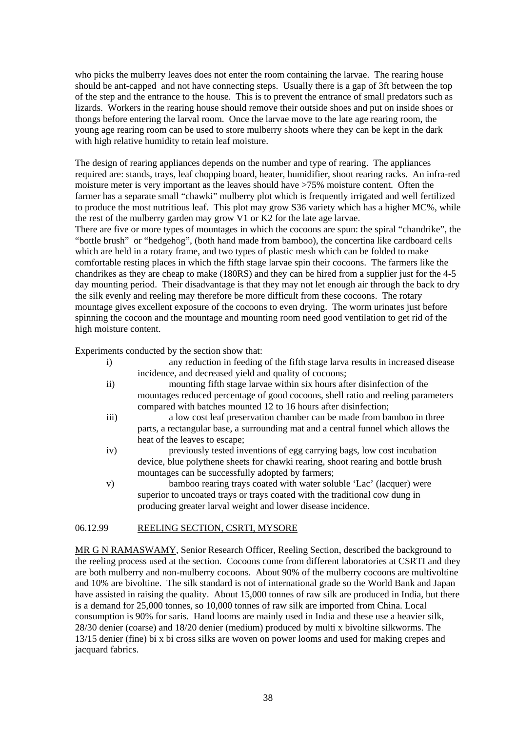who picks the mulberry leaves does not enter the room containing the larvae. The rearing house should be ant-capped and not have connecting steps. Usually there is a gap of 3ft between the top of the step and the entrance to the house. This is to prevent the entrance of small predators such as lizards. Workers in the rearing house should remove their outside shoes and put on inside shoes or thongs before entering the larval room. Once the larvae move to the late age rearing room, the young age rearing room can be used to store mulberry shoots where they can be kept in the dark with high relative humidity to retain leaf moisture.

The design of rearing appliances depends on the number and type of rearing. The appliances required are: stands, trays, leaf chopping board, heater, humidifier, shoot rearing racks. An infra-red moisture meter is very important as the leaves should have >75% moisture content. Often the farmer has a separate small "chawki" mulberry plot which is frequently irrigated and well fertilized to produce the most nutritious leaf. This plot may grow S36 variety which has a higher MC%, while the rest of the mulberry garden may grow V1 or K2 for the late age larvae.

There are five or more types of mountages in which the cocoons are spun: the spiral "chandrike", the "bottle brush" or "hedgehog", (both hand made from bamboo), the concertina like cardboard cells which are held in a rotary frame, and two types of plastic mesh which can be folded to make comfortable resting places in which the fifth stage larvae spin their cocoons. The farmers like the chandrikes as they are cheap to make (180RS) and they can be hired from a supplier just for the 4-5 day mounting period. Their disadvantage is that they may not let enough air through the back to dry the silk evenly and reeling may therefore be more difficult from these cocoons. The rotary mountage gives excellent exposure of the cocoons to even drying. The worm urinates just before spinning the cocoon and the mountage and mounting room need good ventilation to get rid of the high moisture content.

Experiments conducted by the section show that:

i) any reduction in feeding of the fifth stage larva results in increased disease incidence, and decreased yield and quality of cocoons;

ii) mounting fifth stage larvae within six hours after disinfection of the mountages reduced percentage of good cocoons, shell ratio and reeling parameters compared with batches mounted 12 to 16 hours after disinfection;

iii) a low cost leaf preservation chamber can be made from bamboo in three parts, a rectangular base, a surrounding mat and a central funnel which allows the heat of the leaves to escape;

iv) previously tested inventions of egg carrying bags, low cost incubation device, blue polythene sheets for chawki rearing, shoot rearing and bottle brush mountages can be successfully adopted by farmers;

v) bamboo rearing trays coated with water soluble 'Lac' (lacquer) were superior to uncoated trays or trays coated with the traditional cow dung in producing greater larval weight and lower disease incidence.

06.12.99 REELING SECTION, CSRTI, MYSORE

MR G N RAMASWAMY, Senior Research Officer, Reeling Section, described the background to the reeling process used at the section. Cocoons come from different laboratories at CSRTI and they are both mulberry and non-mulberry cocoons. About 90% of the mulberry cocoons are multivoltine and 10% are bivoltine. The silk standard is not of international grade so the World Bank and Japan have assisted in raising the quality. About 15,000 tonnes of raw silk are produced in India, but there is a demand for 25,000 tonnes, so 10,000 tonnes of raw silk are imported from China. Local consumption is 90% for saris. Hand looms are mainly used in India and these use a heavier silk, 28/30 denier (coarse) and 18/20 denier (medium) produced by multi x bivoltine silkworms. The 13/15 denier (fine) bi x bi cross silks are woven on power looms and used for making crepes and jacquard fabrics.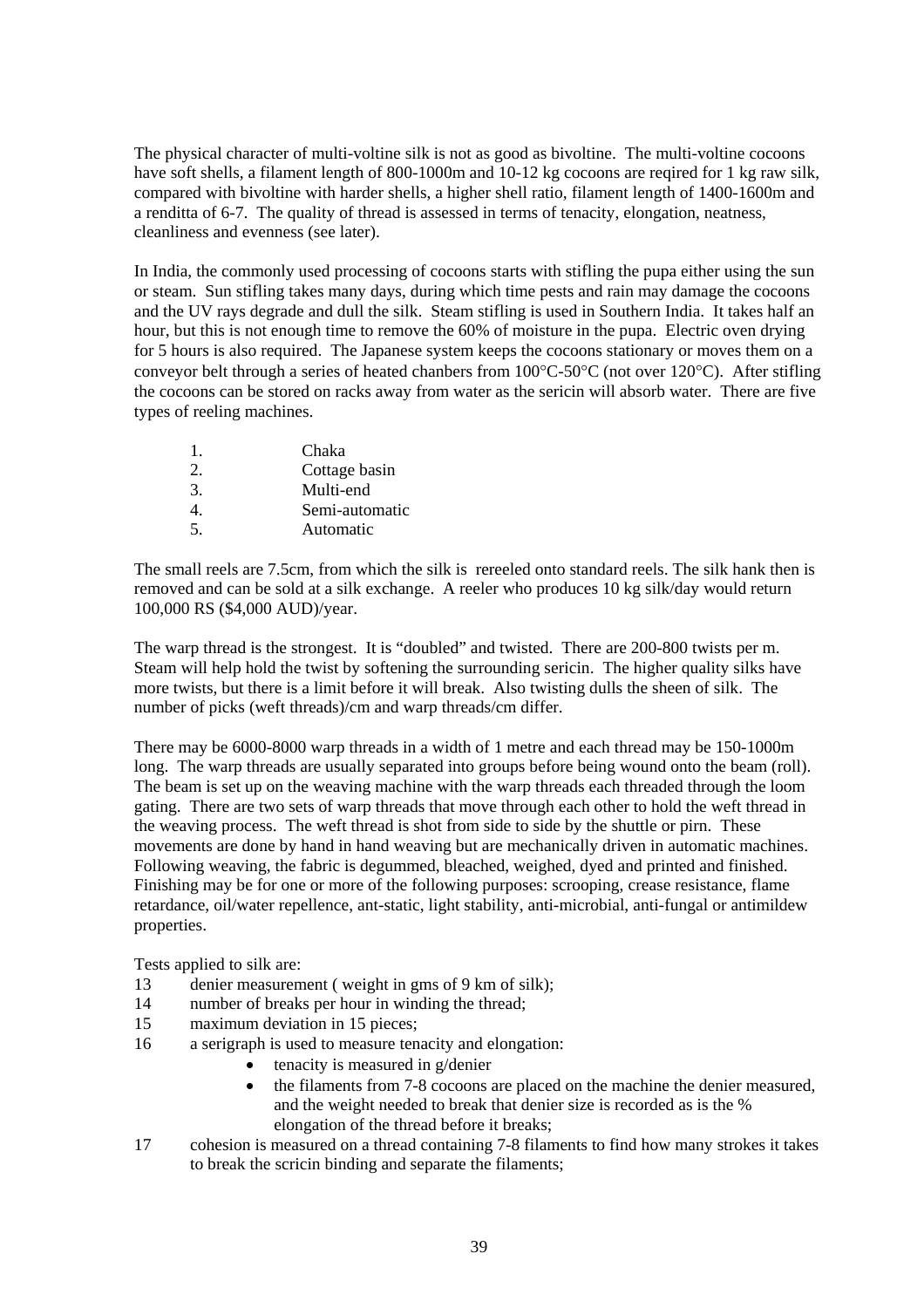The physical character of multi-voltine silk is not as good as bivoltine. The multi-voltine cocoons have soft shells, a filament length of 800-1000m and 10-12 kg cocoons are reqired for 1 kg raw silk, compared with bivoltine with harder shells, a higher shell ratio, filament length of 1400-1600m and a renditta of 6-7. The quality of thread is assessed in terms of tenacity, elongation, neatness, cleanliness and evenness (see later).

In India, the commonly used processing of cocoons starts with stifling the pupa either using the sun or steam. Sun stifling takes many days, during which time pests and rain may damage the cocoons and the UV rays degrade and dull the silk. Steam stifling is used in Southern India. It takes half an hour, but this is not enough time to remove the 60% of moisture in the pupa. Electric oven drying for 5 hours is also required. The Japanese system keeps the cocoons stationary or moves them on a conveyor belt through a series of heated chanbers from 100°C-50°C (not over 120°C). After stifling the cocoons can be stored on racks away from water as the sericin will absorb water. There are five types of reeling machines.

1. Chaka
2. Cottage basin
3. Multi-end
4. Semi-automatic
5. Automatic

The small reels are 7.5cm, from which the silk is rereeled onto standard reels. The silk hank then is removed and can be sold at a silk exchange. A reeler who produces 10 kg silk/day would return 100,000 RS ($4,000 AUD)/year.

The warp thread is the strongest. It is "doubled" and twisted. There are 200-800 twists per m. Steam will help hold the twist by softening the surrounding sericin. The higher quality silks have more twists, but there is a limit before it will break. Also twisting dulls the sheen of silk. The number of picks (weft threads)/cm and warp threads/cm differ.

There may be 6000-8000 warp threads in a width of 1 metre and each thread may be 150-1000m long. The warp threads are usually separated into groups before being wound onto the beam (roll). The beam is set up on the weaving machine with the warp threads each threaded through the loom gating. There are two sets of warp threads that move through each other to hold the weft thread in the weaving process. The weft thread is shot from side to side by the shuttle or pirn. These movements are done by hand in hand weaving but are mechanically driven in automatic machines. Following weaving, the fabric is degummed, bleached, weighed, dyed and printed and finished. Finishing may be for one or more of the following purposes: scrooping, crease resistance, flame retardance, oil/water repellence, ant-static, light stability, anti-microbial, anti-fungal or antimildew properties.

Tests applied to silk are:

13. denier measurement ( weight in gms of 9 km of silk);
14. number of breaks per hour in winding the thread;
15. maximum deviation in 15 pieces;
16. a serigraph is used to measure tenacity and elongation:
    - tenacity is measured in g/denier
    - the filaments from 7-8 cocoons are placed on the machine the denier measured, and the weight needed to break that denier size is recorded as is the % elongation of the thread before it breaks;
17. cohesion is measured on a thread containing 7-8 filaments to find how many strokes it takes to break the scricin binding and separate the filaments;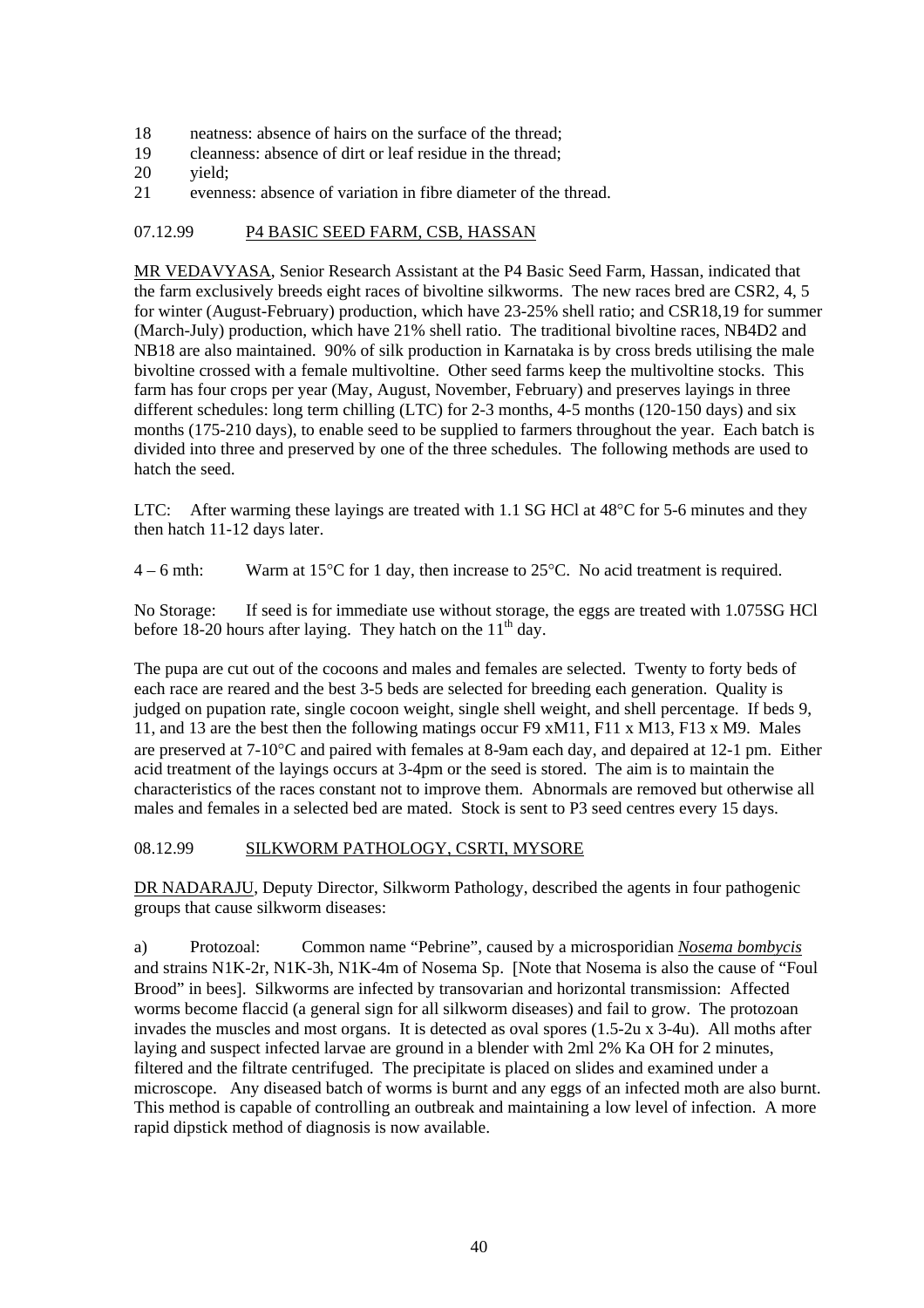18 neatness: absence of hairs on the surface of the thread;
19 cleanness: absence of dirt or leaf residue in the thread;
20 yield;
21 evenness: absence of variation in fibre diameter of the thread.

07.12.99 P4 BASIC SEED FARM, CSB, HASSAN

MR VEDAVYASA, Senior Research Assistant at the P4 Basic Seed Farm, Hassan, indicated that the farm exclusively breeds eight races of bivoltine silkworms. The new races bred are CSR2, 4, 5 for winter (August-February) production, which have 23-25% shell ratio; and CSR18,19 for summer (March-July) production, which have 21% shell ratio. The traditional bivoltine races, NB4D2 and NB18 are also maintained. 90% of silk production in Karnataka is by cross breds utilising the male bivoltine crossed with a female multivoltine. Other seed farms keep the multivoltine stocks. This farm has four crops per year (May, August, November, February) and preserves layings in three different schedules: long term chilling (LTC) for 2-3 months, 4-5 months (120-150 days) and six months (175-210 days), to enable seed to be supplied to farmers throughout the year. Each batch is divided into three and preserved by one of the three schedules. The following methods are used to hatch the seed.

LTC: After warming these layings are treated with 1.1 SG HCl at 48°C for 5-6 minutes and they then hatch 11-12 days later.

4 – 6 mth: Warm at 15°C for 1 day, then increase to 25°C. No acid treatment is required.

No Storage: If seed is for immediate use without storage, the eggs are treated with 1.075SG HCl before 18-20 hours after laying. They hatch on the 11th day.

The pupa are cut out of the cocoons and males and females are selected. Twenty to forty beds of each race are reared and the best 3-5 beds are selected for breeding each generation. Quality is judged on pupation rate, single cocoon weight, single shell weight, and shell percentage. If beds 9, 11, and 13 are the best then the following matings occur F9 xM11, F11 x M13, F13 x M9. Males are preserved at 7-10°C and paired with females at 8-9am each day, and depaired at 12-1 pm. Either acid treatment of the layings occurs at 3-4pm or the seed is stored. The aim is to maintain the characteristics of the races constant not to improve them. Abnormals are removed but otherwise all males and females in a selected bed are mated. Stock is sent to P3 seed centres every 15 days.

08.12.99 SILKWORM PATHOLOGY, CSRTI, MYSORE

DR NADARAJU, Deputy Director, Silkworm Pathology, described the agents in four pathogenic groups that cause silkworm diseases:

a) Protozoal: Common name "Pebrine", caused by a microsporidian ***Nosema bombycis*** and strains N1K-2r, N1K-3h, N1K-4m of Nosema Sp. [Note that Nosema is also the cause of "Foul Brood" in bees]. Silkworms are infected by transovarian and horizontal transmission: Affected worms become flaccid (a general sign for all silkworm diseases) and fail to grow. The protozoan invades the muscles and most organs. It is detected as oval spores (1.5-2u x 3-4u). All moths after laying and suspect infected larvae are ground in a blender with 2ml 2% Ka OH for 2 minutes, filtered and the filtrate centrifuged. The precipitate is placed on slides and examined under a microscope. Any diseased batch of worms is burnt and any eggs of an infected moth are also burnt. This method is capable of controlling an outbreak and maintaining a low level of infection. A more rapid dipstick method of diagnosis is now available.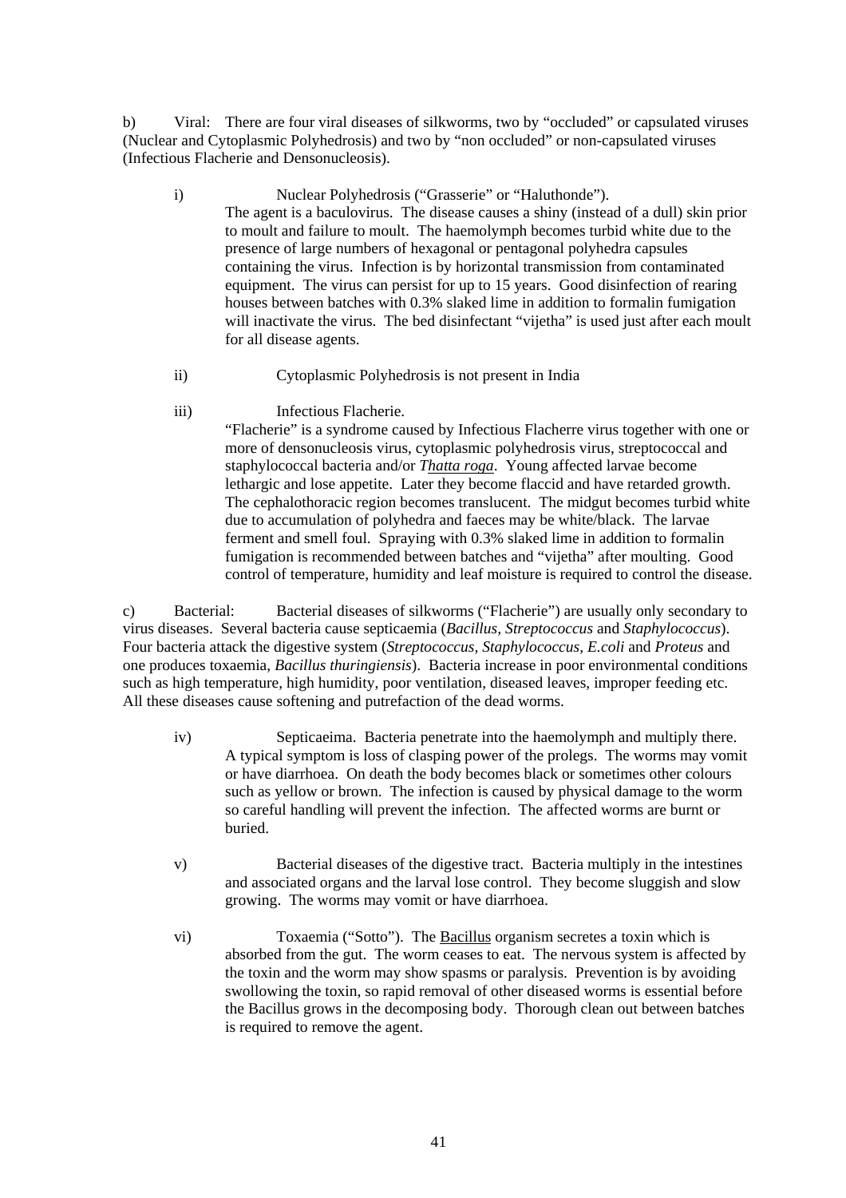b) Viral: There are four viral diseases of silkworms, two by "occluded" or capsulated viruses (Nuclear and Cytoplasmic Polyhedrosis) and two by "non occluded" or non-capsulated viruses (Infectious Flacherie and Densonucleosis).

i) Nuclear Polyhedrosis ("Grasserie" or "Haluthonde").
The agent is a baculovirus. The disease causes a shiny (instead of a dull) skin prior to moult and failure to moult. The haemolymph becomes turbid white due to the presence of large numbers of hexagonal or pentagonal polyhedra capsules containing the virus. Infection is by horizontal transmission from contaminated equipment. The virus can persist for up to 15 years. Good disinfection of rearing houses between batches with 0.3% slaked lime in addition to formalin fumigation will inactivate the virus. The bed disinfectant "vijetha" is used just after each moult for all disease agents.

ii) Cytoplasmic Polyhedrosis is not present in India

iii) Infectious Flacherie.
"Flacherie" is a syndrome caused by Infectious Flacherre virus together with one or more of densonucleosis virus, cytoplasmic polyhedrosis virus, streptococcal and staphylococcal bacteria and/or *Thatta roga*. Young affected larvae become lethargic and lose appetite. Later they become flaccid and have retarded growth. The cephalothoracic region becomes translucent. The midgut becomes turbid white due to accumulation of polyhedra and faeces may be white/black. The larvae ferment and smell foul. Spraying with 0.3% slaked lime in addition to formalin fumigation is recommended between batches and "vijetha" after moulting. Good control of temperature, humidity and leaf moisture is required to control the disease.

c) Bacterial: Bacterial diseases of silkworms ("Flacherie") are usually only secondary to virus diseases. Several bacteria cause septicaemia (*Bacillus, Streptococcus* and *Staphylococcus*). Four bacteria attack the digestive system (*Streptococcus, Staphylococcus, E.coli* and *Proteus* and one produces toxaemia, *Bacillus thuringiensis*). Bacteria increase in poor environmental conditions such as high temperature, high humidity, poor ventilation, diseased leaves, improper feeding etc. All these diseases cause softening and putrefaction of the dead worms.

iv) Septicaeima. Bacteria penetrate into the haemolymph and multiply there. A typical symptom is loss of clasping power of the prolegs. The worms may vomit or have diarrhoea. On death the body becomes black or sometimes other colours such as yellow or brown. The infection is caused by physical damage to the worm so careful handling will prevent the infection. The affected worms are burnt or buried.

v) Bacterial diseases of the digestive tract. Bacteria multiply in the intestines and associated organs and the larval lose control. They become sluggish and slow growing. The worms may vomit or have diarrhoea.

vi) Toxaemia ("Sotto"). The Bacillus organism secretes a toxin which is absorbed from the gut. The worm ceases to eat. The nervous system is affected by the toxin and the worm may show spasms or paralysis. Prevention is by avoiding swallowing the toxin, so rapid removal of other diseased worms is essential before the Bacillus grows in the decomposing body. Thorough clean out between batches is required to remove the agent.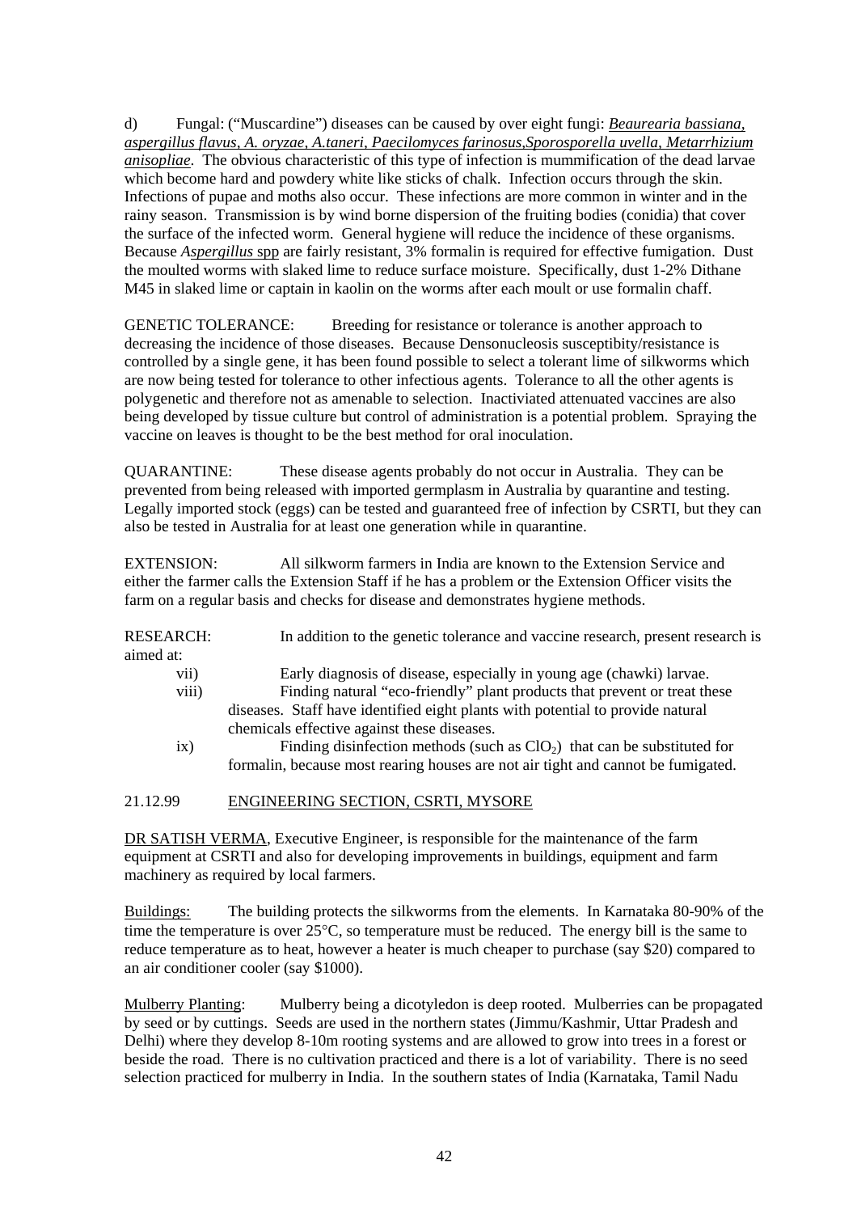d) Fungal: ("Muscardine") diseases can be caused by over eight fungi: *Beaurearia bassiana, aspergillus flavus, A. oryzae, A.taneri, Paecilomyces farinosus,Sporosporella uvella, Metarrhizium anisopliae*. The obvious characteristic of this type of infection is mummification of the dead larvae which become hard and powdery white like sticks of chalk. Infection occurs through the skin. Infections of pupae and moths also occur. These infections are more common in winter and in the rainy season. Transmission is by wind borne dispersion of the fruiting bodies (conidia) that cover the surface of the infected worm. General hygiene will reduce the incidence of these organisms. Because *Aspergillus* spp are fairly resistant, 3% formalin is required for effective fumigation. Dust the moulted worms with slaked lime to reduce surface moisture. Specifically, dust 1-2% Dithane M45 in slaked lime or captain in kaolin on the worms after each moult or use formalin chaff.

GENETIC TOLERANCE: Breeding for resistance or tolerance is another approach to decreasing the incidence of those diseases. Because Densonucleosis susceptibity/resistance is controlled by a single gene, it has been found possible to select a tolerant lime of silkworms which are now being tested for tolerance to other infectious agents. Tolerance to all the other agents is polygenetic and therefore not as amenable to selection. Inactiviated attenuated vaccines are also being developed by tissue culture but control of administration is a potential problem. Spraying the vaccine on leaves is thought to be the best method for oral inoculation.

QUARANTINE: These disease agents probably do not occur in Australia. They can be prevented from being released with imported germplasm in Australia by quarantine and testing. Legally imported stock (eggs) can be tested and guaranteed free of infection by CSRTI, but they can also be tested in Australia for at least one generation while in quarantine.

EXTENSION: All silkworm farmers in India are known to the Extension Service and either the farmer calls the Extension Staff if he has a problem or the Extension Officer visits the farm on a regular basis and checks for disease and demonstrates hygiene methods.

RESEARCH: In addition to the genetic tolerance and vaccine research, present research is aimed at:

vii) Early diagnosis of disease, especially in young age (chawki) larvae.

viii) Finding natural "eco-friendly" plant products that prevent or treat these diseases. Staff have identified eight plants with potential to provide natural chemicals effective against these diseases.

ix) Finding disinfection methods (such as $ClO_2$) that can be substituted for formalin, because most rearing houses are not air tight and cannot be fumigated.

## 21.12.99 ENGINEERING SECTION, CSRTI, MYSORE

DR SATISH VERMA, Executive Engineer, is responsible for the maintenance of the farm equipment at CSRTI and also for developing improvements in buildings, equipment and farm machinery as required by local farmers.

Buildings: The building protects the silkworms from the elements. In Karnataka 80-90% of the time the temperature is over 25°C, so temperature must be reduced. The energy bill is the same to reduce temperature as to heat, however a heater is much cheaper to purchase (say $20) compared to an air conditioner cooler (say $1000).

Mulberry Planting: Mulberry being a dicotyledon is deep rooted. Mulberries can be propagated by seed or by cuttings. Seeds are used in the northern states (Jimmu/Kashmir, Uttar Pradesh and Delhi) where they develop 8-10m rooting systems and are allowed to grow into trees in a forest or beside the road. There is no cultivation practiced and there is a lot of variability. There is no seed selection practiced for mulberry in India. In the southern states of India (Karnataka, Tamil Nadu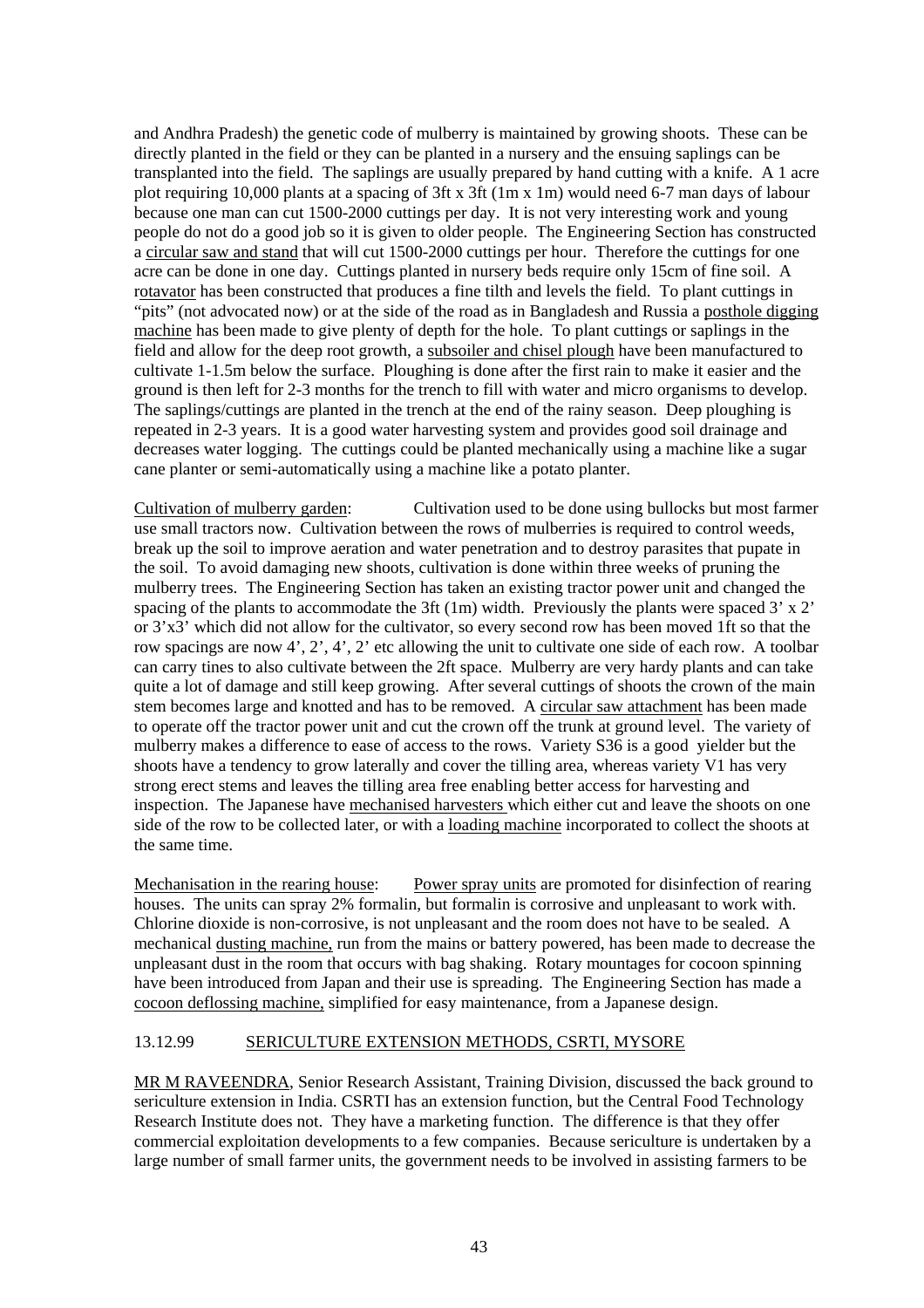and Andhra Pradesh) the genetic code of mulberry is maintained by growing shoots. These can be directly planted in the field or they can be planted in a nursery and the ensuing saplings can be transplanted into the field. The saplings are usually prepared by hand cutting with a knife. A 1 acre plot requiring 10,000 plants at a spacing of 3ft x 3ft (1m x 1m) would need 6-7 man days of labour because one man can cut 1500-2000 cuttings per day. It is not very interesting work and young people do not do a good job so it is given to older people. The Engineering Section has constructed a circular saw and stand that will cut 1500-2000 cuttings per hour. Therefore the cuttings for one acre can be done in one day. Cuttings planted in nursery beds require only 15cm of fine soil. A rotavator has been constructed that produces a fine tilth and levels the field. To plant cuttings in "pits" (not advocated now) or at the side of the road as in Bangladesh and Russia a posthole digging machine has been made to give plenty of depth for the hole. To plant cuttings or saplings in the field and allow for the deep root growth, a subsoiler and chisel plough have been manufactured to cultivate 1-1.5m below the surface. Ploughing is done after the first rain to make it easier and the ground is then left for 2-3 months for the trench to fill with water and micro organisms to develop. The saplings/cuttings are planted in the trench at the end of the rainy season. Deep ploughing is repeated in 2-3 years. It is a good water harvesting system and provides good soil drainage and decreases water logging. The cuttings could be planted mechanically using a machine like a sugar cane planter or semi-automatically using a machine like a potato planter.

Cultivation of mulberry garden: Cultivation used to be done using bullocks but most farmer use small tractors now. Cultivation between the rows of mulberries is required to control weeds, break up the soil to improve aeration and water penetration and to destroy parasites that pupate in the soil. To avoid damaging new shoots, cultivation is done within three weeks of pruning the mulberry trees. The Engineering Section has taken an existing tractor power unit and changed the spacing of the plants to accommodate the 3ft (1m) width. Previously the plants were spaced 3' x 2' or 3'x3' which did not allow for the cultivator, so every second row has been moved 1ft so that the row spacings are now 4', 2', 4', 2' etc allowing the unit to cultivate one side of each row. A toolbar can carry tines to also cultivate between the 2ft space. Mulberry are very hardy plants and can take quite a lot of damage and still keep growing. After several cuttings of shoots the crown of the main stem becomes large and knotted and has to be removed. A circular saw attachment has been made to operate off the tractor power unit and cut the crown off the trunk at ground level. The variety of mulberry makes a difference to ease of access to the rows. Variety S36 is a good yielder but the shoots have a tendency to grow laterally and cover the tilling area, whereas variety V1 has very strong erect stems and leaves the tilling area free enabling better access for harvesting and inspection. The Japanese have mechanised harvesters which either cut and leave the shoots on one side of the row to be collected later, or with a loading machine incorporated to collect the shoots at the same time.

Mechanisation in the rearing house: Power spray units are promoted for disinfection of rearing houses. The units can spray 2% formalin, but formalin is corrosive and unpleasant to work with. Chlorine dioxide is non-corrosive, is not unpleasant and the room does not have to be sealed. A mechanical dusting machine, run from the mains or battery powered, has been made to decrease the unpleasant dust in the room that occurs with bag shaking. Rotary mountages for cocoon spinning have been introduced from Japan and their use is spreading. The Engineering Section has made a cocoon deflossing machine, simplified for easy maintenance, from a Japanese design.

13.12.99 SERICULTURE EXTENSION METHODS, CSRTI, MYSORE

MR M RAVEENDRA, Senior Research Assistant, Training Division, discussed the back ground to sericulture extension in India. CSRTI has an extension function, but the Central Food Technology Research Institute does not. They have a marketing function. The difference is that they offer commercial exploitation developments to a few companies. Because sericulture is undertaken by a large number of small farmer units, the government needs to be involved in assisting farmers to be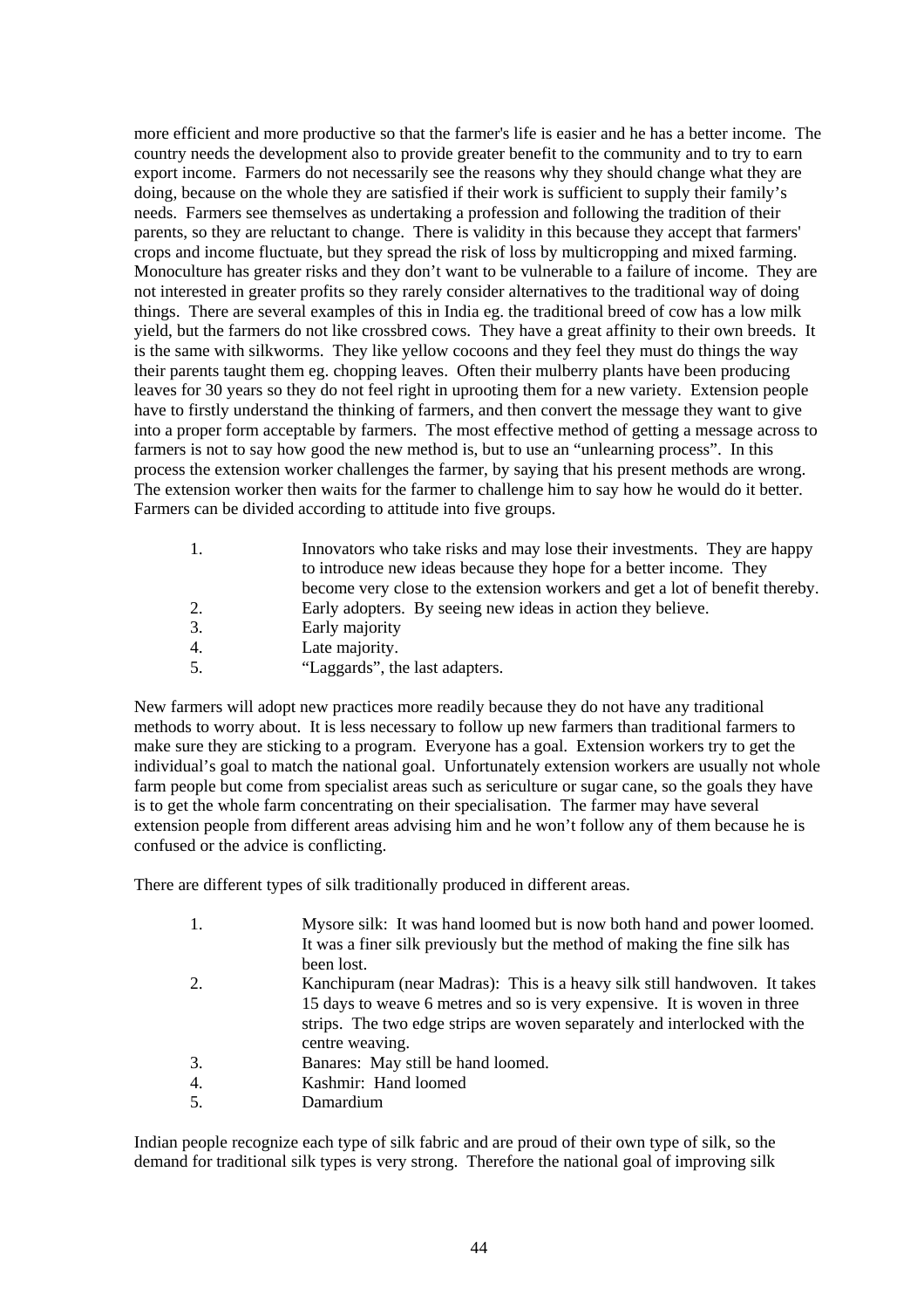more efficient and more productive so that the farmer's life is easier and he has a better income. The country needs the development also to provide greater benefit to the community and to try to earn export income. Farmers do not necessarily see the reasons why they should change what they are doing, because on the whole they are satisfied if their work is sufficient to supply their family's needs. Farmers see themselves as undertaking a profession and following the tradition of their parents, so they are reluctant to change. There is validity in this because they accept that farmers' crops and income fluctuate, but they spread the risk of loss by multicropping and mixed farming. Monoculture has greater risks and they don't want to be vulnerable to a failure of income. They are not interested in greater profits so they rarely consider alternatives to the traditional way of doing things. There are several examples of this in India eg. the traditional breed of cow has a low milk yield, but the farmers do not like crossbred cows. They have a great affinity to their own breeds. It is the same with silkworms. They like yellow cocoons and they feel they must do things the way their parents taught them eg. chopping leaves. Often their mulberry plants have been producing leaves for 30 years so they do not feel right in uprooting them for a new variety. Extension people have to firstly understand the thinking of farmers, and then convert the message they want to give into a proper form acceptable by farmers. The most effective method of getting a message across to farmers is not to say how good the new method is, but to use an "unlearning process". In this process the extension worker challenges the farmer, by saying that his present methods are wrong. The extension worker then waits for the farmer to challenge him to say how he would do it better. Farmers can be divided according to attitude into five groups.

1. Innovators who take risks and may lose their investments. They are happy to introduce new ideas because they hope for a better income. They become very close to the extension workers and get a lot of benefit thereby.
2. Early adopters. By seeing new ideas in action they believe.
3. Early majority
4. Late majority.
5. "Laggards", the last adapters.

New farmers will adopt new practices more readily because they do not have any traditional methods to worry about. It is less necessary to follow up new farmers than traditional farmers to make sure they are sticking to a program. Everyone has a goal. Extension workers try to get the individual's goal to match the national goal. Unfortunately extension workers are usually not whole farm people but come from specialist areas such as sericulture or sugar cane, so the goals they have is to get the whole farm concentrating on their specialisation. The farmer may have several extension people from different areas advising him and he won't follow any of them because he is confused or the advice is conflicting.

There are different types of silk traditionally produced in different areas.

1. Mysore silk: It was hand loomed but is now both hand and power loomed. It was a finer silk previously but the method of making the fine silk has been lost.
2. Kanchipuram (near Madras): This is a heavy silk still handwoven. It takes 15 days to weave 6 metres and so is very expensive. It is woven in three strips. The two edge strips are woven separately and interlocked with the centre weaving.
3. Banares: May still be hand loomed.
4. Kashmir: Hand loomed
5. Damardium

Indian people recognize each type of silk fabric and are proud of their own type of silk, so the demand for traditional silk types is very strong. Therefore the national goal of improving silk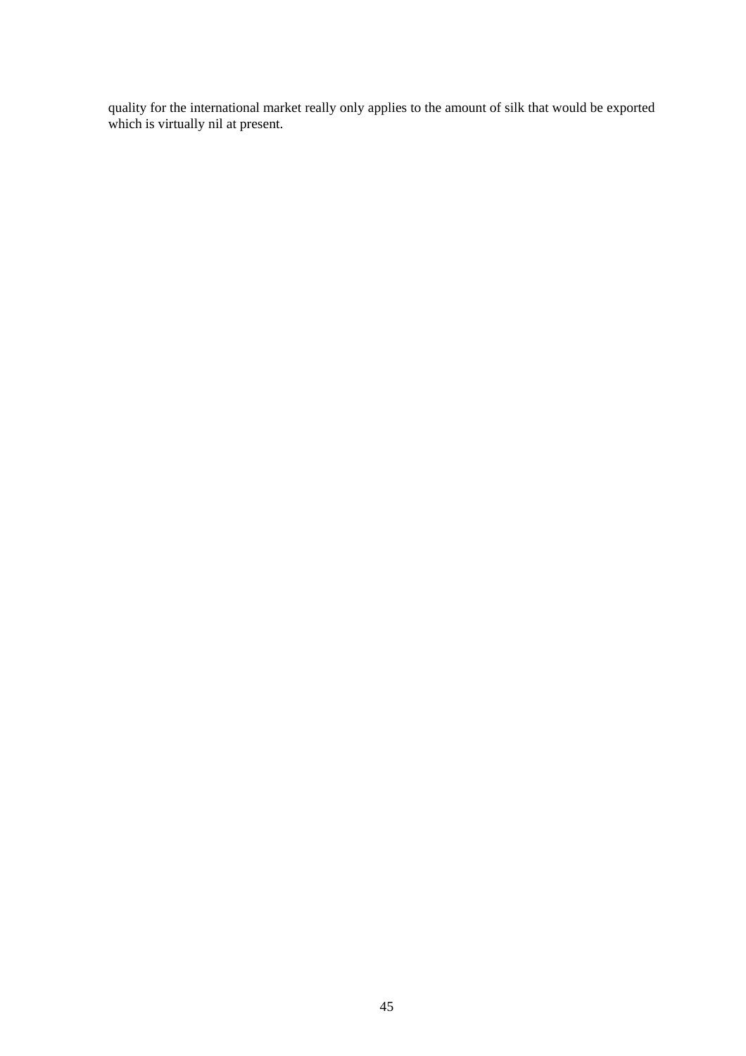quality for the international market really only applies to the amount of silk that would be exported which is virtually nil at present.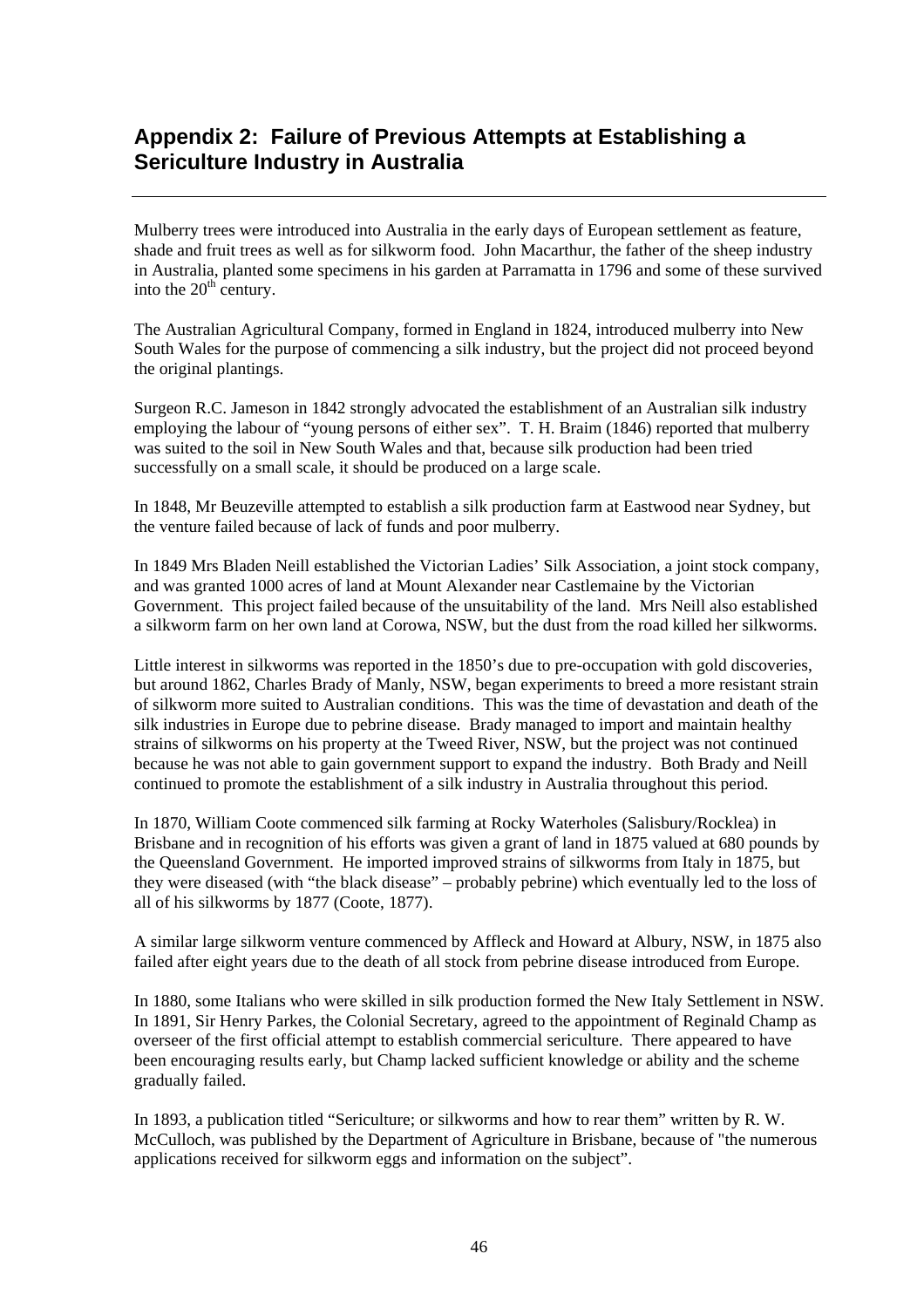## Appendix 2: Failure of Previous Attempts at Establishing a Sericulture Industry in Australia

Mulberry trees were introduced into Australia in the early days of European settlement as feature, shade and fruit trees as well as for silkworm food. John Macarthur, the father of the sheep industry in Australia, planted some specimens in his garden at Parramatta in 1796 and some of these survived into the 20th century.

The Australian Agricultural Company, formed in England in 1824, introduced mulberry into New South Wales for the purpose of commencing a silk industry, but the project did not proceed beyond the original plantings.

Surgeon R.C. Jameson in 1842 strongly advocated the establishment of an Australian silk industry employing the labour of "young persons of either sex". T. H. Braim (1846) reported that mulberry was suited to the soil in New South Wales and that, because silk production had been tried successfully on a small scale, it should be produced on a large scale.

In 1848, Mr Beuzeville attempted to establish a silk production farm at Eastwood near Sydney, but the venture failed because of lack of funds and poor mulberry.

In 1849 Mrs Bladen Neill established the Victorian Ladies' Silk Association, a joint stock company, and was granted 1000 acres of land at Mount Alexander near Castlemaine by the Victorian Government. This project failed because of the unsuitability of the land. Mrs Neill also established a silkworm farm on her own land at Corowa, NSW, but the dust from the road killed her silkworms.

Little interest in silkworms was reported in the 1850's due to pre-occupation with gold discoveries, but around 1862, Charles Brady of Manly, NSW, began experiments to breed a more resistant strain of silkworm more suited to Australian conditions. This was the time of devastation and death of the silk industries in Europe due to pebrine disease. Brady managed to import and maintain healthy strains of silkworms on his property at the Tweed River, NSW, but the project was not continued because he was not able to gain government support to expand the industry. Both Brady and Neill continued to promote the establishment of a silk industry in Australia throughout this period.

In 1870, William Coote commenced silk farming at Rocky Waterholes (Salisbury/Rocklea) in Brisbane and in recognition of his efforts was given a grant of land in 1875 valued at 680 pounds by the Queensland Government. He imported improved strains of silkworms from Italy in 1875, but they were diseased (with "the black disease" – probably pebrine) which eventually led to the loss of all of his silkworms by 1877 (Coote, 1877).

A similar large silkworm venture commenced by Affleck and Howard at Albury, NSW, in 1875 also failed after eight years due to the death of all stock from pebrine disease introduced from Europe.

In 1880, some Italians who were skilled in silk production formed the New Italy Settlement in NSW. In 1891, Sir Henry Parkes, the Colonial Secretary, agreed to the appointment of Reginald Champ as overseer of the first official attempt to establish commercial sericulture. There appeared to have been encouraging results early, but Champ lacked sufficient knowledge or ability and the scheme gradually failed.

In 1893, a publication titled "Sericulture; or silkworms and how to rear them" written by R. W. McCulloch, was published by the Department of Agriculture in Brisbane, because of "the numerous applications received for silkworm eggs and information on the subject".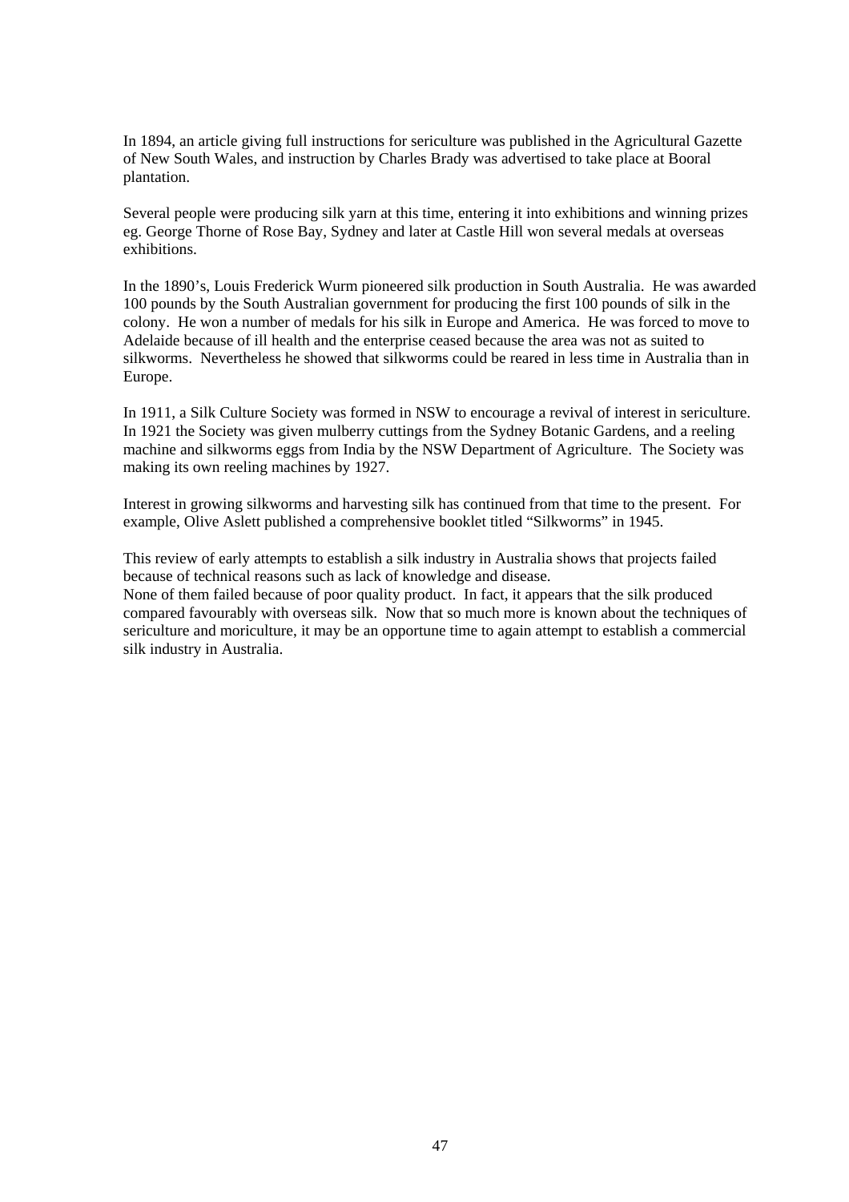In 1894, an article giving full instructions for sericulture was published in the Agricultural Gazette of New South Wales, and instruction by Charles Brady was advertised to take place at Booral plantation.

Several people were producing silk yarn at this time, entering it into exhibitions and winning prizes eg. George Thorne of Rose Bay, Sydney and later at Castle Hill won several medals at overseas exhibitions.

In the 1890's, Louis Frederick Wurm pioneered silk production in South Australia. He was awarded 100 pounds by the South Australian government for producing the first 100 pounds of silk in the colony. He won a number of medals for his silk in Europe and America. He was forced to move to Adelaide because of ill health and the enterprise ceased because the area was not as suited to silkworms. Nevertheless he showed that silkworms could be reared in less time in Australia than in Europe.

In 1911, a Silk Culture Society was formed in NSW to encourage a revival of interest in sericulture. In 1921 the Society was given mulberry cuttings from the Sydney Botanic Gardens, and a reeling machine and silkworms eggs from India by the NSW Department of Agriculture. The Society was making its own reeling machines by 1927.

Interest in growing silkworms and harvesting silk has continued from that time to the present. For example, Olive Aslett published a comprehensive booklet titled "Silkworms" in 1945.

This review of early attempts to establish a silk industry in Australia shows that projects failed because of technical reasons such as lack of knowledge and disease.
None of them failed because of poor quality product. In fact, it appears that the silk produced compared favourably with overseas silk. Now that so much more is known about the techniques of sericulture and moriculture, it may be an opportune time to again attempt to establish a commercial silk industry in Australia.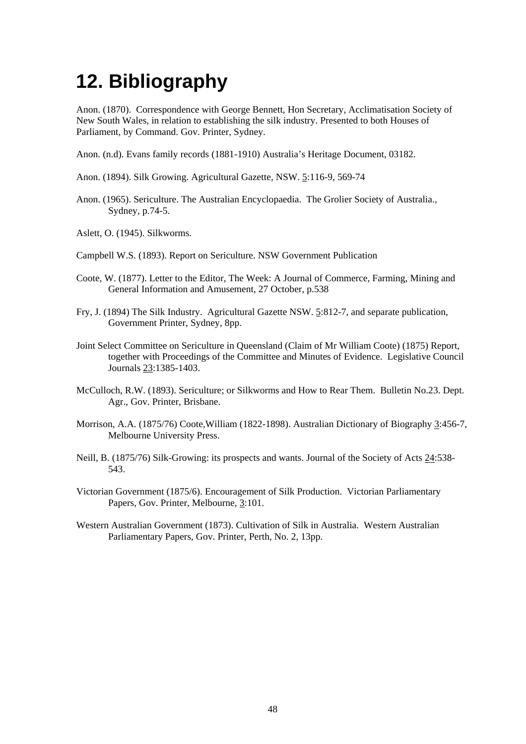# 12. Bibliography

Anon. (1870). Correspondence with George Bennett, Hon Secretary, Acclimatisation Society of New South Wales, in relation to establishing the silk industry. Presented to both Houses of Parliament, by Command. Gov. Printer, Sydney.

Anon. (n.d). Evans family records (1881-1910) Australia's Heritage Document, 03182.

Anon. (1894). Silk Growing. Agricultural Gazette, NSW. 5:116-9, 569-74

Anon. (1965). Sericulture. The Australian Encyclopaedia. The Grolier Society of Australia., Sydney, p.74-5.

Aslett, O. (1945). Silkworms.

Campbell W.S. (1893). Report on Sericulture. NSW Government Publication

Coote, W. (1877). Letter to the Editor, The Week: A Journal of Commerce, Farming, Mining and General Information and Amusement, 27 October, p.538

Fry, J. (1894) The Silk Industry. Agricultural Gazette NSW. 5:812-7, and separate publication, Government Printer, Sydney, 8pp.

Joint Select Committee on Sericulture in Queensland (Claim of Mr William Coote) (1875) Report, together with Proceedings of the Committee and Minutes of Evidence. Legislative Council Journals 23:1385-1403.

McCulloch, R.W. (1893). Sericulture; or Silkworms and How to Rear Them. Bulletin No.23. Dept. Agr., Gov. Printer, Brisbane.

Morrison, A.A. (1875/76) Coote,William (1822-1898). Australian Dictionary of Biography 3:456-7, Melbourne University Press.

Neill, B. (1875/76) Silk-Growing: its prospects and wants. Journal of the Society of Acts 24:538-543.

Victorian Government (1875/6). Encouragement of Silk Production. Victorian Parliamentary Papers, Gov. Printer, Melbourne, 3:101.

Western Australian Government (1873). Cultivation of Silk in Australia. Western Australian Parliamentary Papers, Gov. Printer, Perth, No. 2, 13pp.